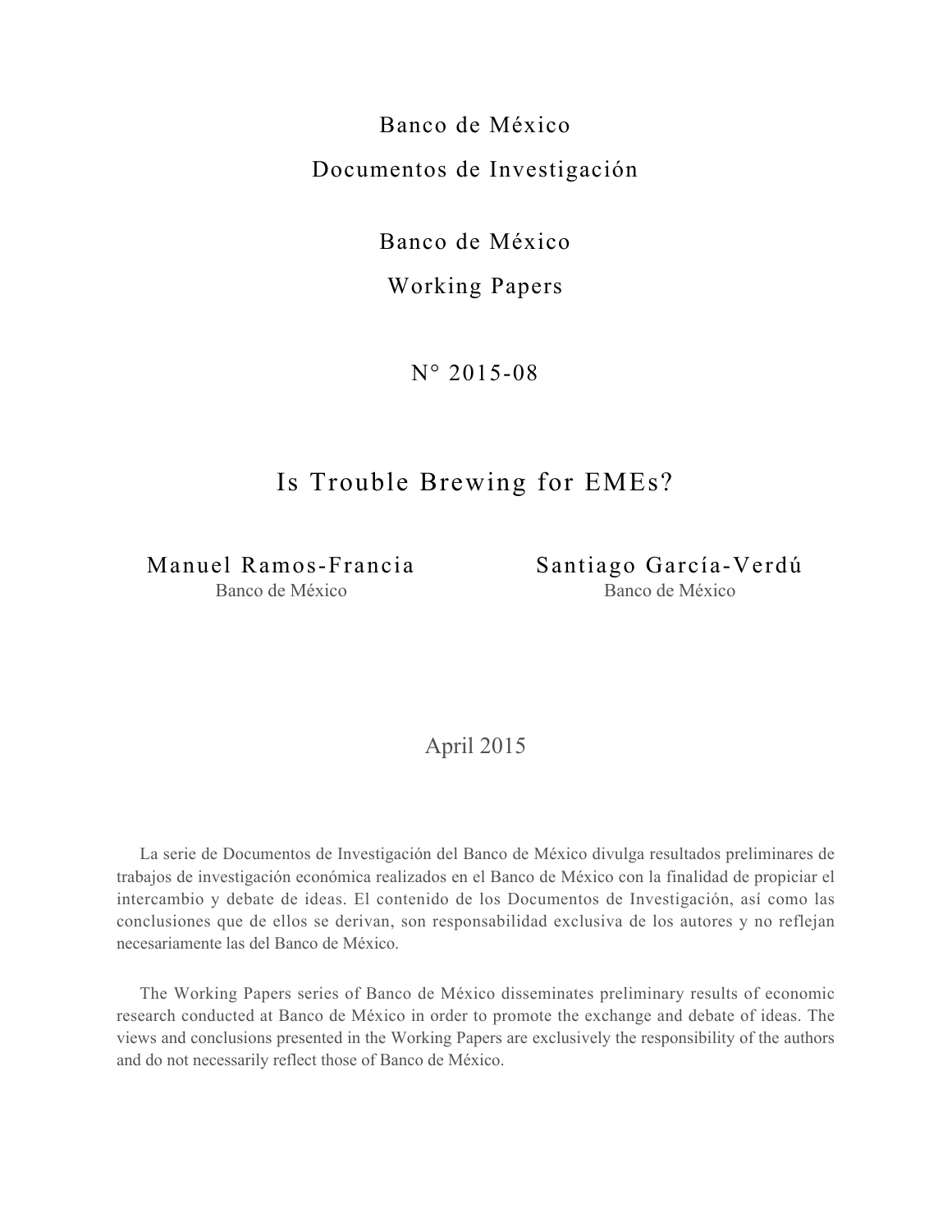Banco de México

Documentos de Investigación

Banco de México

Working Papers

N° 2015-08

# Is Trouble Brewing for EMEs?

Manuel Ramos-Francia
Banco de México

Santiago García-Verdú
Banco de México

April 2015

La serie de Documentos de Investigación del Banco de México divulga resultados preliminares de trabajos de investigación económica realizados en el Banco de México con la finalidad de propiciar el intercambio y debate de ideas. El contenido de los Documentos de Investigación, así como las conclusiones que de ellos se derivan, son responsabilidad exclusiva de los autores y no reflejan necesariamente las del Banco de México.

The Working Papers series of Banco de México disseminates preliminary results of economic research conducted at Banco de México in order to promote the exchange and debate of ideas. The views and conclusions presented in the Working Papers are exclusively the responsibility of the authors and do not necessarily reflect those of Banco de México.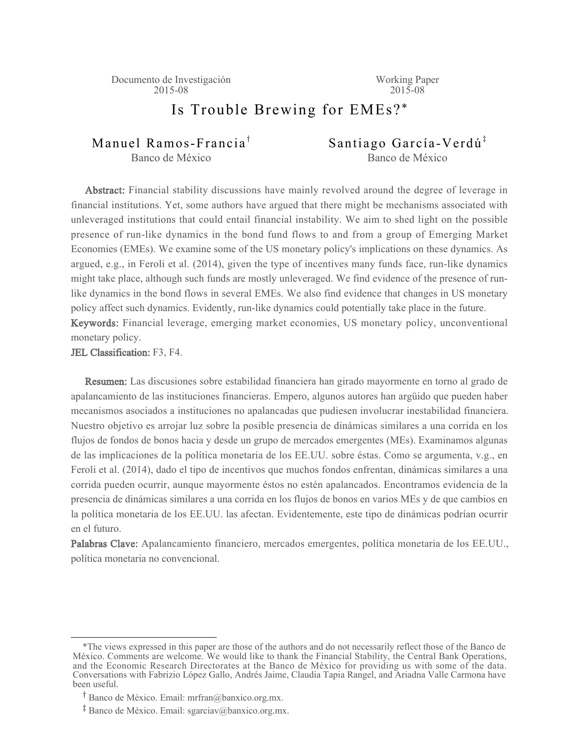Documento de Investigación 2015-08

Working Paper 2015-08

# Is Trouble Brewing for EMEs?*

**Manuel Ramos-Francia**[†]
Banco de México

**Santiago García-Verdú**[‡]
Banco de México

**Abstract:** Financial stability discussions have mainly revolved around the degree of leverage in financial institutions. Yet, some authors have argued that there might be mechanisms associated with unleveraged institutions that could entail financial instability. We aim to shed light on the possible presence of run-like dynamics in the bond fund flows to and from a group of Emerging Market Economies (EMEs). We examine some of the US monetary policy's implications on these dynamics. As argued, e.g., in Feroli et al. (2014), given the type of incentives many funds face, run-like dynamics might take place, although such funds are mostly unleveraged. We find evidence of the presence of run-like dynamics in the bond flows in several EMEs. We also find evidence that changes in US monetary policy affect such dynamics. Evidently, run-like dynamics could potentially take place in the future.

**Keywords:** Financial leverage, emerging market economies, US monetary policy, unconventional monetary policy.

**JEL Classification:** F3, F4.

**Resumen:** Las discusiones sobre estabilidad financiera han girado mayormente en torno al grado de apalancamiento de las instituciones financieras. Empero, algunos autores han argüido que pueden haber mecanismos asociados a instituciones no apalancadas que pudiesen involucrar inestabilidad financiera. Nuestro objetivo es arrojar luz sobre la posible presencia de dinámicas similares a una corrida en los flujos de fondos de bonos hacia y desde un grupo de mercados emergentes (MEs). Examinamos algunas de las implicaciones de la política monetaria de los EE.UU. sobre éstas. Como se argumenta, v.g., en Feroli et al. (2014), dado el tipo de incentivos que muchos fondos enfrentan, dinámicas similares a una corrida pueden ocurrir, aunque mayormente éstos no estén apalancados. Encontramos evidencia de la presencia de dinámicas similares a una corrida en los flujos de bonos en varios MEs y de que cambios en la política monetaria de los EE.UU. las afectan. Evidentemente, este tipo de dinámicas podrían ocurrir en el futuro.

**Palabras Clave:** Apalancamiento financiero, mercados emergentes, política monetaria de los EE.UU., política monetaria no convencional.

---

*The views expressed in this paper are those of the authors and do not necessarily reflect those of the Banco de México. Comments are welcome. We would like to thank the Financial Stability, the Central Bank Operations, and the Economic Research Directorates at the Banco de México for providing us with some of the data. Conversations with Fabrizio López Gallo, Andrés Jaime, Claudia Tapia Rangel, and Ariadna Valle Carmona have been useful.

[†] Banco de México. Email: mrfran@banxico.org.mx.

[‡] Banco de México. Email: sgarciav@banxico.org.mx.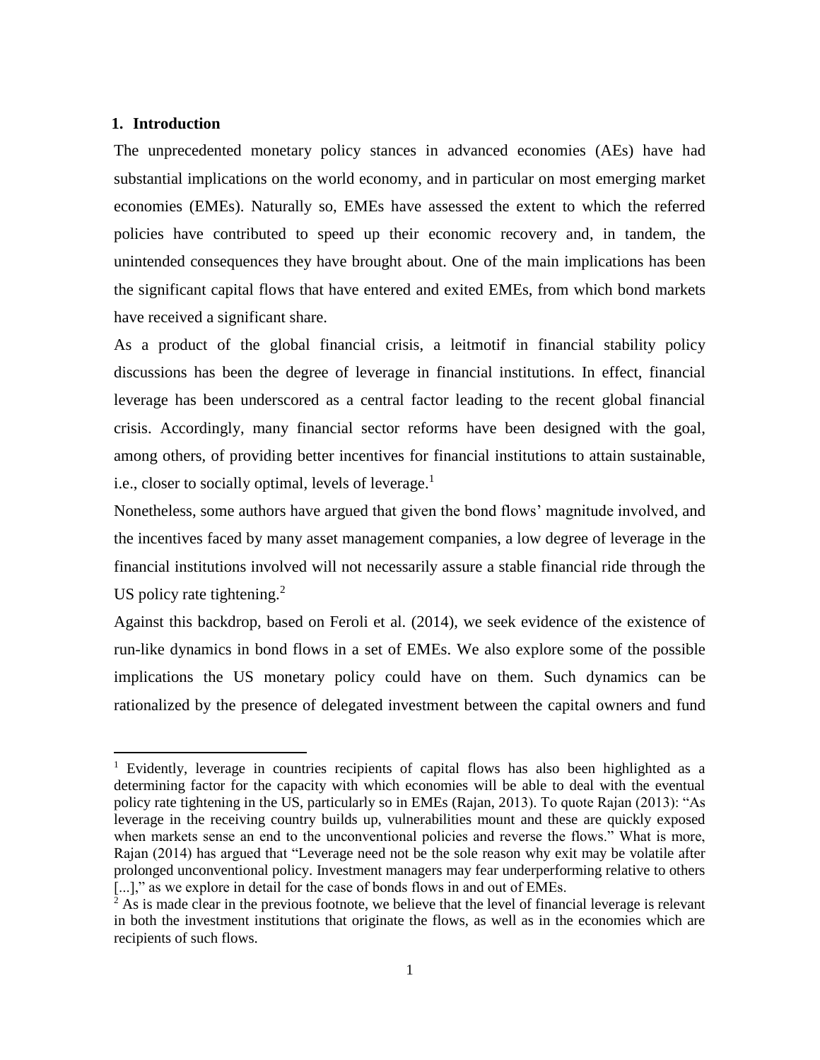## 1. Introduction

The unprecedented monetary policy stances in advanced economies (AEs) have had substantial implications on the world economy, and in particular on most emerging market economies (EMEs). Naturally so, EMEs have assessed the extent to which the referred policies have contributed to speed up their economic recovery and, in tandem, the unintended consequences they have brought about. One of the main implications has been the significant capital flows that have entered and exited EMEs, from which bond markets have received a significant share.

As a product of the global financial crisis, a leitmotif in financial stability policy discussions has been the degree of leverage in financial institutions. In effect, financial leverage has been underscored as a central factor leading to the recent global financial crisis. Accordingly, many financial sector reforms have been designed with the goal, among others, of providing better incentives for financial institutions to attain sustainable, i.e., closer to socially optimal, levels of leverage.[1]

Nonetheless, some authors have argued that given the bond flows' magnitude involved, and the incentives faced by many asset management companies, a low degree of leverage in the financial institutions involved will not necessarily assure a stable financial ride through the US policy rate tightening.[2]

Against this backdrop, based on Feroli et al. (2014), we seek evidence of the existence of run-like dynamics in bond flows in a set of EMEs. We also explore some of the possible implications the US monetary policy could have on them. Such dynamics can be rationalized by the presence of delegated investment between the capital owners and fund

[1] Evidently, leverage in countries recipients of capital flows has also been highlighted as a determining factor for the capacity with which economies will be able to deal with the eventual policy rate tightening in the US, particularly so in EMEs (Rajan, 2013). To quote Rajan (2013): "As leverage in the receiving country builds up, vulnerabilities mount and these are quickly exposed when markets sense an end to the unconventional policies and reverse the flows." What is more, Rajan (2014) has argued that "Leverage need not be the sole reason why exit may be volatile after prolonged unconventional policy. Investment managers may fear underperforming relative to others [...]," as we explore in detail for the case of bonds flows in and out of EMEs.

[2] As is made clear in the previous footnote, we believe that the level of financial leverage is relevant in both the investment institutions that originate the flows, as well as in the economies which are recipients of such flows.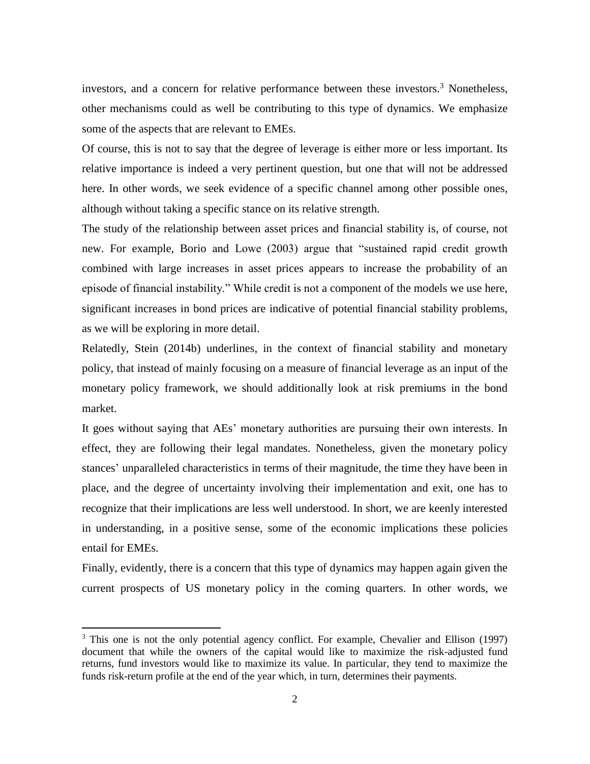investors, and a concern for relative performance between these investors.[3] Nonetheless, other mechanisms could as well be contributing to this type of dynamics. We emphasize some of the aspects that are relevant to EMEs.

Of course, this is not to say that the degree of leverage is either more or less important. Its relative importance is indeed a very pertinent question, but one that will not be addressed here. In other words, we seek evidence of a specific channel among other possible ones, although without taking a specific stance on its relative strength.

The study of the relationship between asset prices and financial stability is, of course, not new. For example, Borio and Lowe (2003) argue that "sustained rapid credit growth combined with large increases in asset prices appears to increase the probability of an episode of financial instability." While credit is not a component of the models we use here, significant increases in bond prices are indicative of potential financial stability problems, as we will be exploring in more detail.

Relatedly, Stein (2014b) underlines, in the context of financial stability and monetary policy, that instead of mainly focusing on a measure of financial leverage as an input of the monetary policy framework, we should additionally look at risk premiums in the bond market.

It goes without saying that AEs' monetary authorities are pursuing their own interests. In effect, they are following their legal mandates. Nonetheless, given the monetary policy stances' unparalleled characteristics in terms of their magnitude, the time they have been in place, and the degree of uncertainty involving their implementation and exit, one has to recognize that their implications are less well understood. In short, we are keenly interested in understanding, in a positive sense, some of the economic implications these policies entail for EMEs.

Finally, evidently, there is a concern that this type of dynamics may happen again given the current prospects of US monetary policy in the coming quarters. In other words, we

---

[3] This one is not the only potential agency conflict. For example, Chevalier and Ellison (1997) document that while the owners of the capital would like to maximize the risk-adjusted fund returns, fund investors would like to maximize its value. In particular, they tend to maximize the funds risk-return profile at the end of the year which, in turn, determines their payments.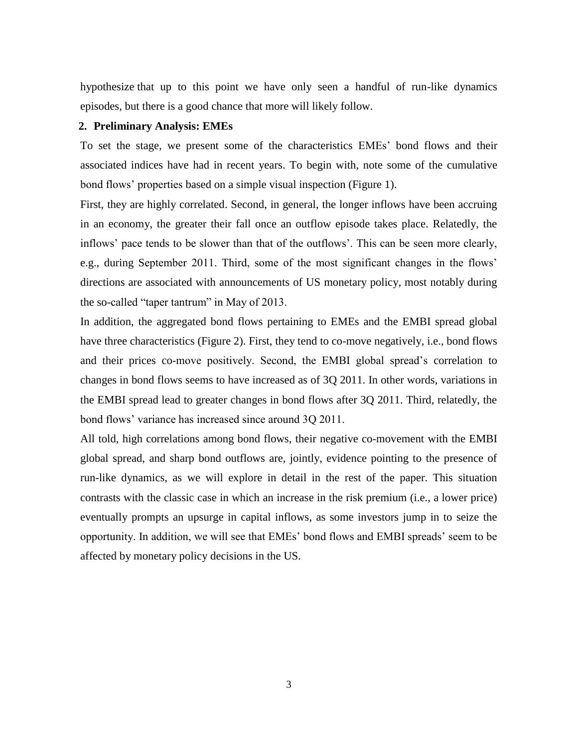hypothesize that up to this point we have only seen a handful of run-like dynamics episodes, but there is a good chance that more will likely follow.

## 2. Preliminary Analysis: EMEs

To set the stage, we present some of the characteristics EMEs' bond flows and their associated indices have had in recent years. To begin with, note some of the cumulative bond flows' properties based on a simple visual inspection (Figure 1).

First, they are highly correlated. Second, in general, the longer inflows have been accruing in an economy, the greater their fall once an outflow episode takes place. Relatedly, the inflows' pace tends to be slower than that of the outflows'. This can be seen more clearly, e.g., during September 2011. Third, some of the most significant changes in the flows' directions are associated with announcements of US monetary policy, most notably during the so-called "taper tantrum" in May of 2013.

In addition, the aggregated bond flows pertaining to EMEs and the EMBI spread global have three characteristics (Figure 2). First, they tend to co-move negatively, i.e., bond flows and their prices co-move positively. Second, the EMBI global spread's correlation to changes in bond flows seems to have increased as of 3Q 2011. In other words, variations in the EMBI spread lead to greater changes in bond flows after 3Q 2011. Third, relatedly, the bond flows' variance has increased since around 3Q 2011.

All told, high correlations among bond flows, their negative co-movement with the EMBI global spread, and sharp bond outflows are, jointly, evidence pointing to the presence of run-like dynamics, as we will explore in detail in the rest of the paper. This situation contrasts with the classic case in which an increase in the risk premium (i.e., a lower price) eventually prompts an upsurge in capital inflows, as some investors jump in to seize the opportunity. In addition, we will see that EMEs' bond flows and EMBI spreads' seem to be affected by monetary policy decisions in the US.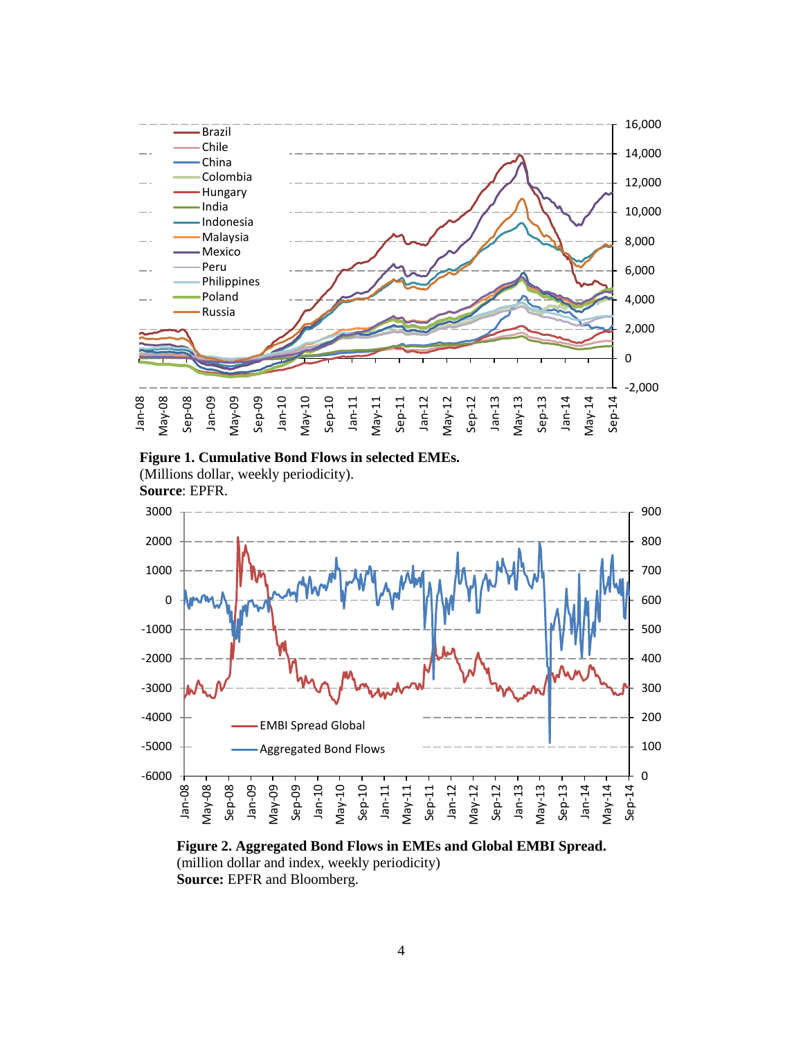Brazil
Chile
China
Colombia
Hungary
India
Indonesia
Malaysia
Mexico
Peru
Philippines
Poland
Russia

16,000
14,000
12,000
10,000
8,000
6,000
4,000
2,000
0
-2,000

Jan-08 May-08 Sep-08 Jan-09 May-09 Sep-09 Jan-10 May-10 Sep-10 Jan-11 May-11 Sep-11 Jan-12 May-12 Sep-12 Jan-13 May-13 Sep-13 Jan-14 May-14 Sep-14

**Figure 1. Cumulative Bond Flows in selected EMEs.**
(Millions dollar, weekly periodicity).
**Source**: EPFR.

3000
2000
1000
0
-1000
-2000
-3000
-4000
-5000
-6000

900
800
700
600
500
400
300
200
100
0

EMBI Spread Global
Aggregated Bond Flows

Jan-08 May-08 Sep-08 Jan-09 May-09 Sep-09 Jan-10 May-10 Sep-10 Jan-11 May-11 Sep-11 Jan-12 May-12 Sep-12 Jan-13 May-13 Sep-13 Jan-14 May-14 Sep-14

**Figure 2. Aggregated Bond Flows in EMEs and Global EMBI Spread.**
(million dollar and index, weekly periodicity)
**Source:** EPFR and Bloomberg.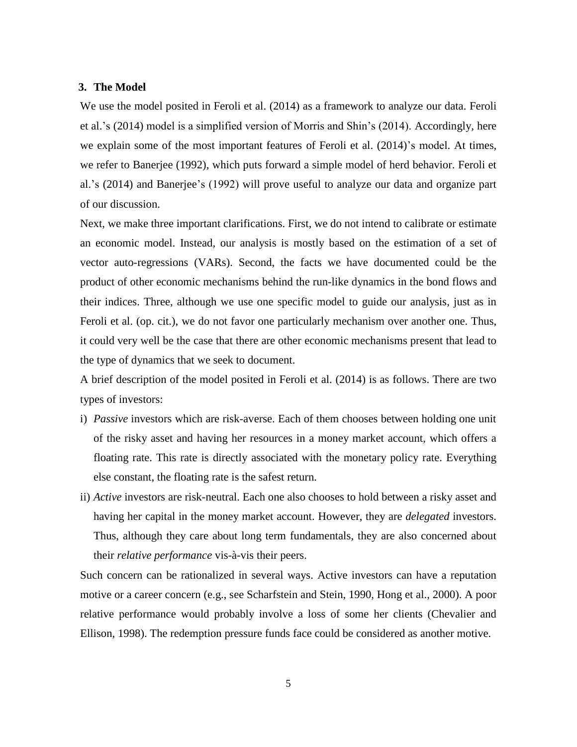## 3. The Model

We use the model posited in Feroli et al. (2014) as a framework to analyze our data. Feroli et al.'s (2014) model is a simplified version of Morris and Shin's (2014). Accordingly, here we explain some of the most important features of Feroli et al. (2014)'s model. At times, we refer to Banerjee (1992), which puts forward a simple model of herd behavior. Feroli et al.'s (2014) and Banerjee's (1992) will prove useful to analyze our data and organize part of our discussion.

Next, we make three important clarifications. First, we do not intend to calibrate or estimate an economic model. Instead, our analysis is mostly based on the estimation of a set of vector auto-regressions (VARs). Second, the facts we have documented could be the product of other economic mechanisms behind the run-like dynamics in the bond flows and their indices. Three, although we use one specific model to guide our analysis, just as in Feroli et al. (op. cit.), we do not favor one particularly mechanism over another one. Thus, it could very well be the case that there are other economic mechanisms present that lead to the type of dynamics that we seek to document.

A brief description of the model posited in Feroli et al. (2014) is as follows. There are two types of investors:

i) *Passive* investors which are risk-averse. Each of them chooses between holding one unit of the risky asset and having her resources in a money market account, which offers a floating rate. This rate is directly associated with the monetary policy rate. Everything else constant, the floating rate is the safest return.

ii) *Active* investors are risk-neutral. Each one also chooses to hold between a risky asset and having her capital in the money market account. However, they are *delegated* investors. Thus, although they care about long term fundamentals, they are also concerned about their *relative performance* vis-à-vis their peers.

Such concern can be rationalized in several ways. Active investors can have a reputation motive or a career concern (e.g., see Scharfstein and Stein, 1990, Hong et al., 2000). A poor relative performance would probably involve a loss of some her clients (Chevalier and Ellison, 1998). The redemption pressure funds face could be considered as another motive.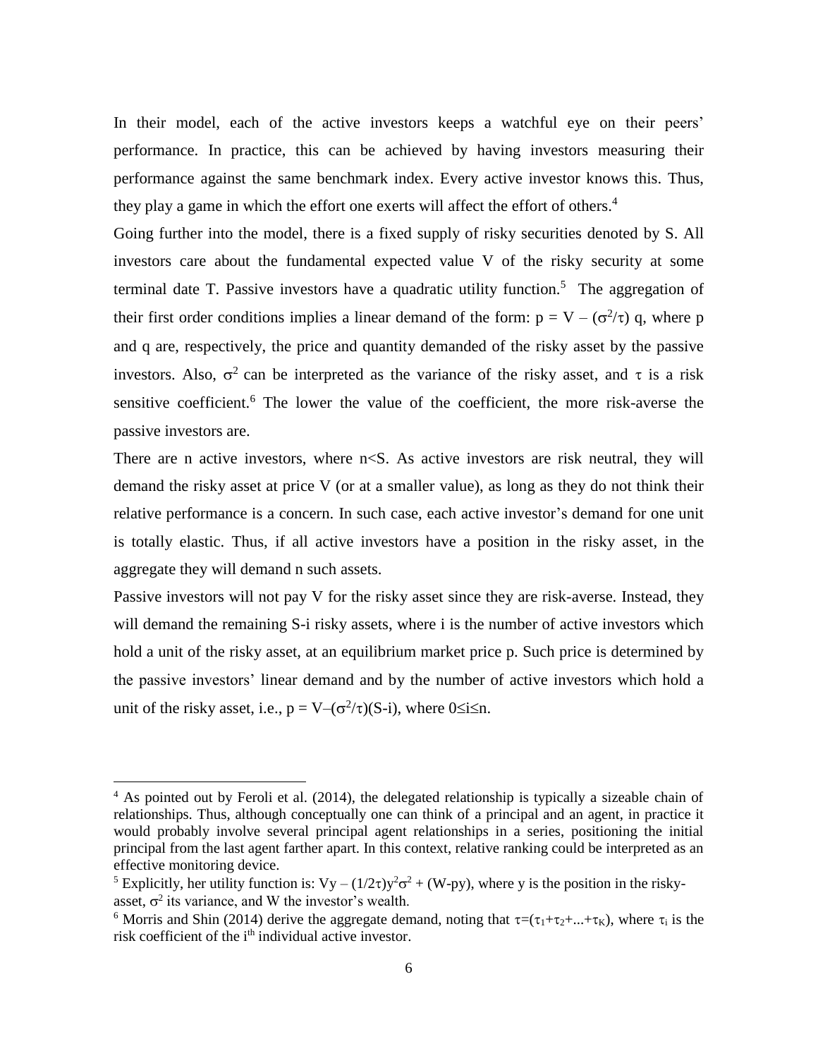In their model, each of the active investors keeps a watchful eye on their peers' performance. In practice, this can be achieved by having investors measuring their performance against the same benchmark index. Every active investor knows this. Thus, they play a game in which the effort one exerts will affect the effort of others.[4]

Going further into the model, there is a fixed supply of risky securities denoted by S. All investors care about the fundamental expected value V of the risky security at some terminal date T. Passive investors have a quadratic utility function.[5] The aggregation of their first order conditions implies a linear demand of the form: $p = V - (\sigma^2/\tau)\, q$, where p and q are, respectively, the price and quantity demanded of the risky asset by the passive investors. Also, $\sigma^2$ can be interpreted as the variance of the risky asset, and $\tau$ is a risk sensitive coefficient.[6] The lower the value of the coefficient, the more risk-averse the passive investors are.

There are n active investors, where $n<S$. As active investors are risk neutral, they will demand the risky asset at price V (or at a smaller value), as long as they do not think their relative performance is a concern. In such case, each active investor's demand for one unit is totally elastic. Thus, if all active investors have a position in the risky asset, in the aggregate they will demand n such assets.

Passive investors will not pay V for the risky asset since they are risk-averse. Instead, they will demand the remaining S-i risky assets, where i is the number of active investors which hold a unit of the risky asset, at an equilibrium market price p. Such price is determined by the passive investors' linear demand and by the number of active investors which hold a unit of the risky asset, i.e., $p = V-(\sigma^2/\tau)(S-i)$, where $0 \leq i \leq n$.

---

[4] As pointed out by Feroli et al. (2014), the delegated relationship is typically a sizeable chain of relationships. Thus, although conceptually one can think of a principal and an agent, in practice it would probably involve several principal agent relationships in a series, positioning the initial principal from the last agent farther apart. In this context, relative ranking could be interpreted as an effective monitoring device.

[5] Explicitly, her utility function is: $Vy - (1/2\tau)y^2\sigma^2 + (W\text{-}py)$, where y is the position in the risky-asset, $\sigma^2$ its variance, and W the investor's wealth.

[6] Morris and Shin (2014) derive the aggregate demand, noting that $\tau=(\tau_1+\tau_2+...+\tau_K)$, where $\tau_i$ is the risk coefficient of the i[th] individual active investor.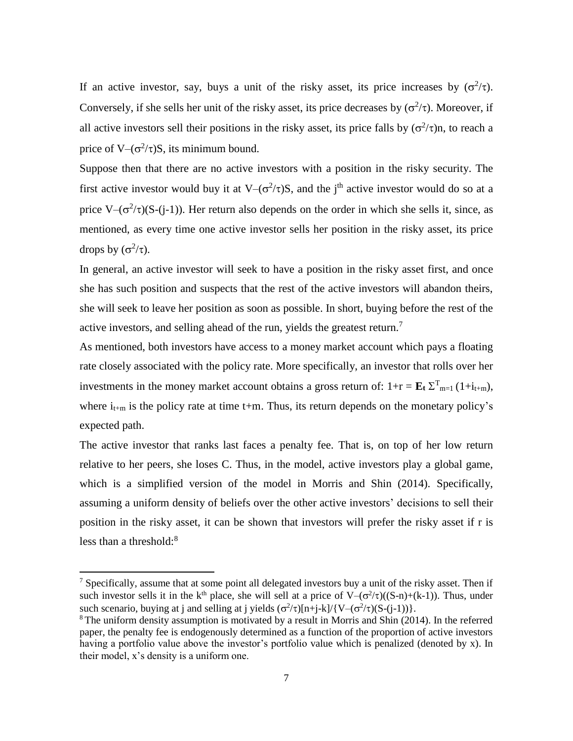If an active investor, say, buys a unit of the risky asset, its price increases by $(\sigma^2/\tau)$. Conversely, if she sells her unit of the risky asset, its price decreases by $(\sigma^2/\tau)$. Moreover, if all active investors sell their positions in the risky asset, its price falls by $(\sigma^2/\tau)n$, to reach a price of $V-(\sigma^2/\tau)S$, its minimum bound.

Suppose then that there are no active investors with a position in the risky security. The first active investor would buy it at $V-(\sigma^2/\tau)S$, and the $j^{th}$ active investor would do so at a price $V-(\sigma^2/\tau)(S-(j-1))$. Her return also depends on the order in which she sells it, since, as mentioned, as every time one active investor sells her position in the risky asset, its price drops by $(\sigma^2/\tau)$.

In general, an active investor will seek to have a position in the risky asset first, and once she has such position and suspects that the rest of the active investors will abandon theirs, she will seek to leave her position as soon as possible. In short, buying before the rest of the active investors, and selling ahead of the run, yields the greatest return.[7]

As mentioned, both investors have access to a money market account which pays a floating rate closely associated with the policy rate. More specifically, an investor that rolls over her investments in the money market account obtains a gross return of: $1+r = \mathbf{E}_t \, \Sigma^{T}_{m=1} (1+i_{t+m})$, where $i_{t+m}$ is the policy rate at time t+m. Thus, its return depends on the monetary policy's expected path.

The active investor that ranks last faces a penalty fee. That is, on top of her low return relative to her peers, she loses C. Thus, in the model, active investors play a global game, which is a simplified version of the model in Morris and Shin (2014). Specifically, assuming a uniform density of beliefs over the other active investors' decisions to sell their position in the risky asset, it can be shown that investors will prefer the risky asset if r is less than a threshold:[8]

---

[7] Specifically, assume that at some point all delegated investors buy a unit of the risky asset. Then if such investor sells it in the $k^{th}$ place, she will sell at a price of $V-(\sigma^2/\tau)((S-n)+(k-1))$. Thus, under such scenario, buying at j and selling at j yields $(\sigma^2/\tau)[n+j-k]/\{V-(\sigma^2/\tau)(S-(j-1))\}$.

[8] The uniform density assumption is motivated by a result in Morris and Shin (2014). In the referred paper, the penalty fee is endogenously determined as a function of the proportion of active investors having a portfolio value above the investor's portfolio value which is penalized (denoted by x). In their model, x's density is a uniform one.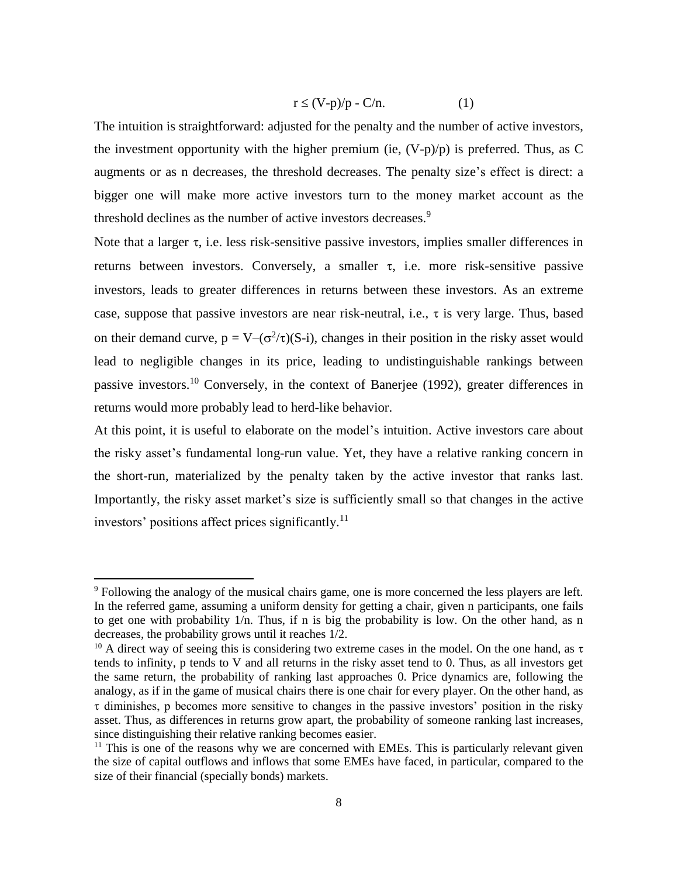$$r \leq (V\text{-}p)/p - C/n. \qquad (1)$$

The intuition is straightforward: adjusted for the penalty and the number of active investors, the investment opportunity with the higher premium (ie, $(V\text{-}p)/p$) is preferred. Thus, as C augments or as n decreases, the threshold decreases. The penalty size's effect is direct: a bigger one will make more active investors turn to the money market account as the threshold declines as the number of active investors decreases.[9]

Note that a larger $\tau$, i.e. less risk-sensitive passive investors, implies smaller differences in returns between investors. Conversely, a smaller $\tau$, i.e. more risk-sensitive passive investors, leads to greater differences in returns between these investors. As an extreme case, suppose that passive investors are near risk-neutral, i.e., $\tau$ is very large. Thus, based on their demand curve, $p = V-(\sigma^2/\tau)(S\text{-}i)$, changes in their position in the risky asset would lead to negligible changes in its price, leading to undistinguishable rankings between passive investors.[10] Conversely, in the context of Banerjee (1992), greater differences in returns would more probably lead to herd-like behavior.

At this point, it is useful to elaborate on the model's intuition. Active investors care about the risky asset's fundamental long-run value. Yet, they have a relative ranking concern in the short-run, materialized by the penalty taken by the active investor that ranks last. Importantly, the risky asset market's size is sufficiently small so that changes in the active investors' positions affect prices significantly.[11]

[9] Following the analogy of the musical chairs game, one is more concerned the less players are left. In the referred game, assuming a uniform density for getting a chair, given n participants, one fails to get one with probability 1/n. Thus, if n is big the probability is low. On the other hand, as n decreases, the probability grows until it reaches 1/2.

[10] A direct way of seeing this is considering two extreme cases in the model. On the one hand, as $\tau$ tends to infinity, p tends to V and all returns in the risky asset tend to 0. Thus, as all investors get the same return, the probability of ranking last approaches 0. Price dynamics are, following the analogy, as if in the game of musical chairs there is one chair for every player. On the other hand, as $\tau$ diminishes, p becomes more sensitive to changes in the passive investors' position in the risky asset. Thus, as differences in returns grow apart, the probability of someone ranking last increases, since distinguishing their relative ranking becomes easier.

[11] This is one of the reasons why we are concerned with EMEs. This is particularly relevant given the size of capital outflows and inflows that some EMEs have faced, in particular, compared to the size of their financial (specially bonds) markets.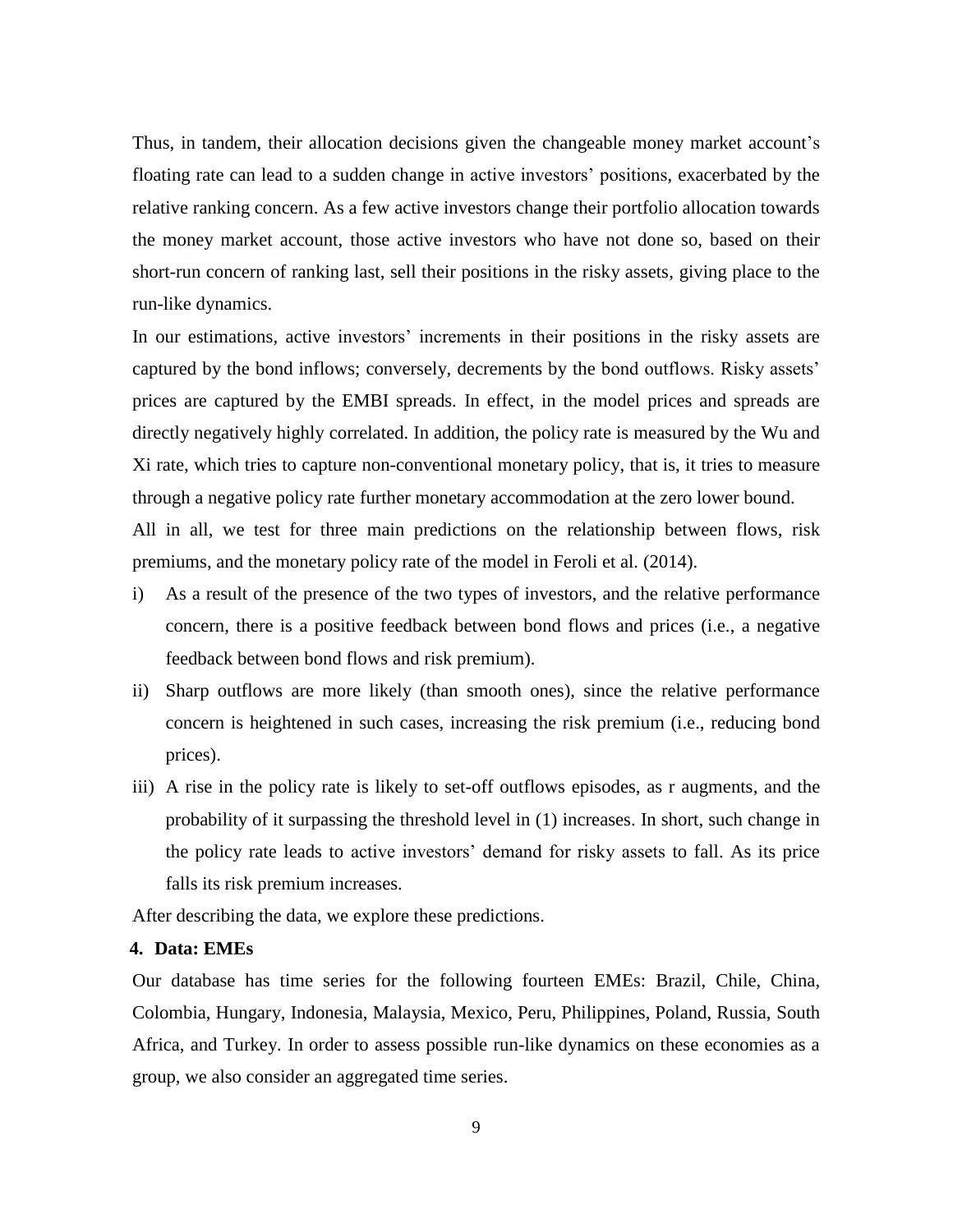Thus, in tandem, their allocation decisions given the changeable money market account's floating rate can lead to a sudden change in active investors' positions, exacerbated by the relative ranking concern. As a few active investors change their portfolio allocation towards the money market account, those active investors who have not done so, based on their short-run concern of ranking last, sell their positions in the risky assets, giving place to the run-like dynamics.

In our estimations, active investors' increments in their positions in the risky assets are captured by the bond inflows; conversely, decrements by the bond outflows. Risky assets' prices are captured by the EMBI spreads. In effect, in the model prices and spreads are directly negatively highly correlated. In addition, the policy rate is measured by the Wu and Xi rate, which tries to capture non-conventional monetary policy, that is, it tries to measure through a negative policy rate further monetary accommodation at the zero lower bound.

All in all, we test for three main predictions on the relationship between flows, risk premiums, and the monetary policy rate of the model in Feroli et al. (2014).

i) As a result of the presence of the two types of investors, and the relative performance concern, there is a positive feedback between bond flows and prices (i.e., a negative feedback between bond flows and risk premium).
ii) Sharp outflows are more likely (than smooth ones), since the relative performance concern is heightened in such cases, increasing the risk premium (i.e., reducing bond prices).
iii) A rise in the policy rate is likely to set-off outflows episodes, as r augments, and the probability of it surpassing the threshold level in (1) increases. In short, such change in the policy rate leads to active investors' demand for risky assets to fall. As its price falls its risk premium increases.

After describing the data, we explore these predictions.

## 4. Data: EMEs

Our database has time series for the following fourteen EMEs: Brazil, Chile, China, Colombia, Hungary, Indonesia, Malaysia, Mexico, Peru, Philippines, Poland, Russia, South Africa, and Turkey. In order to assess possible run-like dynamics on these economies as a group, we also consider an aggregated time series.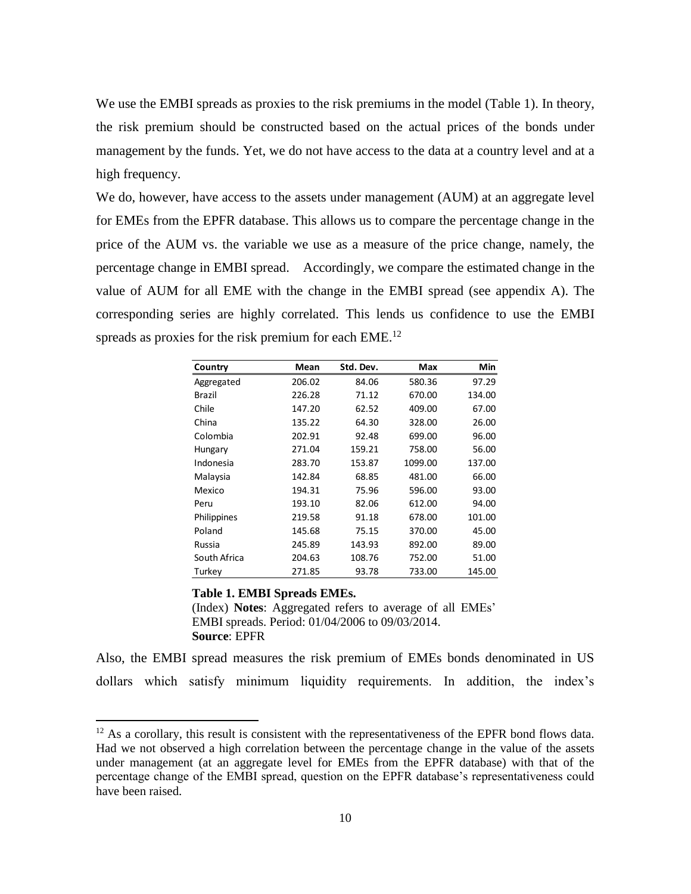We use the EMBI spreads as proxies to the risk premiums in the model (Table 1). In theory, the risk premium should be constructed based on the actual prices of the bonds under management by the funds. Yet, we do not have access to the data at a country level and at a high frequency.

We do, however, have access to the assets under management (AUM) at an aggregate level for EMEs from the EPFR database. This allows us to compare the percentage change in the price of the AUM vs. the variable we use as a measure of the price change, namely, the percentage change in EMBI spread. Accordingly, we compare the estimated change in the value of AUM for all EME with the change in the EMBI spread (see appendix A). The corresponding series are highly correlated. This lends us confidence to use the EMBI spreads as proxies for the risk premium for each EME.[12]

| Country | Mean | Std. Dev. | Max | Min |
|---|---|---|---|---|
| Aggregated | 206.02 | 84.06 | 580.36 | 97.29 |
| Brazil | 226.28 | 71.12 | 670.00 | 134.00 |
| Chile | 147.20 | 62.52 | 409.00 | 67.00 |
| China | 135.22 | 64.30 | 328.00 | 26.00 |
| Colombia | 202.91 | 92.48 | 699.00 | 96.00 |
| Hungary | 271.04 | 159.21 | 758.00 | 56.00 |
| Indonesia | 283.70 | 153.87 | 1099.00 | 137.00 |
| Malaysia | 142.84 | 68.85 | 481.00 | 66.00 |
| Mexico | 194.31 | 75.96 | 596.00 | 93.00 |
| Peru | 193.10 | 82.06 | 612.00 | 94.00 |
| Philippines | 219.58 | 91.18 | 678.00 | 101.00 |
| Poland | 145.68 | 75.15 | 370.00 | 45.00 |
| Russia | 245.89 | 143.93 | 892.00 | 89.00 |
| South Africa | 204.63 | 108.76 | 752.00 | 51.00 |
| Turkey | 271.85 | 93.78 | 733.00 | 145.00 |

**Table 1. EMBI Spreads EMEs.**
(Index) **Notes**: Aggregated refers to average of all EMEs' EMBI spreads. Period: 01/04/2006 to 09/03/2014.
**Source**: EPFR

Also, the EMBI spread measures the risk premium of EMEs bonds denominated in US dollars which satisfy minimum liquidity requirements. In addition, the index's

[12] As a corollary, this result is consistent with the representativeness of the EPFR bond flows data. Had we not observed a high correlation between the percentage change in the value of the assets under management (at an aggregate level for EMEs from the EPFR database) with that of the percentage change of the EMBI spread, question on the EPFR database's representativeness could have been raised.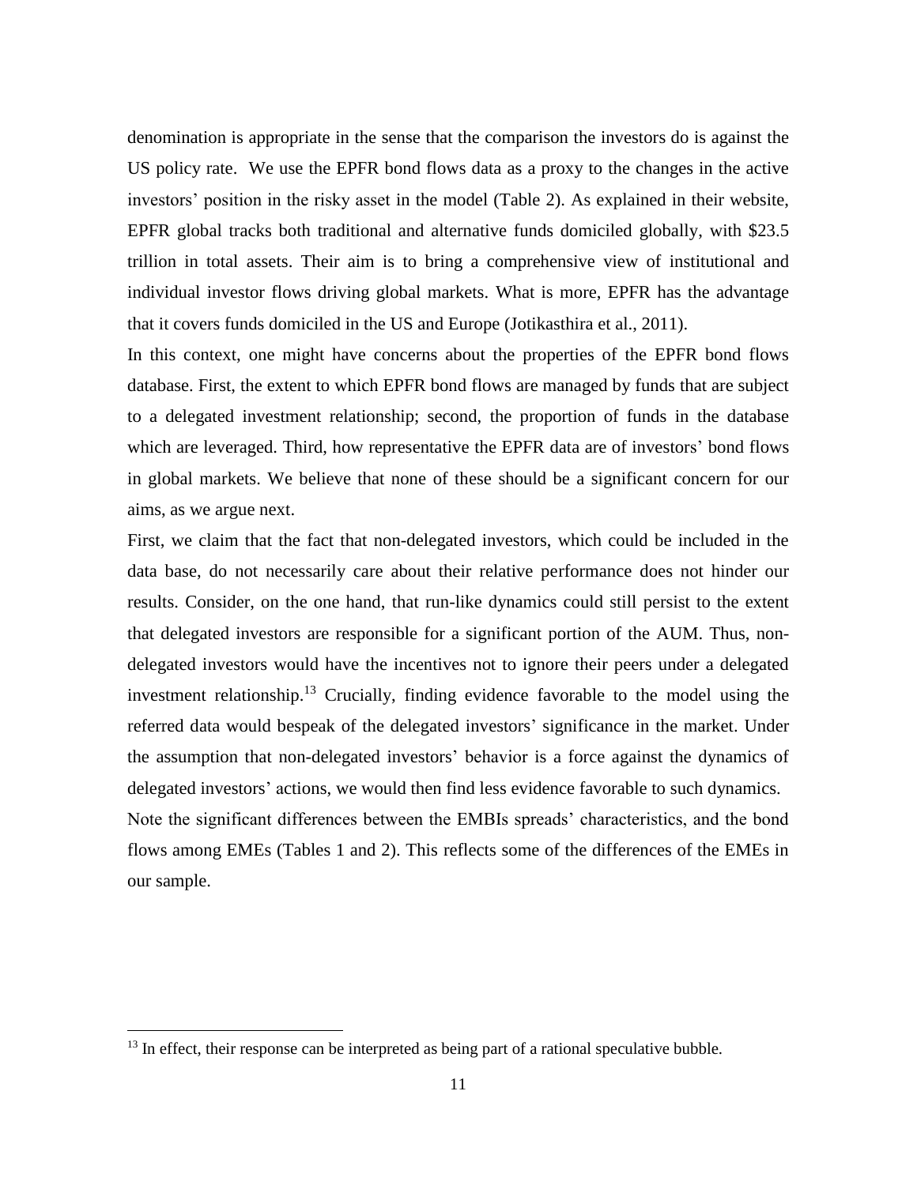denomination is appropriate in the sense that the comparison the investors do is against the US policy rate. We use the EPFR bond flows data as a proxy to the changes in the active investors' position in the risky asset in the model (Table 2). As explained in their website, EPFR global tracks both traditional and alternative funds domiciled globally, with $23.5 trillion in total assets. Their aim is to bring a comprehensive view of institutional and individual investor flows driving global markets. What is more, EPFR has the advantage that it covers funds domiciled in the US and Europe (Jotikasthira et al., 2011).

In this context, one might have concerns about the properties of the EPFR bond flows database. First, the extent to which EPFR bond flows are managed by funds that are subject to a delegated investment relationship; second, the proportion of funds in the database which are leveraged. Third, how representative the EPFR data are of investors' bond flows in global markets. We believe that none of these should be a significant concern for our aims, as we argue next.

First, we claim that the fact that non-delegated investors, which could be included in the data base, do not necessarily care about their relative performance does not hinder our results. Consider, on the one hand, that run-like dynamics could still persist to the extent that delegated investors are responsible for a significant portion of the AUM. Thus, non-delegated investors would have the incentives not to ignore their peers under a delegated investment relationship.[13] Crucially, finding evidence favorable to the model using the referred data would bespeak of the delegated investors' significance in the market. Under the assumption that non-delegated investors' behavior is a force against the dynamics of delegated investors' actions, we would then find less evidence favorable to such dynamics.

Note the significant differences between the EMBIs spreads' characteristics, and the bond flows among EMEs (Tables 1 and 2). This reflects some of the differences of the EMEs in our sample.

---

[13] In effect, their response can be interpreted as being part of a rational speculative bubble.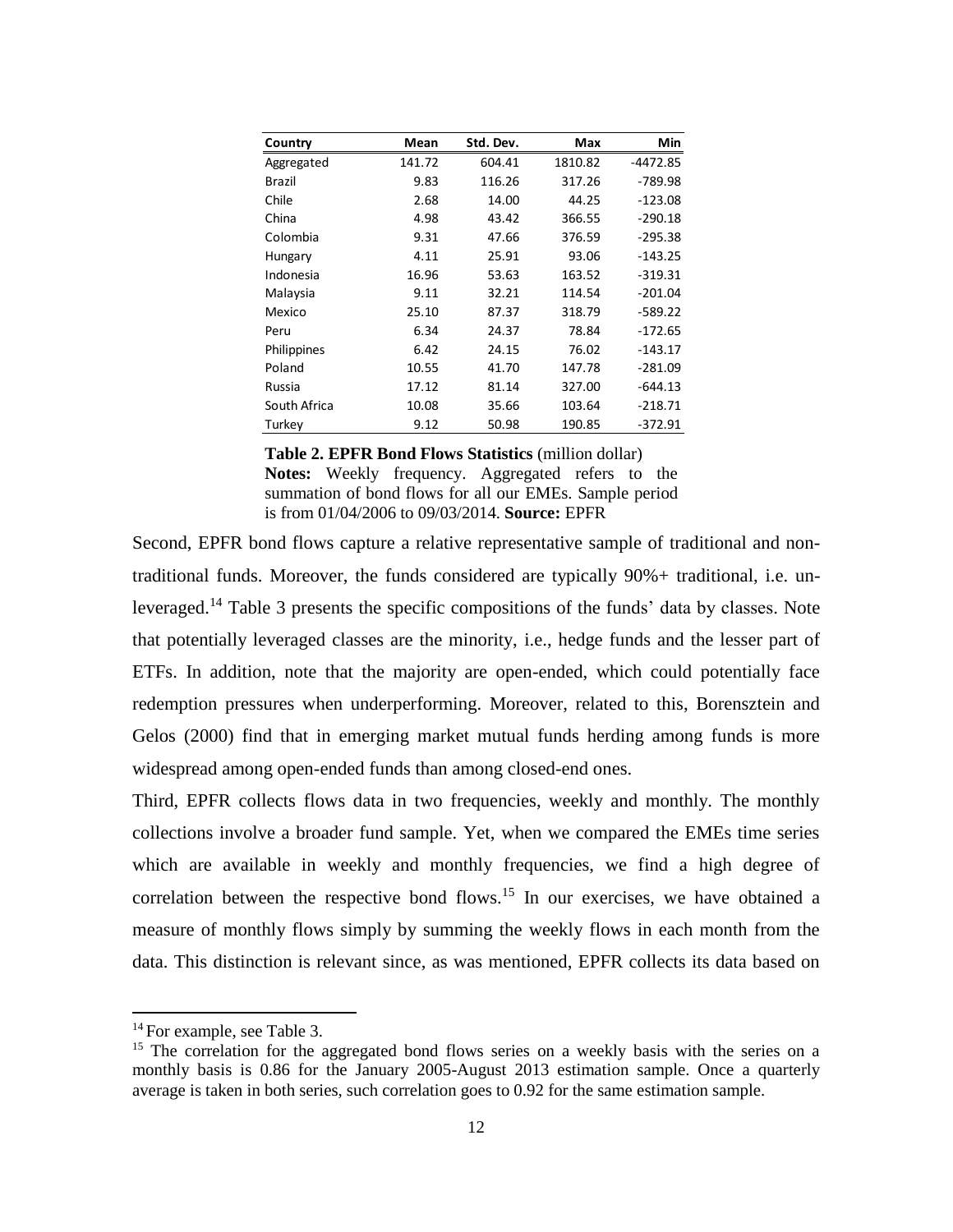| Country | Mean | Std. Dev. | Max | Min |
|---|---|---|---|---|
| Aggregated | 141.72 | 604.41 | 1810.82 | -4472.85 |
| Brazil | 9.83 | 116.26 | 317.26 | -789.98 |
| Chile | 2.68 | 14.00 | 44.25 | -123.08 |
| China | 4.98 | 43.42 | 366.55 | -290.18 |
| Colombia | 9.31 | 47.66 | 376.59 | -295.38 |
| Hungary | 4.11 | 25.91 | 93.06 | -143.25 |
| Indonesia | 16.96 | 53.63 | 163.52 | -319.31 |
| Malaysia | 9.11 | 32.21 | 114.54 | -201.04 |
| Mexico | 25.10 | 87.37 | 318.79 | -589.22 |
| Peru | 6.34 | 24.37 | 78.84 | -172.65 |
| Philippines | 6.42 | 24.15 | 76.02 | -143.17 |
| Poland | 10.55 | 41.70 | 147.78 | -281.09 |
| Russia | 17.12 | 81.14 | 327.00 | -644.13 |
| South Africa | 10.08 | 35.66 | 103.64 | -218.71 |
| Turkey | 9.12 | 50.98 | 190.85 | -372.91 |

**Table 2. EPFR Bond Flows Statistics** (million dollar)
**Notes:** Weekly frequency. Aggregated refers to the summation of bond flows for all our EMEs. Sample period is from 01/04/2006 to 09/03/2014. **Source:** EPFR

Second, EPFR bond flows capture a relative representative sample of traditional and non-traditional funds. Moreover, the funds considered are typically 90%+ traditional, i.e. un-leveraged.[14] Table 3 presents the specific compositions of the funds' data by classes. Note that potentially leveraged classes are the minority, i.e., hedge funds and the lesser part of ETFs. In addition, note that the majority are open-ended, which could potentially face redemption pressures when underperforming. Moreover, related to this, Borensztein and Gelos (2000) find that in emerging market mutual funds herding among funds is more widespread among open-ended funds than among closed-end ones.

Third, EPFR collects flows data in two frequencies, weekly and monthly. The monthly collections involve a broader fund sample. Yet, when we compared the EMEs time series which are available in weekly and monthly frequencies, we find a high degree of correlation between the respective bond flows.[15] In our exercises, we have obtained a measure of monthly flows simply by summing the weekly flows in each month from the data. This distinction is relevant since, as was mentioned, EPFR collects its data based on

[14] For example, see Table 3.

[15] The correlation for the aggregated bond flows series on a weekly basis with the series on a monthly basis is 0.86 for the January 2005-August 2013 estimation sample. Once a quarterly average is taken in both series, such correlation goes to 0.92 for the same estimation sample.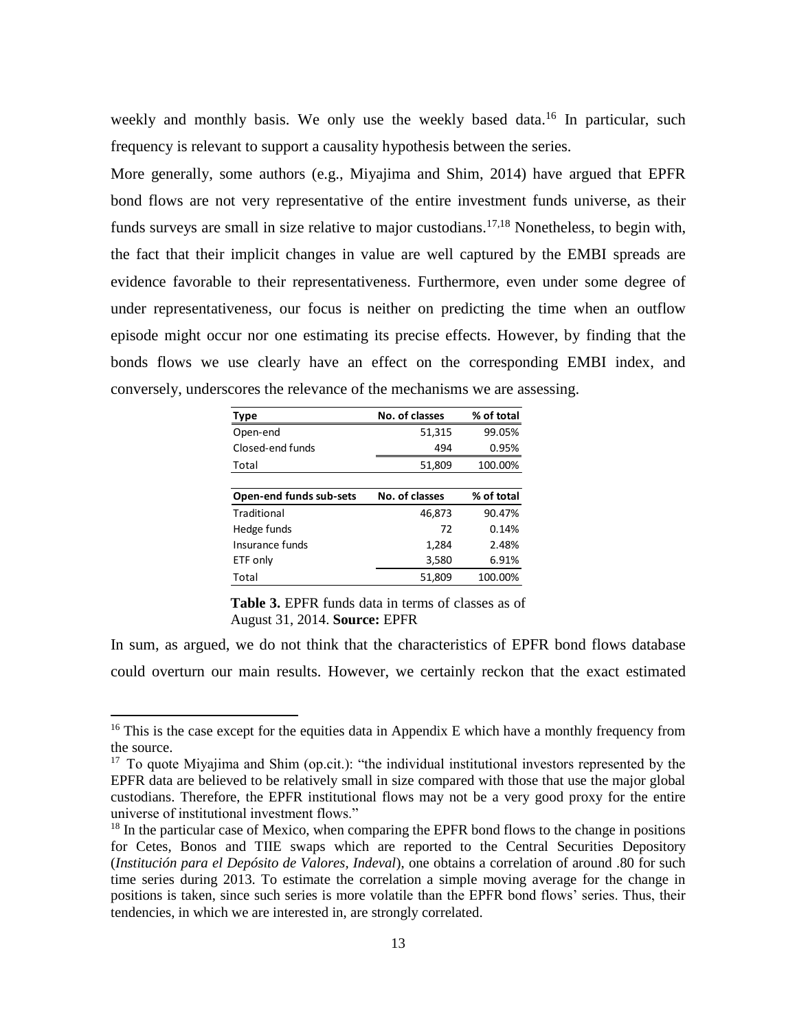weekly and monthly basis. We only use the weekly based data.[16] In particular, such frequency is relevant to support a causality hypothesis between the series.

More generally, some authors (e.g., Miyajima and Shim, 2014) have argued that EPFR bond flows are not very representative of the entire investment funds universe, as their funds surveys are small in size relative to major custodians.[17,18] Nonetheless, to begin with, the fact that their implicit changes in value are well captured by the EMBI spreads are evidence favorable to their representativeness. Furthermore, even under some degree of under representativeness, our focus is neither on predicting the time when an outflow episode might occur nor one estimating its precise effects. However, by finding that the bonds flows we use clearly have an effect on the corresponding EMBI index, and conversely, underscores the relevance of the mechanisms we are assessing.

| Type | No. of classes | % of total |
|---|---|---|
| Open-end | 51,315 | 99.05% |
| Closed-end funds | 494 | 0.95% |
| Total | 51,809 | 100.00% |
| | | |
| **Open-end funds sub-sets** | **No. of classes** | **% of total** |
| Traditional | 46,873 | 90.47% |
| Hedge funds | 72 | 0.14% |
| Insurance funds | 1,284 | 2.48% |
| ETF only | 3,580 | 6.91% |
| Total | 51,809 | 100.00% |

**Table 3.** EPFR funds data in terms of classes as of August 31, 2014. **Source:** EPFR

In sum, as argued, we do not think that the characteristics of EPFR bond flows database could overturn our main results. However, we certainly reckon that the exact estimated

---

[16] This is the case except for the equities data in Appendix E which have a monthly frequency from the source.

[17] To quote Miyajima and Shim (op.cit.): "the individual institutional investors represented by the EPFR data are believed to be relatively small in size compared with those that use the major global custodians. Therefore, the EPFR institutional flows may not be a very good proxy for the entire universe of institutional investment flows."

[18] In the particular case of Mexico, when comparing the EPFR bond flows to the change in positions for Cetes, Bonos and TIIE swaps which are reported to the Central Securities Depository (*Institución para el Depósito de Valores*, *Indeval*), one obtains a correlation of around .80 for such time series during 2013. To estimate the correlation a simple moving average for the change in positions is taken, since such series is more volatile than the EPFR bond flows' series. Thus, their tendencies, in which we are interested in, are strongly correlated.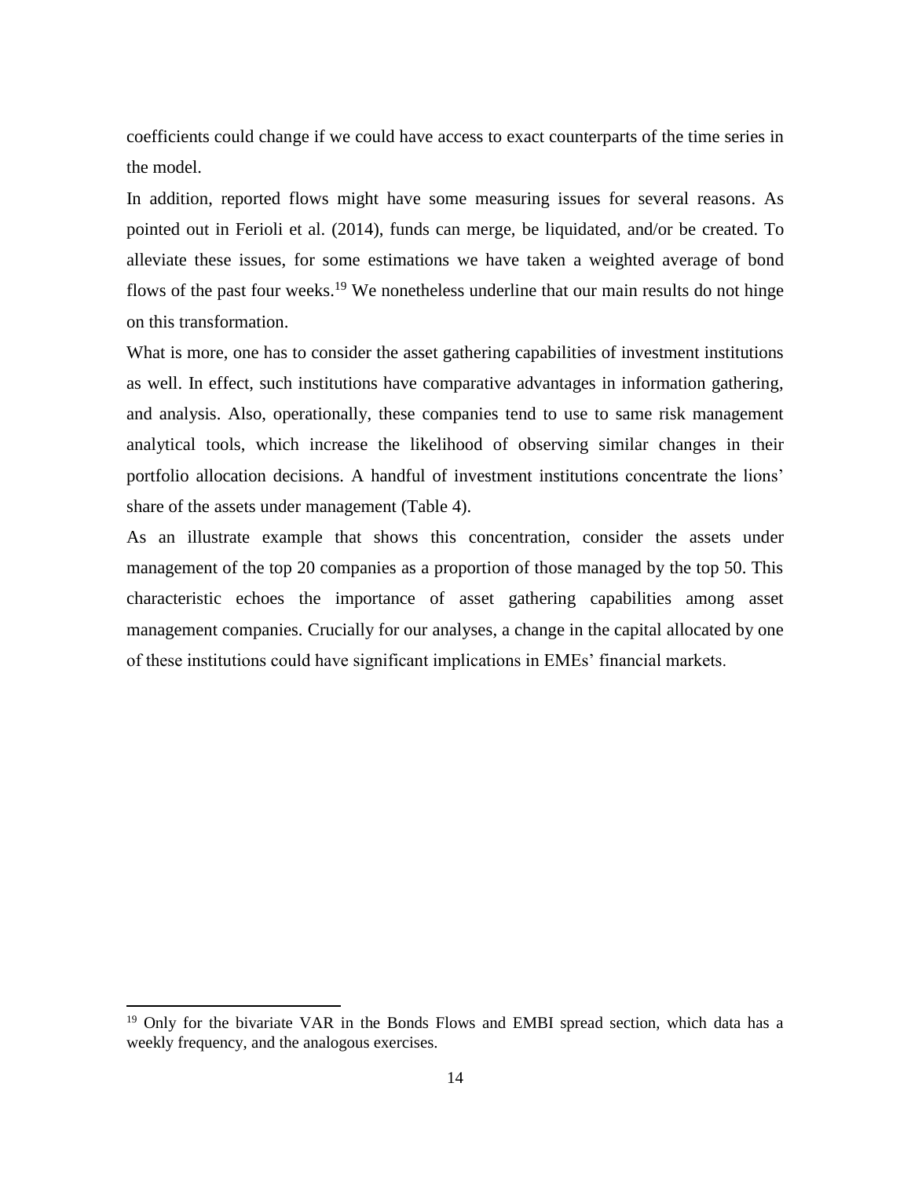coefficients could change if we could have access to exact counterparts of the time series in the model.

In addition, reported flows might have some measuring issues for several reasons. As pointed out in Ferioli et al. (2014), funds can merge, be liquidated, and/or be created. To alleviate these issues, for some estimations we have taken a weighted average of bond flows of the past four weeks.[19] We nonetheless underline that our main results do not hinge on this transformation.

What is more, one has to consider the asset gathering capabilities of investment institutions as well. In effect, such institutions have comparative advantages in information gathering, and analysis. Also, operationally, these companies tend to use to same risk management analytical tools, which increase the likelihood of observing similar changes in their portfolio allocation decisions. A handful of investment institutions concentrate the lions' share of the assets under management (Table 4).

As an illustrate example that shows this concentration, consider the assets under management of the top 20 companies as a proportion of those managed by the top 50. This characteristic echoes the importance of asset gathering capabilities among asset management companies. Crucially for our analyses, a change in the capital allocated by one of these institutions could have significant implications in EMEs' financial markets.

[19] Only for the bivariate VAR in the Bonds Flows and EMBI spread section, which data has a weekly frequency, and the analogous exercises.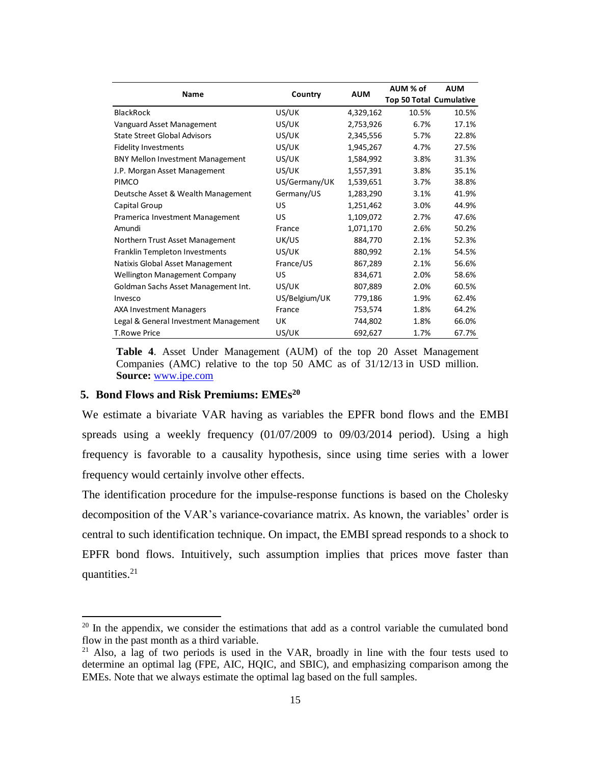| Name | Country | AUM | AUM % of Top 50 Total | AUM Cumulative |
|---|---|---|---|---|
| BlackRock | US/UK | 4,329,162 | 10.5% | 10.5% |
| Vanguard Asset Management | US/UK | 2,753,926 | 6.7% | 17.1% |
| State Street Global Advisors | US/UK | 2,345,556 | 5.7% | 22.8% |
| Fidelity Investments | US/UK | 1,945,267 | 4.7% | 27.5% |
| BNY Mellon Investment Management | US/UK | 1,584,992 | 3.8% | 31.3% |
| J.P. Morgan Asset Management | US/UK | 1,557,391 | 3.8% | 35.1% |
| PIMCO | US/Germany/UK | 1,539,651 | 3.7% | 38.8% |
| Deutsche Asset & Wealth Management | Germany/US | 1,283,290 | 3.1% | 41.9% |
| Capital Group | US | 1,251,462 | 3.0% | 44.9% |
| Pramerica Investment Management | US | 1,109,072 | 2.7% | 47.6% |
| Amundi | France | 1,071,170 | 2.6% | 50.2% |
| Northern Trust Asset Management | UK/US | 884,770 | 2.1% | 52.3% |
| Franklin Templeton Investments | US/UK | 880,992 | 2.1% | 54.5% |
| Natixis Global Asset Management | France/US | 867,289 | 2.1% | 56.6% |
| Wellington Management Company | US | 834,671 | 2.0% | 58.6% |
| Goldman Sachs Asset Management Int. | US/UK | 807,889 | 2.0% | 60.5% |
| Invesco | US/Belgium/UK | 779,186 | 1.9% | 62.4% |
| AXA Investment Managers | France | 753,574 | 1.8% | 64.2% |
| Legal & General Investment Management | UK | 744,802 | 1.8% | 66.0% |
| T.Rowe Price | US/UK | 692,627 | 1.7% | 67.7% |

**Table 4**. Asset Under Management (AUM) of the top 20 Asset Management Companies (AMC) relative to the top 50 AMC as of 31/12/13 in USD million. **Source:** www.ipe.com

## 5. Bond Flows and Risk Premiums: EMEs[20]

We estimate a bivariate VAR having as variables the EPFR bond flows and the EMBI spreads using a weekly frequency (01/07/2009 to 09/03/2014 period). Using a high frequency is favorable to a causality hypothesis, since using time series with a lower frequency would certainly involve other effects.

The identification procedure for the impulse-response functions is based on the Cholesky decomposition of the VAR's variance-covariance matrix. As known, the variables' order is central to such identification technique. On impact, the EMBI spread responds to a shock to EPFR bond flows. Intuitively, such assumption implies that prices move faster than quantities.[21]

[20] In the appendix, we consider the estimations that add as a control variable the cumulated bond flow in the past month as a third variable.

[21] Also, a lag of two periods is used in the VAR, broadly in line with the four tests used to determine an optimal lag (FPE, AIC, HQIC, and SBIC), and emphasizing comparison among the EMEs. Note that we always estimate the optimal lag based on the full samples.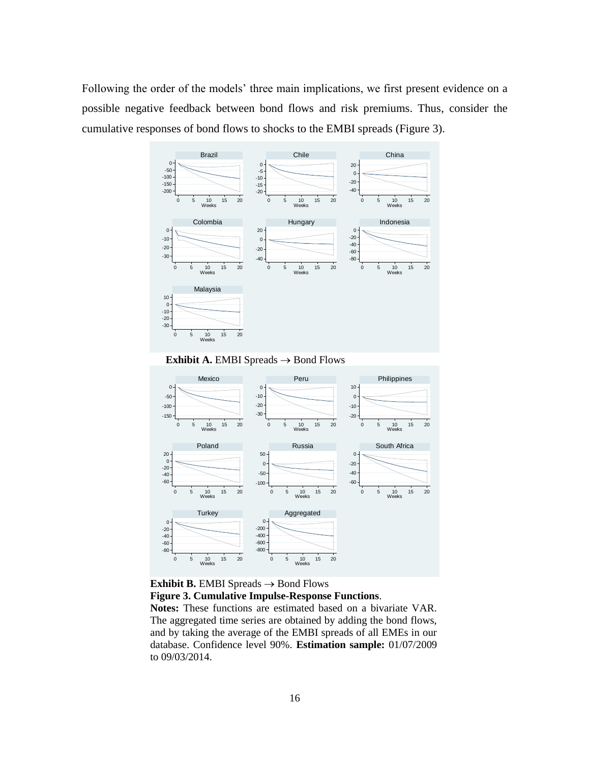Following the order of the models' three main implications, we first present evidence on a possible negative feedback between bond flows and risk premiums. Thus, consider the cumulative responses of bond flows to shocks to the EMBI spreads (Figure 3).

Brazil
0
-50
-100
-150
-200
0 5 10 15 20
Weeks

Chile
0
-5
-10
-15
-20
0 5 10 15 20
Weeks

China
20
0
-20
-40
0 5 10 15 20
Weeks

Colombia
0
-10
-20
-30
0 5 10 15 20
Weeks

Hungary
20
0
-20
-40
0 5 10 15 20
Weeks

Indonesia
0
-20
-40
-60
-80
0 5 10 15 20
Weeks

Malaysia
10
0
-10
-20
-30
0 5 10 15 20
Weeks

**Exhibit A.** EMBI Spreads → Bond Flows

Mexico
0
-50
-100
-150
0 5 10 15 20
Weeks

Peru
0
-10
-20
-30
0 5 10 15 20
Weeks

Philippines
10
0
-10
-20
0 5 10 15 20
Weeks

Poland
20
0
-20
-40
-60
0 5 10 15 20
Weeks

Russia
50
0
-50
-100
0 5 10 15 20
Weeks

South Africa
0
-20
-40
-60
0 5 10 15 20
Weeks

Turkey
0
-20
-40
-60
-80
0 5 10 15 20
Weeks

Aggregated
0
-200
-400
-600
-800
0 5 10 15 20
Weeks

**Exhibit B.** EMBI Spreads → Bond Flows

**Figure 3. Cumulative Impulse-Response Functions**.

**Notes:** These functions are estimated based on a bivariate VAR. The aggregated time series are obtained by adding the bond flows, and by taking the average of the EMBI spreads of all EMEs in our database. Confidence level 90%. **Estimation sample:** 01/07/2009 to 09/03/2014.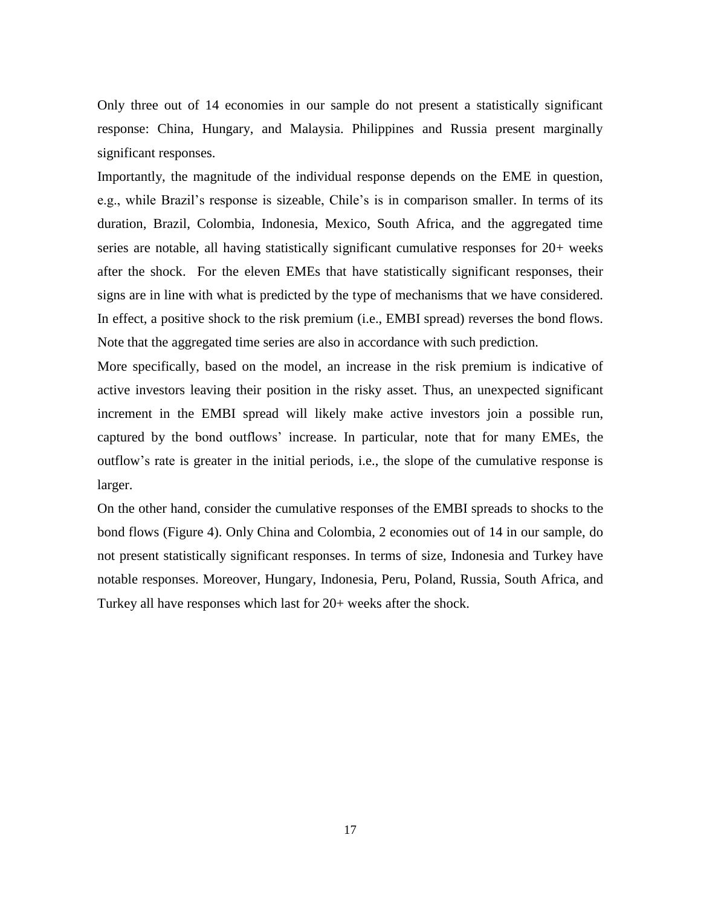Only three out of 14 economies in our sample do not present a statistically significant response: China, Hungary, and Malaysia. Philippines and Russia present marginally significant responses.

Importantly, the magnitude of the individual response depends on the EME in question, e.g., while Brazil's response is sizeable, Chile's is in comparison smaller. In terms of its duration, Brazil, Colombia, Indonesia, Mexico, South Africa, and the aggregated time series are notable, all having statistically significant cumulative responses for 20+ weeks after the shock. For the eleven EMEs that have statistically significant responses, their signs are in line with what is predicted by the type of mechanisms that we have considered. In effect, a positive shock to the risk premium (i.e., EMBI spread) reverses the bond flows. Note that the aggregated time series are also in accordance with such prediction.

More specifically, based on the model, an increase in the risk premium is indicative of active investors leaving their position in the risky asset. Thus, an unexpected significant increment in the EMBI spread will likely make active investors join a possible run, captured by the bond outflows' increase. In particular, note that for many EMEs, the outflow's rate is greater in the initial periods, i.e., the slope of the cumulative response is larger.

On the other hand, consider the cumulative responses of the EMBI spreads to shocks to the bond flows (Figure 4). Only China and Colombia, 2 economies out of 14 in our sample, do not present statistically significant responses. In terms of size, Indonesia and Turkey have notable responses. Moreover, Hungary, Indonesia, Peru, Poland, Russia, South Africa, and Turkey all have responses which last for 20+ weeks after the shock.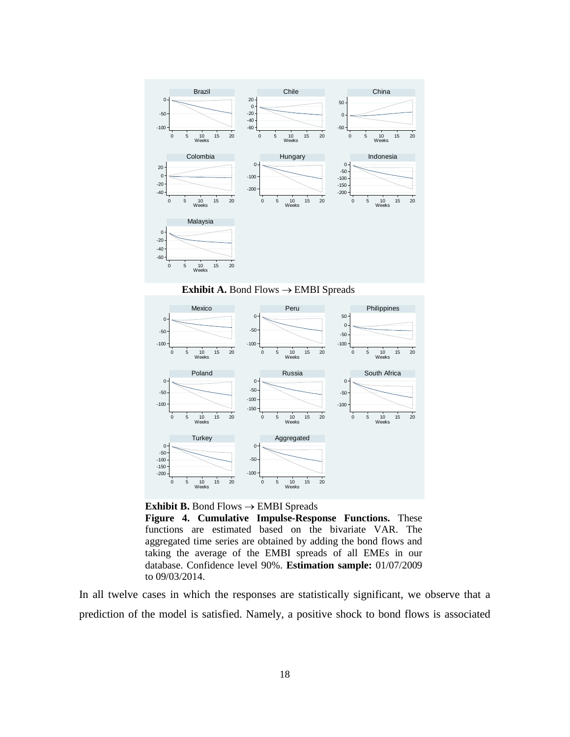Brazil

0
-50
-100

0 5 10 15 20
Weeks

Chile

20
0
-20
-40
-60

0 5 10 15 20
Weeks

China

50
0
-50

0 5 10 15 20
Weeks

Colombia

20
0
-20
-40

0 5 10 15 20
Weeks

Hungary

0
-100
-200

0 5 10 15 20
Weeks

Indonesia

0
-50
-100
-150
-200

0 5 10 15 20
Weeks

Malaysia

0
-20
-40
-60

0 5 10 15 20
Weeks

**Exhibit A.** Bond Flows → EMBI Spreads

Mexico

0
-50
-100

0 5 10 15 20
Weeks

Peru

0
-50
-100

0 5 10 15 20
Weeks

Philippines

50
0
-50
-100

0 5 10 15 20
Weeks

Poland

0
-50
-100

0 5 10 15 20
Weeks

Russia

0
-50
-100
-150

0 5 10 15 20
Weeks

South Africa

0
-50
-100

0 5 10 15 20
Weeks

Turkey

0
-50
-100
-150
-200

0 5 10 15 20
Weeks

Aggregated

0
-50
-100

0 5 10 15 20
Weeks

**Exhibit B.** Bond Flows → EMBI Spreads

**Figure 4. Cumulative Impulse-Response Functions.** These functions are estimated based on the bivariate VAR. The aggregated time series are obtained by adding the bond flows and taking the average of the EMBI spreads of all EMEs in our database. Confidence level 90%. **Estimation sample:** 01/07/2009 to 09/03/2014.

In all twelve cases in which the responses are statistically significant, we observe that a prediction of the model is satisfied. Namely, a positive shock to bond flows is associated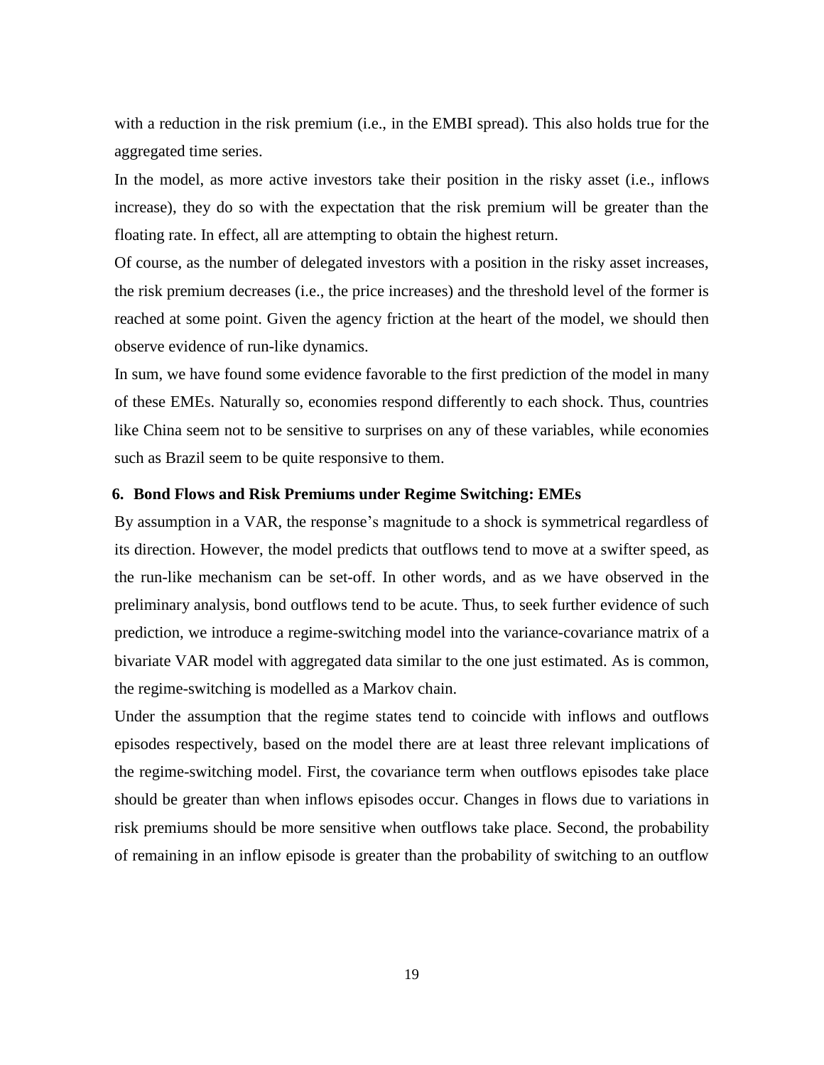with a reduction in the risk premium (i.e., in the EMBI spread). This also holds true for the aggregated time series.

In the model, as more active investors take their position in the risky asset (i.e., inflows increase), they do so with the expectation that the risk premium will be greater than the floating rate. In effect, all are attempting to obtain the highest return.

Of course, as the number of delegated investors with a position in the risky asset increases, the risk premium decreases (i.e., the price increases) and the threshold level of the former is reached at some point. Given the agency friction at the heart of the model, we should then observe evidence of run-like dynamics.

In sum, we have found some evidence favorable to the first prediction of the model in many of these EMEs. Naturally so, economies respond differently to each shock. Thus, countries like China seem not to be sensitive to surprises on any of these variables, while economies such as Brazil seem to be quite responsive to them.

## 6. Bond Flows and Risk Premiums under Regime Switching: EMEs

By assumption in a VAR, the response's magnitude to a shock is symmetrical regardless of its direction. However, the model predicts that outflows tend to move at a swifter speed, as the run-like mechanism can be set-off. In other words, and as we have observed in the preliminary analysis, bond outflows tend to be acute. Thus, to seek further evidence of such prediction, we introduce a regime-switching model into the variance-covariance matrix of a bivariate VAR model with aggregated data similar to the one just estimated. As is common, the regime-switching is modelled as a Markov chain.

Under the assumption that the regime states tend to coincide with inflows and outflows episodes respectively, based on the model there are at least three relevant implications of the regime-switching model. First, the covariance term when outflows episodes take place should be greater than when inflows episodes occur. Changes in flows due to variations in risk premiums should be more sensitive when outflows take place. Second, the probability of remaining in an inflow episode is greater than the probability of switching to an outflow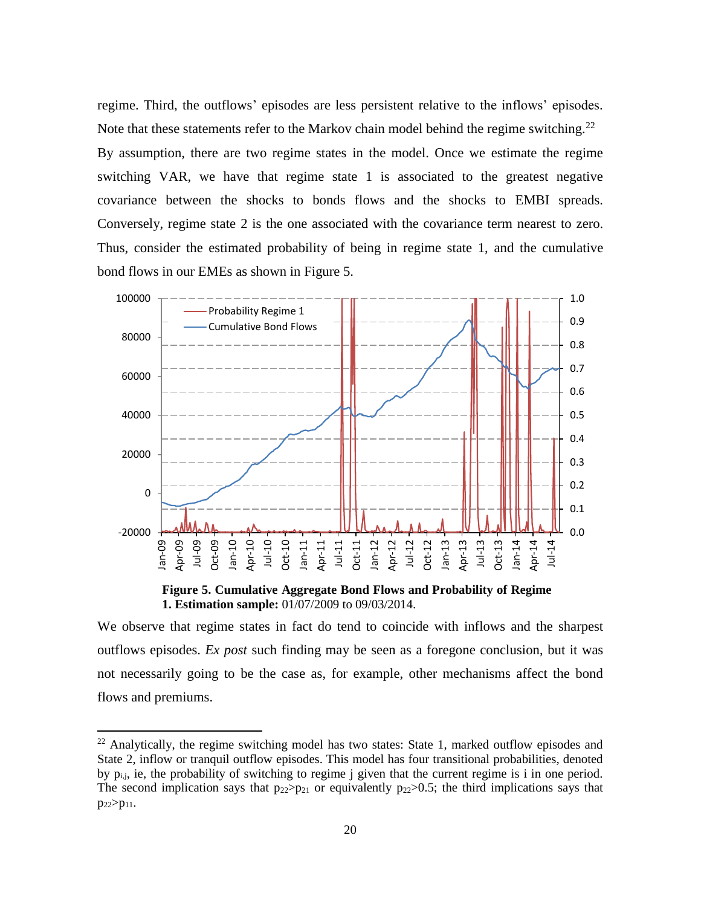regime. Third, the outflows' episodes are less persistent relative to the inflows' episodes. Note that these statements refer to the Markov chain model behind the regime switching.[22]

By assumption, there are two regime states in the model. Once we estimate the regime switching VAR, we have that regime state 1 is associated to the greatest negative covariance between the shocks to bonds flows and the shocks to EMBI spreads. Conversely, regime state 2 is the one associated with the covariance term nearest to zero. Thus, consider the estimated probability of being in regime state 1, and the cumulative bond flows in our EMEs as shown in Figure 5.

Probability Regime 1
Cumulative Bond Flows

100000
80000
60000
40000
20000
0
-20000

1.0
0.9
0.8
0.7
0.6
0.5
0.4
0.3
0.2
0.1
0.0

Jan-09
Apr-09
Jul-09
Oct-09
Jan-10
Apr-10
Jul-10
Oct-10
Jan-11
Apr-11
Jul-11
Oct-11
Jan-12
Apr-12
Jul-12
Oct-12
Jan-13
Apr-13
Jul-13
Oct-13
Jan-14
Apr-14
Jul-14

**Figure 5. Cumulative Aggregate Bond Flows and Probability of Regime 1. Estimation sample:** 01/07/2009 to 09/03/2014.

We observe that regime states in fact do tend to coincide with inflows and the sharpest outflows episodes. *Ex post* such finding may be seen as a foregone conclusion, but it was not necessarily going to be the case as, for example, other mechanisms affect the bond flows and premiums.

[22] Analytically, the regime switching model has two states: State 1, marked outflow episodes and State 2, inflow or tranquil outflow episodes. This model has four transitional probabilities, denoted by $p_{i,j}$, ie, the probability of switching to regime j given that the current regime is i in one period. The second implication says that $p_{22}>p_{21}$ or equivalently $p_{22}>0.5$; the third implications says that $p_{22}>p_{11}$.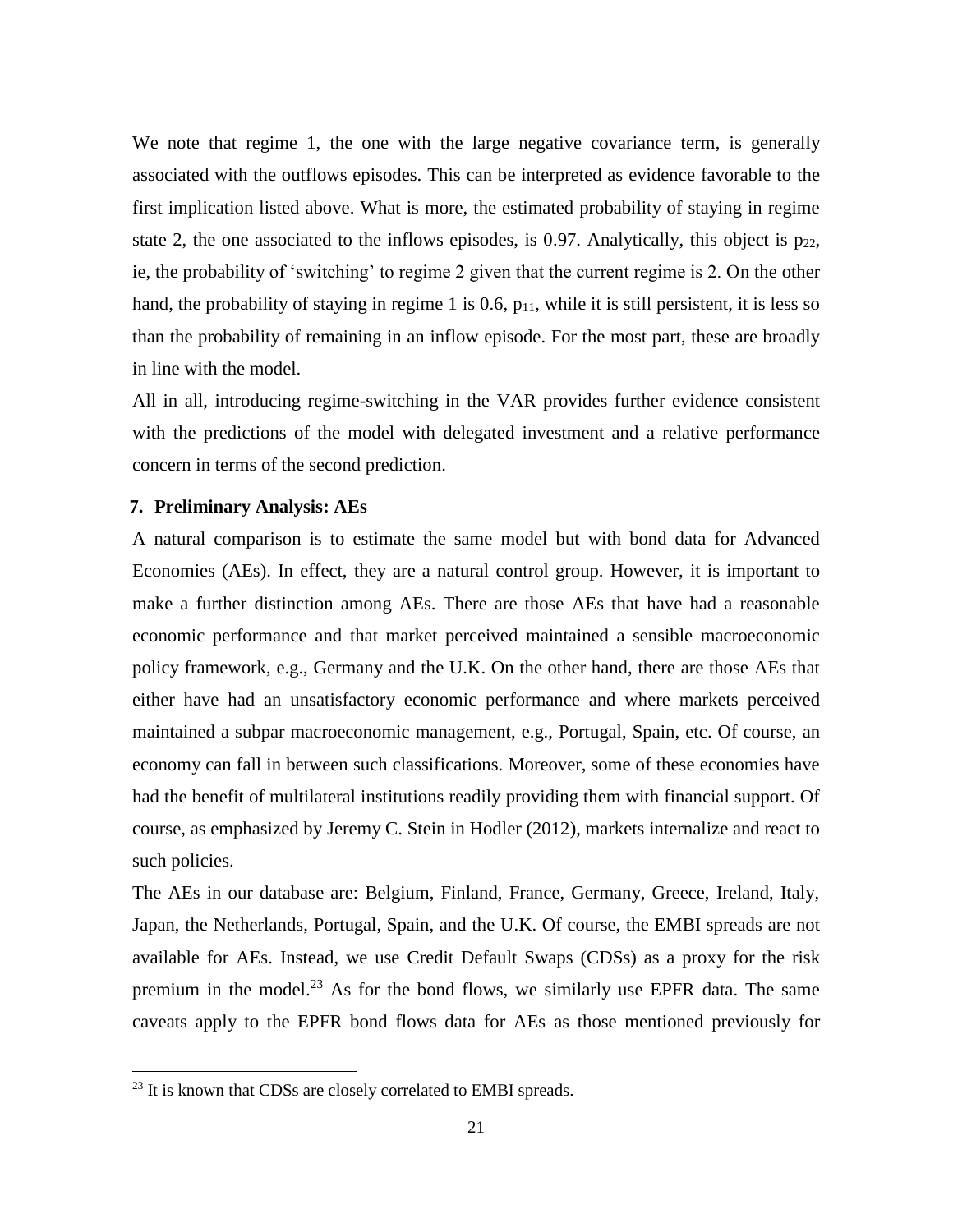We note that regime 1, the one with the large negative covariance term, is generally associated with the outflows episodes. This can be interpreted as evidence favorable to the first implication listed above. What is more, the estimated probability of staying in regime state 2, the one associated to the inflows episodes, is 0.97. Analytically, this object is $p_{22}$, ie, the probability of 'switching' to regime 2 given that the current regime is 2. On the other hand, the probability of staying in regime 1 is 0.6, $p_{11}$, while it is still persistent, it is less so than the probability of remaining in an inflow episode. For the most part, these are broadly in line with the model.

All in all, introducing regime-switching in the VAR provides further evidence consistent with the predictions of the model with delegated investment and a relative performance concern in terms of the second prediction.

## 7. Preliminary Analysis: AEs

A natural comparison is to estimate the same model but with bond data for Advanced Economies (AEs). In effect, they are a natural control group. However, it is important to make a further distinction among AEs. There are those AEs that have had a reasonable economic performance and that market perceived maintained a sensible macroeconomic policy framework, e.g., Germany and the U.K. On the other hand, there are those AEs that either have had an unsatisfactory economic performance and where markets perceived maintained a subpar macroeconomic management, e.g., Portugal, Spain, etc. Of course, an economy can fall in between such classifications. Moreover, some of these economies have had the benefit of multilateral institutions readily providing them with financial support. Of course, as emphasized by Jeremy C. Stein in Hodler (2012), markets internalize and react to such policies.

The AEs in our database are: Belgium, Finland, France, Germany, Greece, Ireland, Italy, Japan, the Netherlands, Portugal, Spain, and the U.K. Of course, the EMBI spreads are not available for AEs. Instead, we use Credit Default Swaps (CDSs) as a proxy for the risk premium in the model.[23] As for the bond flows, we similarly use EPFR data. The same caveats apply to the EPFR bond flows data for AEs as those mentioned previously for

[23] It is known that CDSs are closely correlated to EMBI spreads.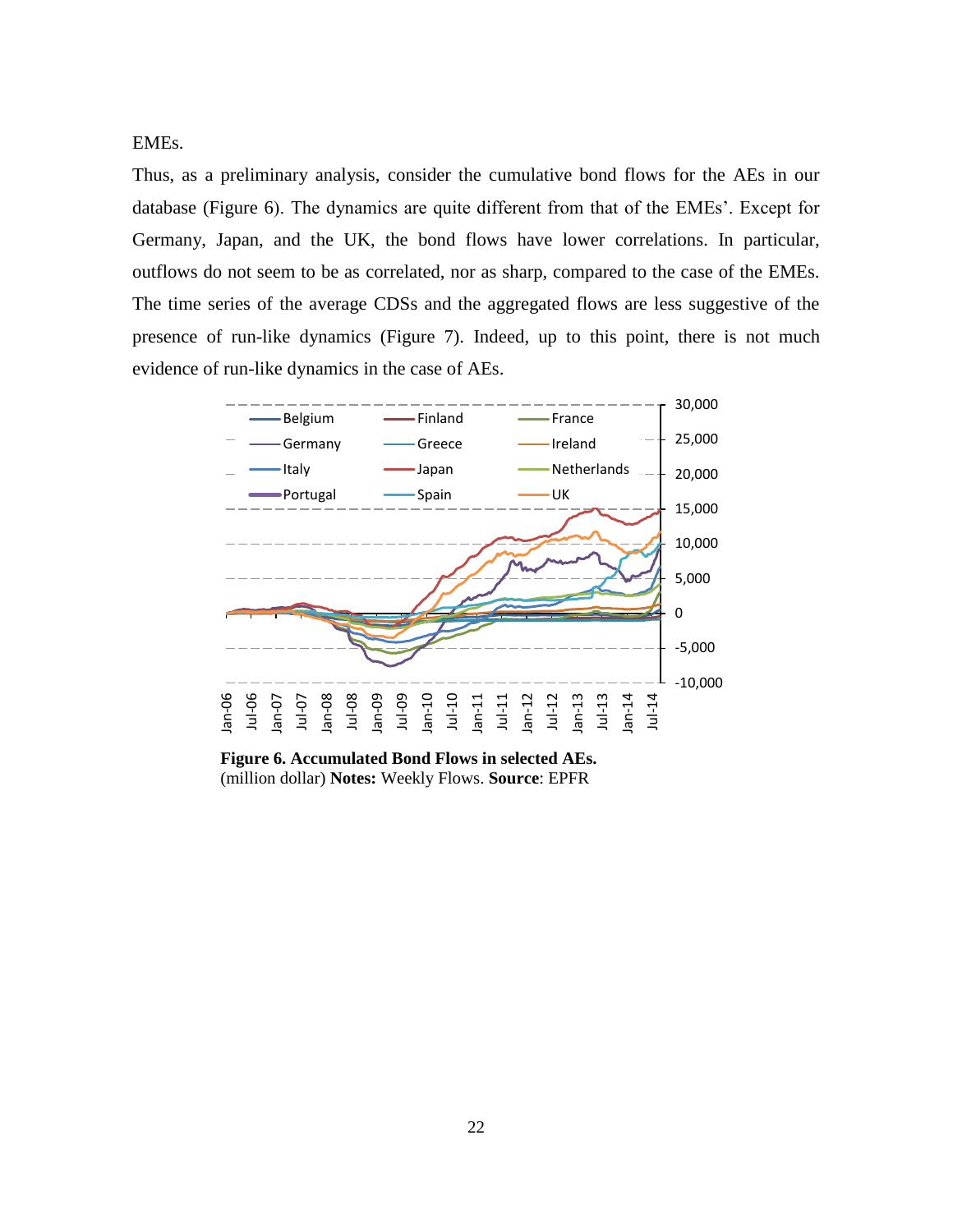EMEs.

Thus, as a preliminary analysis, consider the cumulative bond flows for the AEs in our database (Figure 6). The dynamics are quite different from that of the EMEs'. Except for Germany, Japan, and the UK, the bond flows have lower correlations. In particular, outflows do not seem to be as correlated, nor as sharp, compared to the case of the EMEs. The time series of the average CDSs and the aggregated flows are less suggestive of the presence of run-like dynamics (Figure 7). Indeed, up to this point, there is not much evidence of run-like dynamics in the case of AEs.

Belgium
Finland
France
Germany
Greece
Ireland
Italy
Japan
Netherlands
Portugal
Spain
UK

30,000
25,000
20,000
15,000
10,000
5,000
0
-5,000
-10,000

Jan-06
Jul-06
Jan-07
Jul-07
Jan-08
Jul-08
Jan-09
Jul-09
Jan-10
Jul-10
Jan-11
Jul-11
Jan-12
Jul-12
Jan-13
Jul-13
Jan-14
Jul-14

**Figure 6. Accumulated Bond Flows in selected AEs.** (million dollar) **Notes:** Weekly Flows. **Source**: EPFR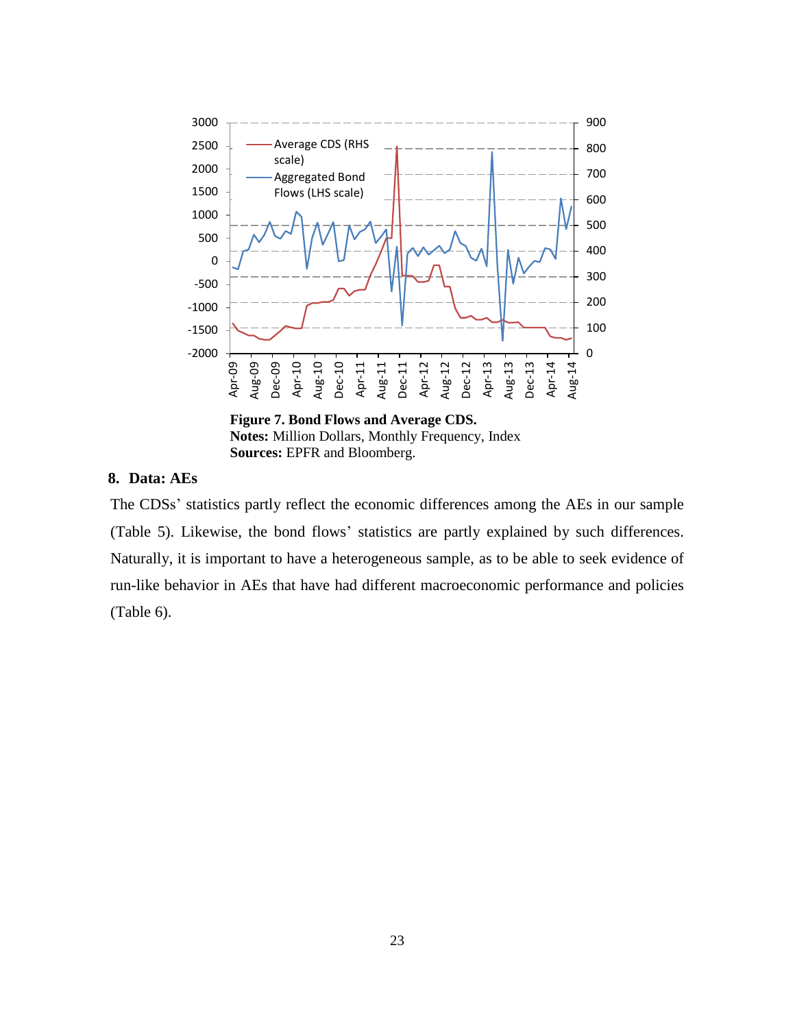**Figure 7. Bond Flows and Average CDS.**
**Notes:** Million Dollars, Monthly Frequency, Index
**Sources:** EPFR and Bloomberg.

## 8. Data: AEs

The CDSs' statistics partly reflect the economic differences among the AEs in our sample (Table 5). Likewise, the bond flows' statistics are partly explained by such differences. Naturally, it is important to have a heterogeneous sample, as to be able to seek evidence of run-like behavior in AEs that have had different macroeconomic performance and policies (Table 6).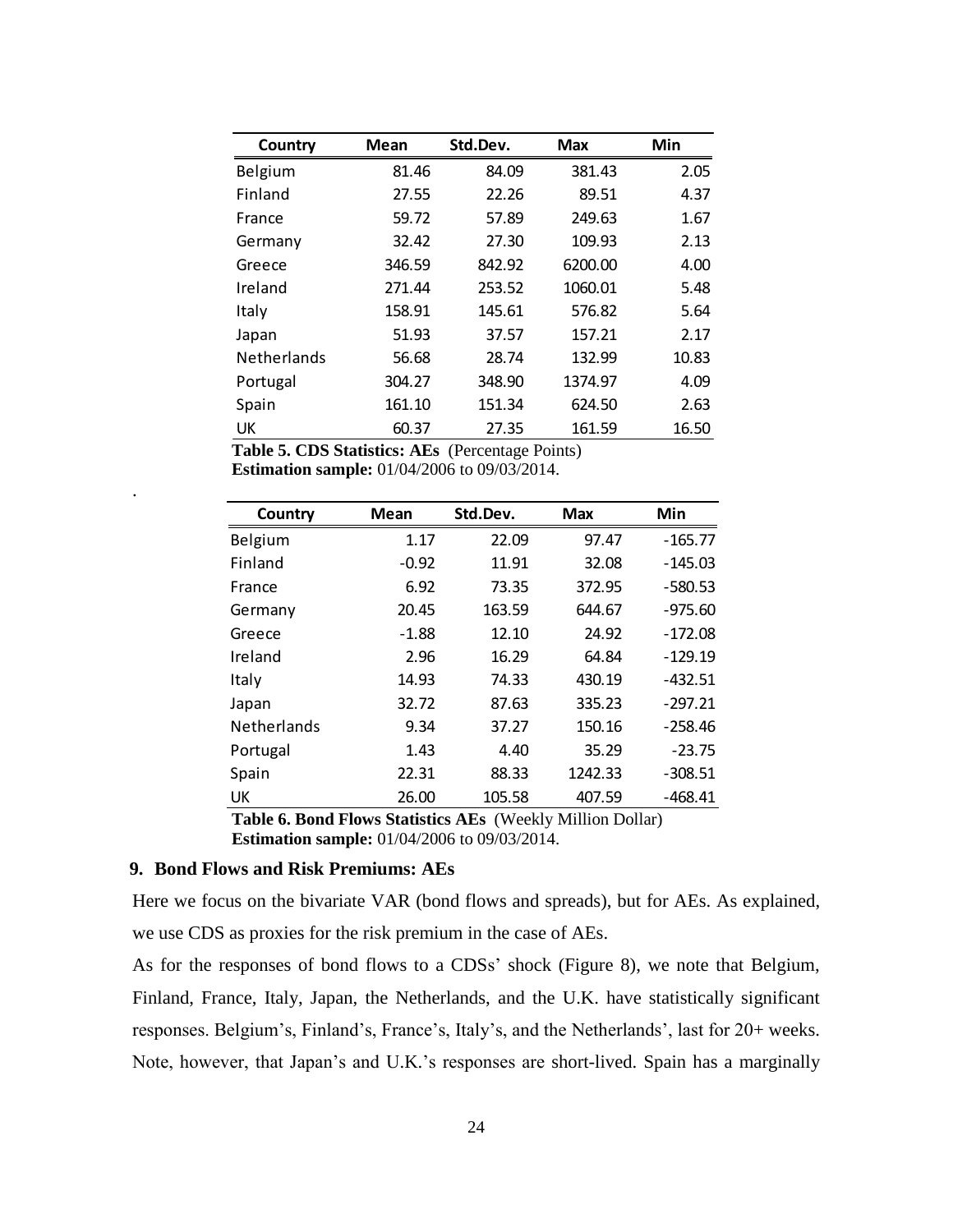| Country | Mean | Std.Dev. | Max | Min |
|---|---|---|---|---|
| Belgium | 81.46 | 84.09 | 381.43 | 2.05 |
| Finland | 27.55 | 22.26 | 89.51 | 4.37 |
| France | 59.72 | 57.89 | 249.63 | 1.67 |
| Germany | 32.42 | 27.30 | 109.93 | 2.13 |
| Greece | 346.59 | 842.92 | 6200.00 | 4.00 |
| Ireland | 271.44 | 253.52 | 1060.01 | 5.48 |
| Italy | 158.91 | 145.61 | 576.82 | 5.64 |
| Japan | 51.93 | 37.57 | 157.21 | 2.17 |
| Netherlands | 56.68 | 28.74 | 132.99 | 10.83 |
| Portugal | 304.27 | 348.90 | 1374.97 | 4.09 |
| Spain | 161.10 | 151.34 | 624.50 | 2.63 |
| UK | 60.37 | 27.35 | 161.59 | 16.50 |

**Table 5. CDS Statistics: AEs** (Percentage Points)
**Estimation sample:** 01/04/2006 to 09/03/2014.

| Country | Mean | Std.Dev. | Max | Min |
|---|---|---|---|---|
| Belgium | 1.17 | 22.09 | 97.47 | -165.77 |
| Finland | -0.92 | 11.91 | 32.08 | -145.03 |
| France | 6.92 | 73.35 | 372.95 | -580.53 |
| Germany | 20.45 | 163.59 | 644.67 | -975.60 |
| Greece | -1.88 | 12.10 | 24.92 | -172.08 |
| Ireland | 2.96 | 16.29 | 64.84 | -129.19 |
| Italy | 14.93 | 74.33 | 430.19 | -432.51 |
| Japan | 32.72 | 87.63 | 335.23 | -297.21 |
| Netherlands | 9.34 | 37.27 | 150.16 | -258.46 |
| Portugal | 1.43 | 4.40 | 35.29 | -23.75 |
| Spain | 22.31 | 88.33 | 1242.33 | -308.51 |
| UK | 26.00 | 105.58 | 407.59 | -468.41 |

**Table 6. Bond Flows Statistics AEs** (Weekly Million Dollar)
**Estimation sample:** 01/04/2006 to 09/03/2014.

## 9. Bond Flows and Risk Premiums: AEs

Here we focus on the bivariate VAR (bond flows and spreads), but for AEs. As explained, we use CDS as proxies for the risk premium in the case of AEs.

As for the responses of bond flows to a CDSs' shock (Figure 8), we note that Belgium, Finland, France, Italy, Japan, the Netherlands, and the U.K. have statistically significant responses. Belgium's, Finland's, France's, Italy's, and the Netherlands', last for 20+ weeks. Note, however, that Japan's and U.K.'s responses are short-lived. Spain has a marginally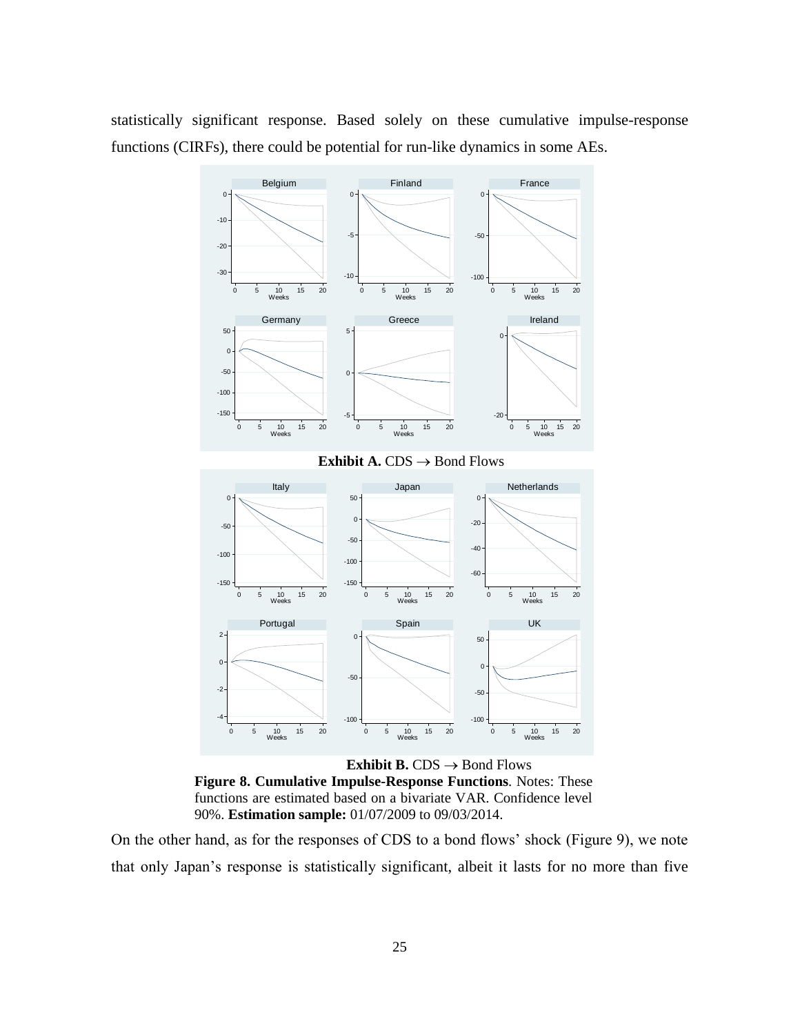statistically significant response. Based solely on these cumulative impulse-response functions (CIRFs), there could be potential for run-like dynamics in some AEs.

Belgium
0
-10
-20
-30
0 5 10 15 20
Weeks

Finland
0
-5
-10
0 5 10 15 20
Weeks

France
0
-50
-100
0 5 10 15 20
Weeks

Germany
50
0
-50
-100
-150
0 5 10 15 20
Weeks

Greece
5
0
-5
0 5 10 15 20
Weeks

Ireland
0
-20
0 5 10 15 20
Weeks

**Exhibit A.** CDS $\rightarrow$ Bond Flows

Italy
0
-50
-100
-150
0 5 10 15 20
Weeks

Japan
50
0
-50
-100
-150
0 5 10 15 20
Weeks

Netherlands
0
-20
-40
-60
0 5 10 15 20
Weeks

Portugal
2
0
-2
-4
0 5 10 15 20
Weeks

Spain
0
-50
-100
0 5 10 15 20
Weeks

UK
50
0
-50
-100
0 5 10 15 20
Weeks

**Exhibit B.** CDS $\rightarrow$ Bond Flows

**Figure 8. Cumulative Impulse-Response Functions**. Notes: These functions are estimated based on a bivariate VAR. Confidence level 90%. **Estimation sample:** 01/07/2009 to 09/03/2014.

On the other hand, as for the responses of CDS to a bond flows' shock (Figure 9), we note that only Japan's response is statistically significant, albeit it lasts for no more than five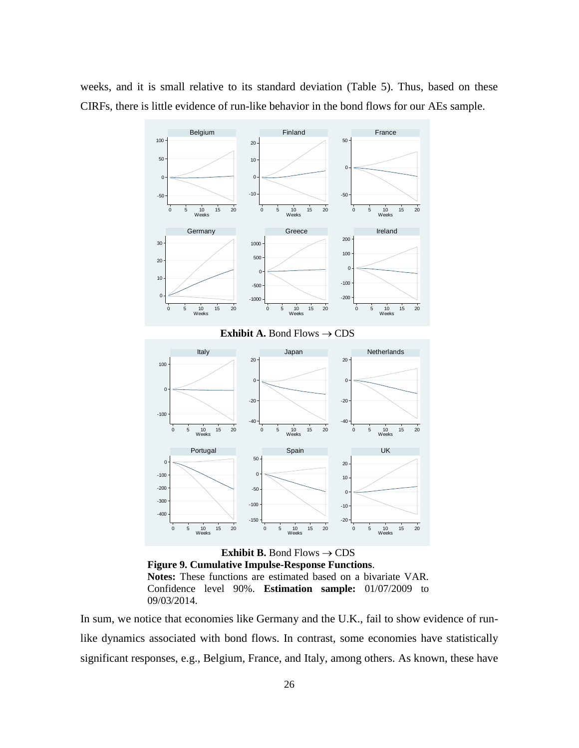weeks, and it is small relative to its standard deviation (Table 5). Thus, based on these CIRFs, there is little evidence of run-like behavior in the bond flows for our AEs sample.

Belgium
100
50
0
-50
0 5 10 15 20
Weeks

Finland
20
10
0
-10
0 5 10 15 20
Weeks

France
50
0
-50
0 5 10 15 20
Weeks

Germany
30
20
10
0
0 5 10 15 20
Weeks

Greece
1000
500
0
-500
-1000
0 5 10 15 20
Weeks

Ireland
200
100
0
-100
-200
0 5 10 15 20
Weeks

**Exhibit A.** Bond Flows → CDS

Italy
100
0
-100
0 5 10 15 20
Weeks

Japan
20
0
-20
-40
0 5 10 15 20
Weeks

Netherlands
20
0
-20
-40
0 5 10 15 20
Weeks

Portugal
0
-100
-200
-300
-400
0 5 10 15 20
Weeks

Spain
50
0
-50
-100
-150
0 5 10 15 20
Weeks

UK
20
10
0
-10
-20
0 5 10 15 20
Weeks

**Exhibit B.** Bond Flows → CDS

**Figure 9. Cumulative Impulse-Response Functions**.

**Notes:** These functions are estimated based on a bivariate VAR. Confidence level 90%. **Estimation sample:** 01/07/2009 to 09/03/2014.

In sum, we notice that economies like Germany and the U.K., fail to show evidence of run-like dynamics associated with bond flows. In contrast, some economies have statistically significant responses, e.g., Belgium, France, and Italy, among others. As known, these have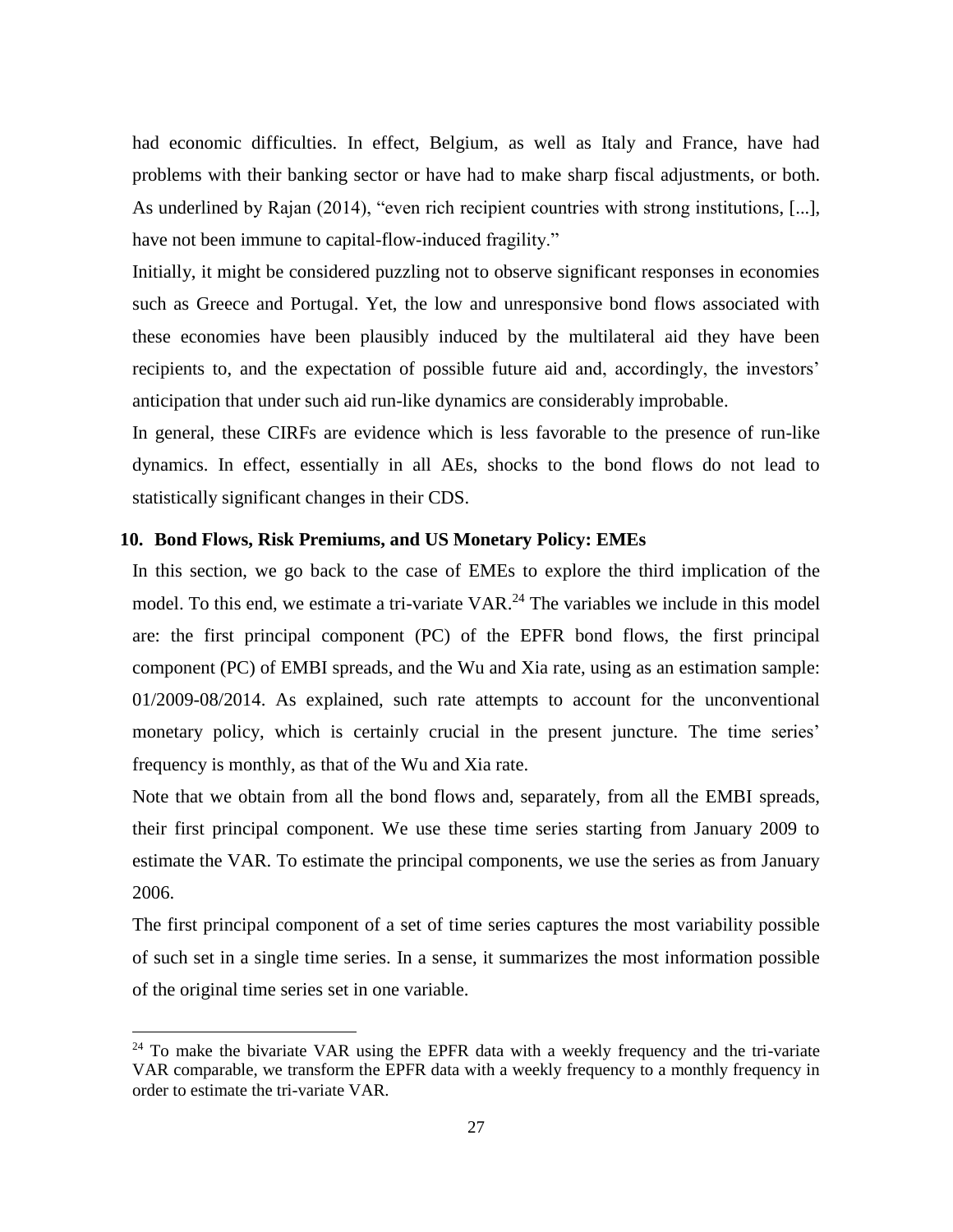had economic difficulties. In effect, Belgium, as well as Italy and France, have had problems with their banking sector or have had to make sharp fiscal adjustments, or both. As underlined by Rajan (2014), "even rich recipient countries with strong institutions, [...], have not been immune to capital-flow-induced fragility."

Initially, it might be considered puzzling not to observe significant responses in economies such as Greece and Portugal. Yet, the low and unresponsive bond flows associated with these economies have been plausibly induced by the multilateral aid they have been recipients to, and the expectation of possible future aid and, accordingly, the investors' anticipation that under such aid run-like dynamics are considerably improbable.

In general, these CIRFs are evidence which is less favorable to the presence of run-like dynamics. In effect, essentially in all AEs, shocks to the bond flows do not lead to statistically significant changes in their CDS.

## 10. Bond Flows, Risk Premiums, and US Monetary Policy: EMEs

In this section, we go back to the case of EMEs to explore the third implication of the model. To this end, we estimate a tri-variate VAR.[24] The variables we include in this model are: the first principal component (PC) of the EPFR bond flows, the first principal component (PC) of EMBI spreads, and the Wu and Xia rate, using as an estimation sample: 01/2009-08/2014. As explained, such rate attempts to account for the unconventional monetary policy, which is certainly crucial in the present juncture. The time series' frequency is monthly, as that of the Wu and Xia rate.

Note that we obtain from all the bond flows and, separately, from all the EMBI spreads, their first principal component. We use these time series starting from January 2009 to estimate the VAR. To estimate the principal components, we use the series as from January 2006.

The first principal component of a set of time series captures the most variability possible of such set in a single time series. In a sense, it summarizes the most information possible of the original time series set in one variable.

[24] To make the bivariate VAR using the EPFR data with a weekly frequency and the tri-variate VAR comparable, we transform the EPFR data with a weekly frequency to a monthly frequency in order to estimate the tri-variate VAR.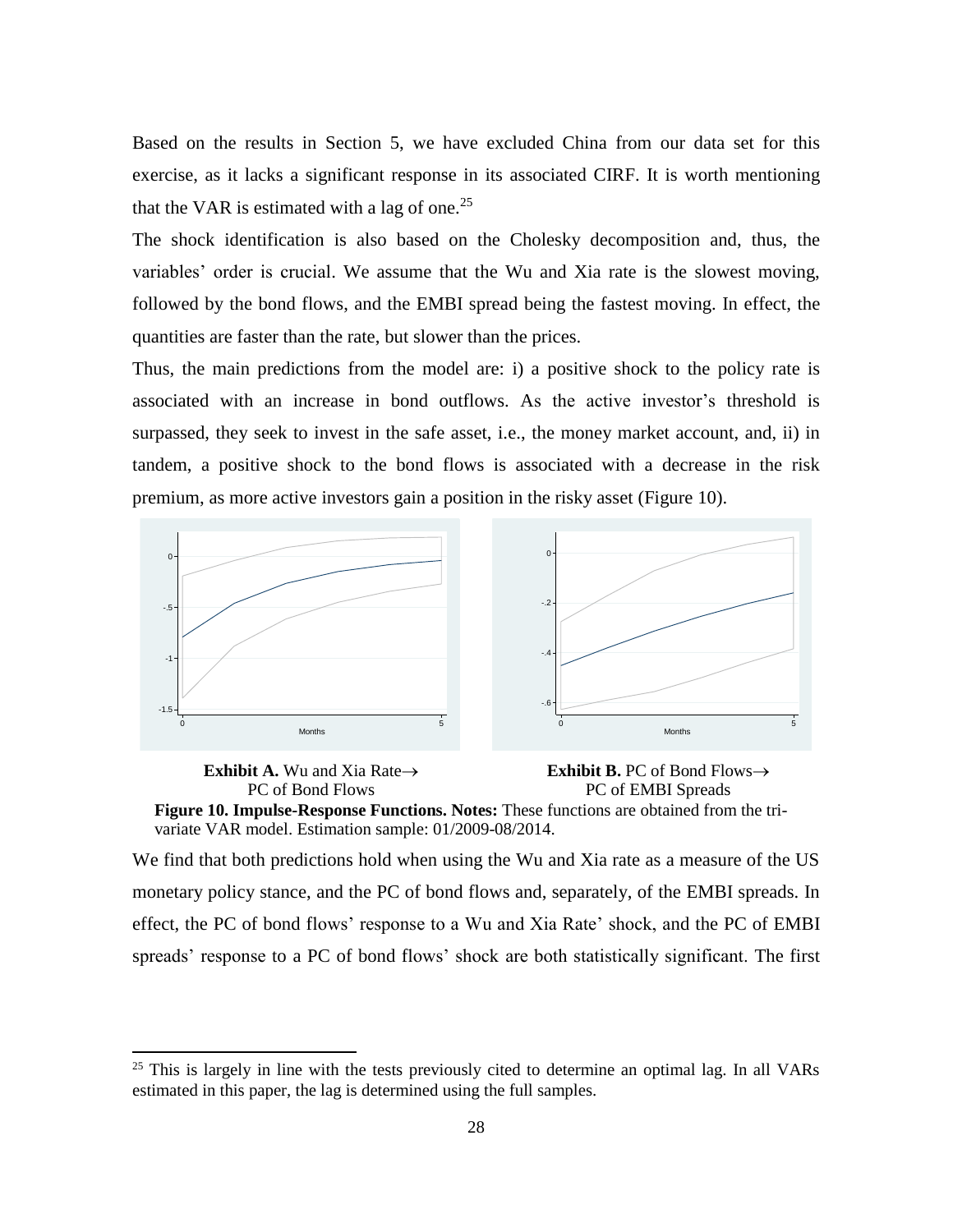Based on the results in Section 5, we have excluded China from our data set for this exercise, as it lacks a significant response in its associated CIRF. It is worth mentioning that the VAR is estimated with a lag of one.[25]

The shock identification is also based on the Cholesky decomposition and, thus, the variables' order is crucial. We assume that the Wu and Xia rate is the slowest moving, followed by the bond flows, and the EMBI spread being the fastest moving. In effect, the quantities are faster than the rate, but slower than the prices.

Thus, the main predictions from the model are: i) a positive shock to the policy rate is associated with an increase in bond outflows. As the active investor's threshold is surpassed, they seek to invest in the safe asset, i.e., the money market account, and, ii) in tandem, a positive shock to the bond flows is associated with a decrease in the risk premium, as more active investors gain a position in the risky asset (Figure 10).

0
-.5
-1
-1.5
0
5
Months

0
-.2
-.4
-.6
0
5
Months

**Exhibit A.** Wu and Xia Rate→ PC of Bond Flows

**Exhibit B.** PC of Bond Flows→ PC of EMBI Spreads

**Figure 10. Impulse-Response Functions. Notes:** These functions are obtained from the tri-variate VAR model. Estimation sample: 01/2009-08/2014.

We find that both predictions hold when using the Wu and Xia rate as a measure of the US monetary policy stance, and the PC of bond flows and, separately, of the EMBI spreads. In effect, the PC of bond flows' response to a Wu and Xia Rate' shock, and the PC of EMBI spreads' response to a PC of bond flows' shock are both statistically significant. The first

[25] This is largely in line with the tests previously cited to determine an optimal lag. In all VARs estimated in this paper, the lag is determined using the full samples.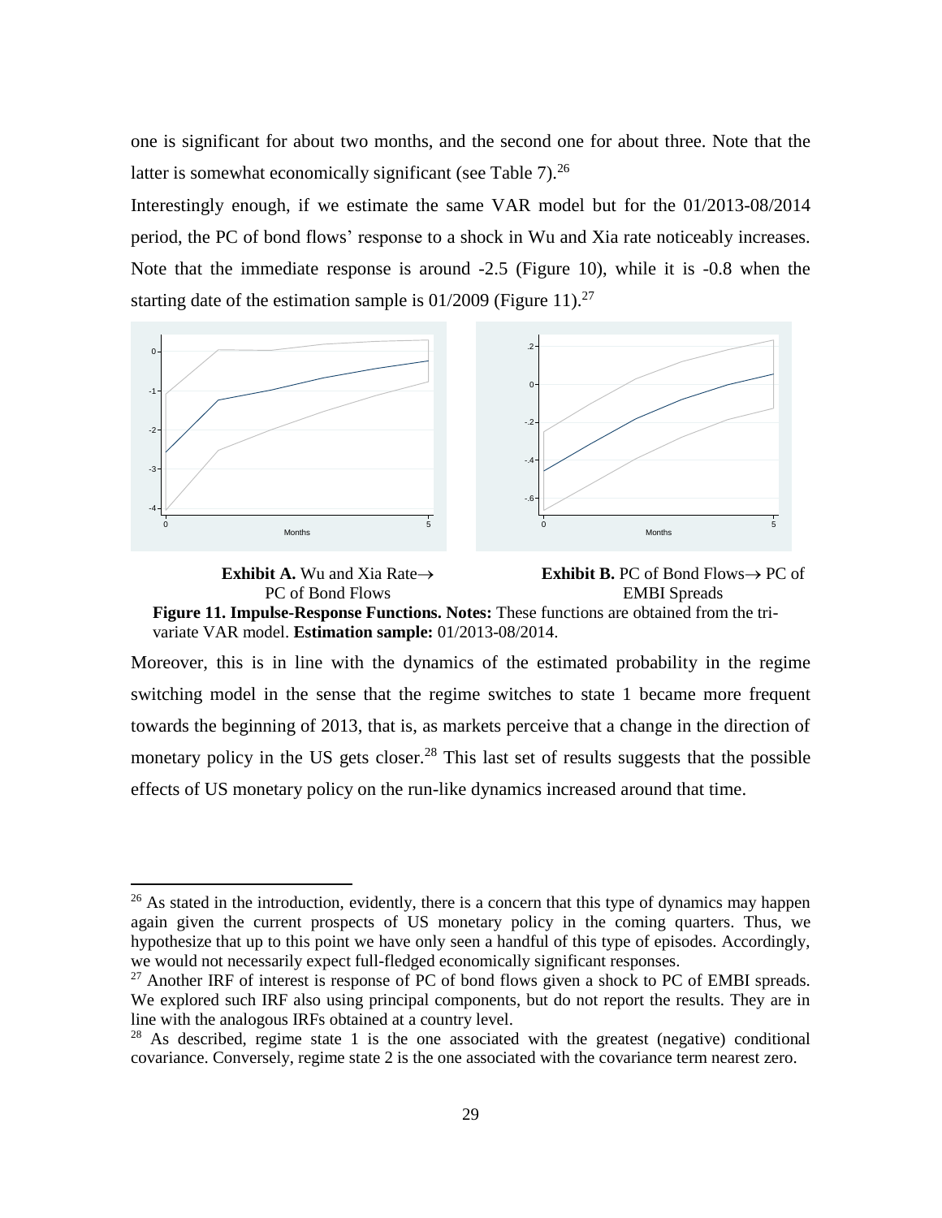one is significant for about two months, and the second one for about three. Note that the latter is somewhat economically significant (see Table 7).[26]

Interestingly enough, if we estimate the same VAR model but for the 01/2013-08/2014 period, the PC of bond flows' response to a shock in Wu and Xia rate noticeably increases. Note that the immediate response is around -2.5 (Figure 10), while it is -0.8 when the starting date of the estimation sample is 01/2009 (Figure 11).[27]

**Exhibit A.** Wu and Xia Rate→ PC of Bond Flows

**Exhibit B.** PC of Bond Flows→ PC of EMBI Spreads

**Figure 11. Impulse-Response Functions. Notes:** These functions are obtained from the tri-variate VAR model. **Estimation sample:** 01/2013-08/2014.

Moreover, this is in line with the dynamics of the estimated probability in the regime switching model in the sense that the regime switches to state 1 became more frequent towards the beginning of 2013, that is, as markets perceive that a change in the direction of monetary policy in the US gets closer.[28] This last set of results suggests that the possible effects of US monetary policy on the run-like dynamics increased around that time.

---

[26] As stated in the introduction, evidently, there is a concern that this type of dynamics may happen again given the current prospects of US monetary policy in the coming quarters. Thus, we hypothesize that up to this point we have only seen a handful of this type of episodes. Accordingly, we would not necessarily expect full-fledged economically significant responses.

[27] Another IRF of interest is response of PC of bond flows given a shock to PC of EMBI spreads. We explored such IRF also using principal components, but do not report the results. They are in line with the analogous IRFs obtained at a country level.

[28] As described, regime state 1 is the one associated with the greatest (negative) conditional covariance. Conversely, regime state 2 is the one associated with the covariance term nearest zero.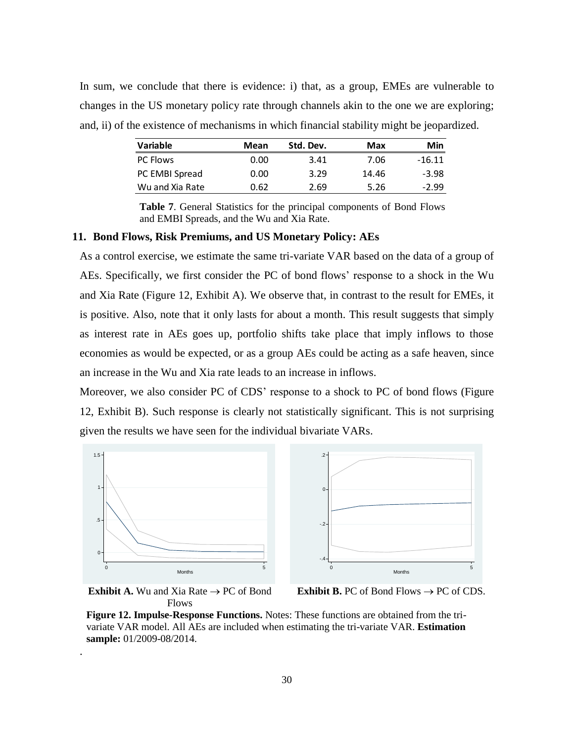In sum, we conclude that there is evidence: i) that, as a group, EMEs are vulnerable to changes in the US monetary policy rate through channels akin to the one we are exploring; and, ii) of the existence of mechanisms in which financial stability might be jeopardized.

| Variable | Mean | Std. Dev. | Max | Min |
|---|---|---|---|---|
| PC Flows | 0.00 | 3.41 | 7.06 | -16.11 |
| PC EMBI Spread | 0.00 | 3.29 | 14.46 | -3.98 |
| Wu and Xia Rate | 0.62 | 2.69 | 5.26 | -2.99 |

**Table 7**. General Statistics for the principal components of Bond Flows and EMBI Spreads, and the Wu and Xia Rate.

## 11. Bond Flows, Risk Premiums, and US Monetary Policy: AEs

As a control exercise, we estimate the same tri-variate VAR based on the data of a group of AEs. Specifically, we first consider the PC of bond flows' response to a shock in the Wu and Xia Rate (Figure 12, Exhibit A). We observe that, in contrast to the result for EMEs, it is positive. Also, note that it only lasts for about a month. This result suggests that simply as interest rate in AEs goes up, portfolio shifts take place that imply inflows to those economies as would be expected, or as a group AEs could be acting as a safe heaven, since an increase in the Wu and Xia rate leads to an increase in inflows.

Moreover, we also consider PC of CDS' response to a shock to PC of bond flows (Figure 12, Exhibit B). Such response is clearly not statistically significant. This is not surprising given the results we have seen for the individual bivariate VARs.

1.5
1
.5
0
0
5
Months

**Exhibit A.** Wu and Xia Rate → PC of Bond Flows

.2
0
-.2
-.4
0
5
Months

**Exhibit B.** PC of Bond Flows → PC of CDS.

**Figure 12. Impulse-Response Functions.** Notes: These functions are obtained from the tri-variate VAR model. All AEs are included when estimating the tri-variate VAR. **Estimation sample:** 01/2009-08/2014.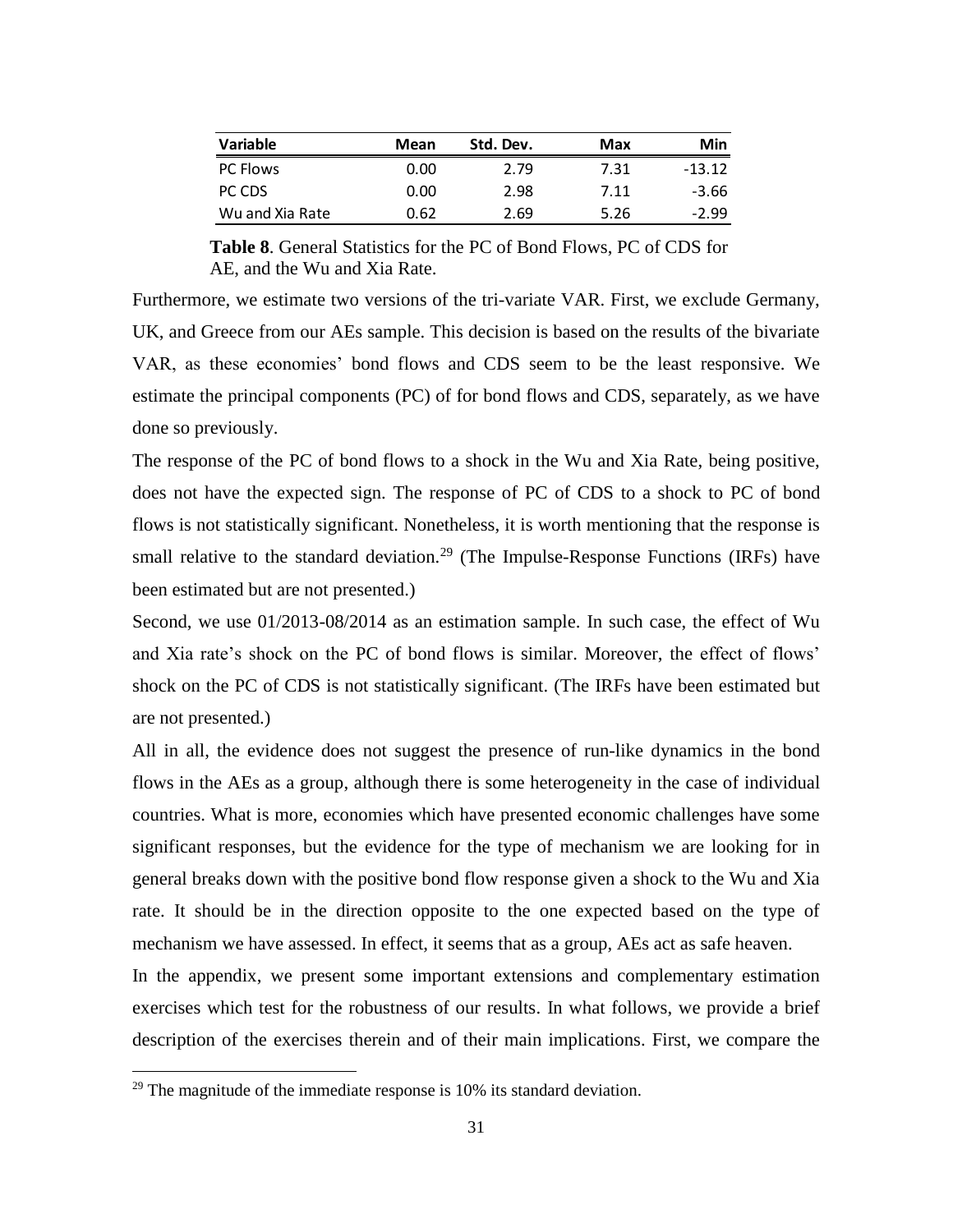| Variable | Mean | Std. Dev. | Max | Min |
|---|---|---|---|---|
| PC Flows | 0.00 | 2.79 | 7.31 | -13.12 |
| PC CDS | 0.00 | 2.98 | 7.11 | -3.66 |
| Wu and Xia Rate | 0.62 | 2.69 | 5.26 | -2.99 |

**Table 8**. General Statistics for the PC of Bond Flows, PC of CDS for AE, and the Wu and Xia Rate.

Furthermore, we estimate two versions of the tri-variate VAR. First, we exclude Germany, UK, and Greece from our AEs sample. This decision is based on the results of the bivariate VAR, as these economies' bond flows and CDS seem to be the least responsive. We estimate the principal components (PC) of for bond flows and CDS, separately, as we have done so previously.

The response of the PC of bond flows to a shock in the Wu and Xia Rate, being positive, does not have the expected sign. The response of PC of CDS to a shock to PC of bond flows is not statistically significant. Nonetheless, it is worth mentioning that the response is small relative to the standard deviation.[29] (The Impulse-Response Functions (IRFs) have been estimated but are not presented.)

Second, we use 01/2013-08/2014 as an estimation sample. In such case, the effect of Wu and Xia rate's shock on the PC of bond flows is similar. Moreover, the effect of flows' shock on the PC of CDS is not statistically significant. (The IRFs have been estimated but are not presented.)

All in all, the evidence does not suggest the presence of run-like dynamics in the bond flows in the AEs as a group, although there is some heterogeneity in the case of individual countries. What is more, economies which have presented economic challenges have some significant responses, but the evidence for the type of mechanism we are looking for in general breaks down with the positive bond flow response given a shock to the Wu and Xia rate. It should be in the direction opposite to the one expected based on the type of mechanism we have assessed. In effect, it seems that as a group, AEs act as safe heaven.

In the appendix, we present some important extensions and complementary estimation exercises which test for the robustness of our results. In what follows, we provide a brief description of the exercises therein and of their main implications. First, we compare the

[29] The magnitude of the immediate response is 10% its standard deviation.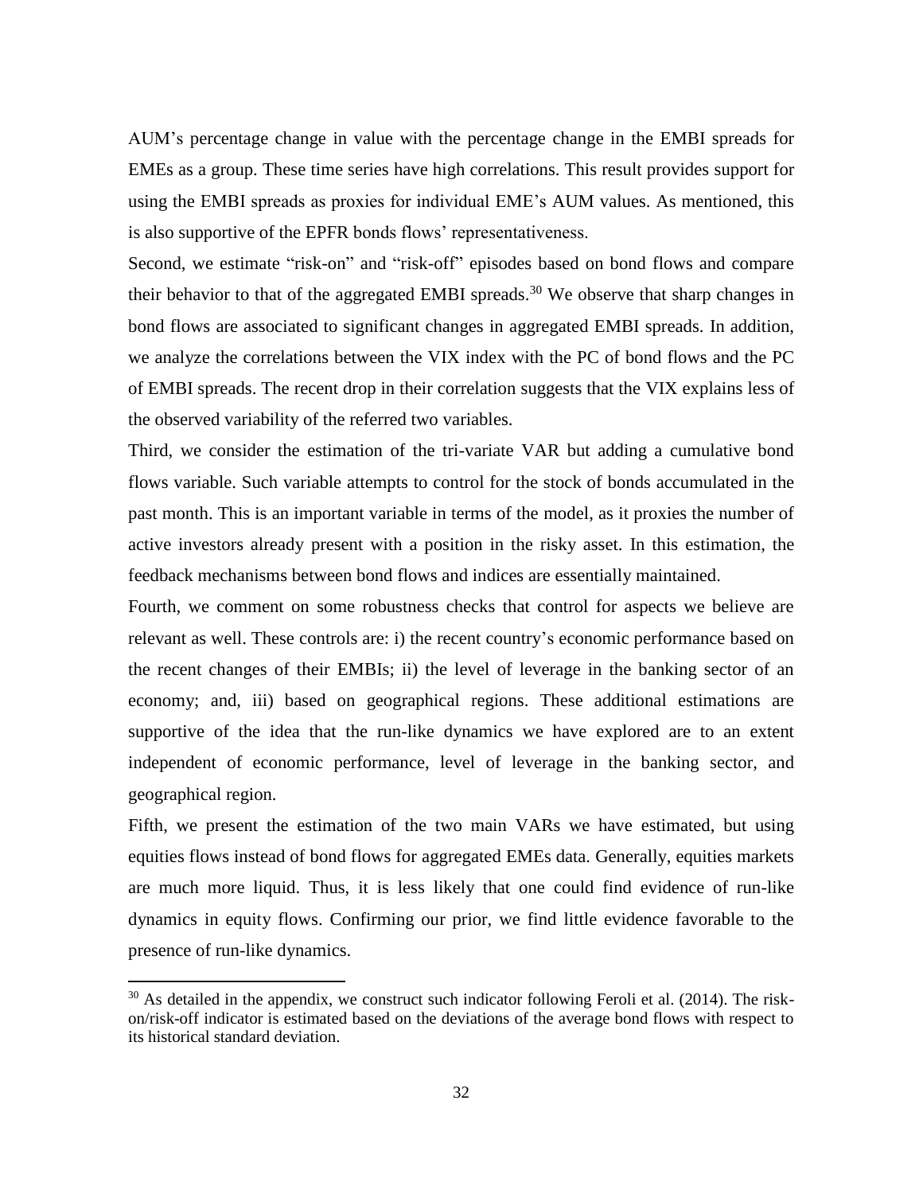AUM's percentage change in value with the percentage change in the EMBI spreads for EMEs as a group. These time series have high correlations. This result provides support for using the EMBI spreads as proxies for individual EME's AUM values. As mentioned, this is also supportive of the EPFR bonds flows' representativeness.

Second, we estimate "risk-on" and "risk-off" episodes based on bond flows and compare their behavior to that of the aggregated EMBI spreads.[30] We observe that sharp changes in bond flows are associated to significant changes in aggregated EMBI spreads. In addition, we analyze the correlations between the VIX index with the PC of bond flows and the PC of EMBI spreads. The recent drop in their correlation suggests that the VIX explains less of the observed variability of the referred two variables.

Third, we consider the estimation of the tri-variate VAR but adding a cumulative bond flows variable. Such variable attempts to control for the stock of bonds accumulated in the past month. This is an important variable in terms of the model, as it proxies the number of active investors already present with a position in the risky asset. In this estimation, the feedback mechanisms between bond flows and indices are essentially maintained.

Fourth, we comment on some robustness checks that control for aspects we believe are relevant as well. These controls are: i) the recent country's economic performance based on the recent changes of their EMBIs; ii) the level of leverage in the banking sector of an economy; and, iii) based on geographical regions. These additional estimations are supportive of the idea that the run-like dynamics we have explored are to an extent independent of economic performance, level of leverage in the banking sector, and geographical region.

Fifth, we present the estimation of the two main VARs we have estimated, but using equities flows instead of bond flows for aggregated EMEs data. Generally, equities markets are much more liquid. Thus, it is less likely that one could find evidence of run-like dynamics in equity flows. Confirming our prior, we find little evidence favorable to the presence of run-like dynamics.

[30] As detailed in the appendix, we construct such indicator following Feroli et al. (2014). The risk-on/risk-off indicator is estimated based on the deviations of the average bond flows with respect to its historical standard deviation.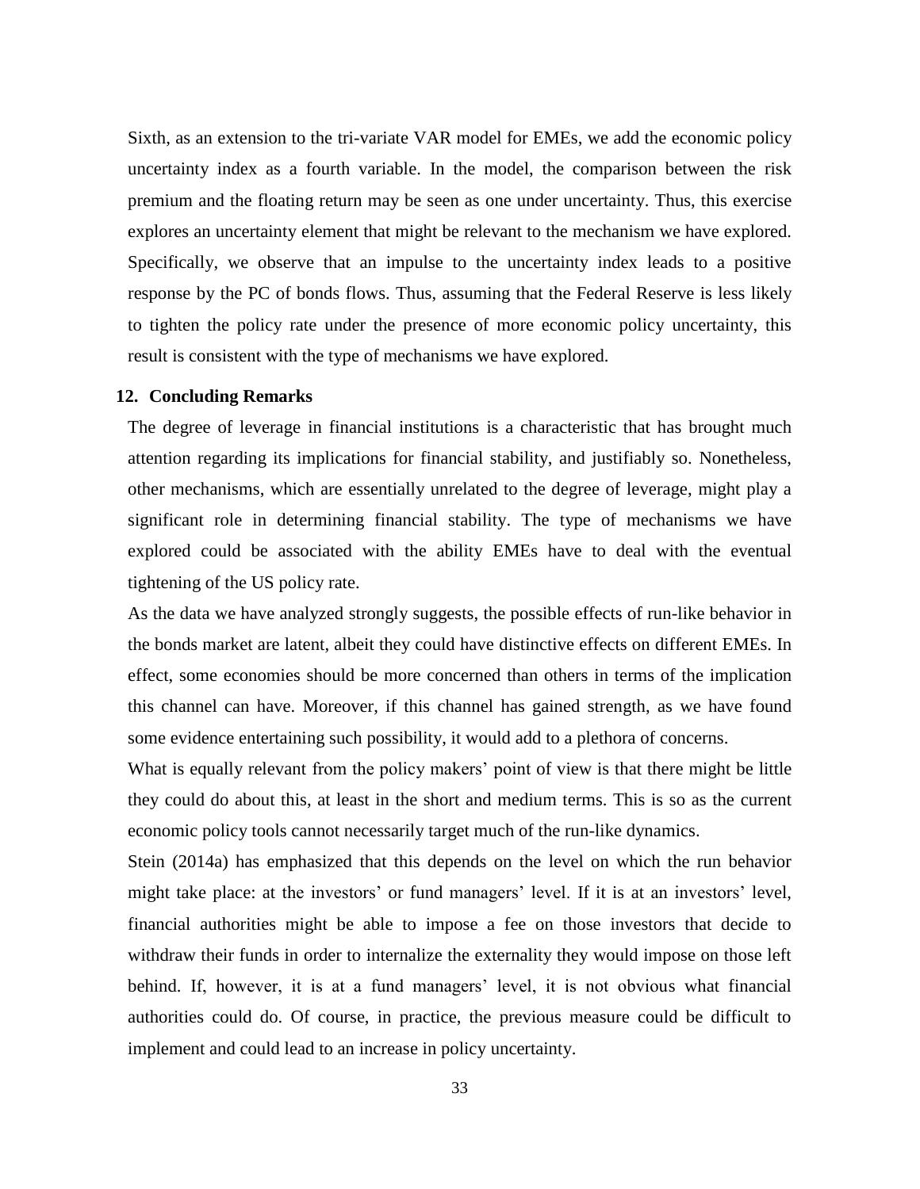Sixth, as an extension to the tri-variate VAR model for EMEs, we add the economic policy uncertainty index as a fourth variable. In the model, the comparison between the risk premium and the floating return may be seen as one under uncertainty. Thus, this exercise explores an uncertainty element that might be relevant to the mechanism we have explored. Specifically, we observe that an impulse to the uncertainty index leads to a positive response by the PC of bonds flows. Thus, assuming that the Federal Reserve is less likely to tighten the policy rate under the presence of more economic policy uncertainty, this result is consistent with the type of mechanisms we have explored.

## 12. Concluding Remarks

The degree of leverage in financial institutions is a characteristic that has brought much attention regarding its implications for financial stability, and justifiably so. Nonetheless, other mechanisms, which are essentially unrelated to the degree of leverage, might play a significant role in determining financial stability. The type of mechanisms we have explored could be associated with the ability EMEs have to deal with the eventual tightening of the US policy rate.

As the data we have analyzed strongly suggests, the possible effects of run-like behavior in the bonds market are latent, albeit they could have distinctive effects on different EMEs. In effect, some economies should be more concerned than others in terms of the implication this channel can have. Moreover, if this channel has gained strength, as we have found some evidence entertaining such possibility, it would add to a plethora of concerns.

What is equally relevant from the policy makers' point of view is that there might be little they could do about this, at least in the short and medium terms. This is so as the current economic policy tools cannot necessarily target much of the run-like dynamics.

Stein (2014a) has emphasized that this depends on the level on which the run behavior might take place: at the investors' or fund managers' level. If it is at an investors' level, financial authorities might be able to impose a fee on those investors that decide to withdraw their funds in order to internalize the externality they would impose on those left behind. If, however, it is at a fund managers' level, it is not obvious what financial authorities could do. Of course, in practice, the previous measure could be difficult to implement and could lead to an increase in policy uncertainty.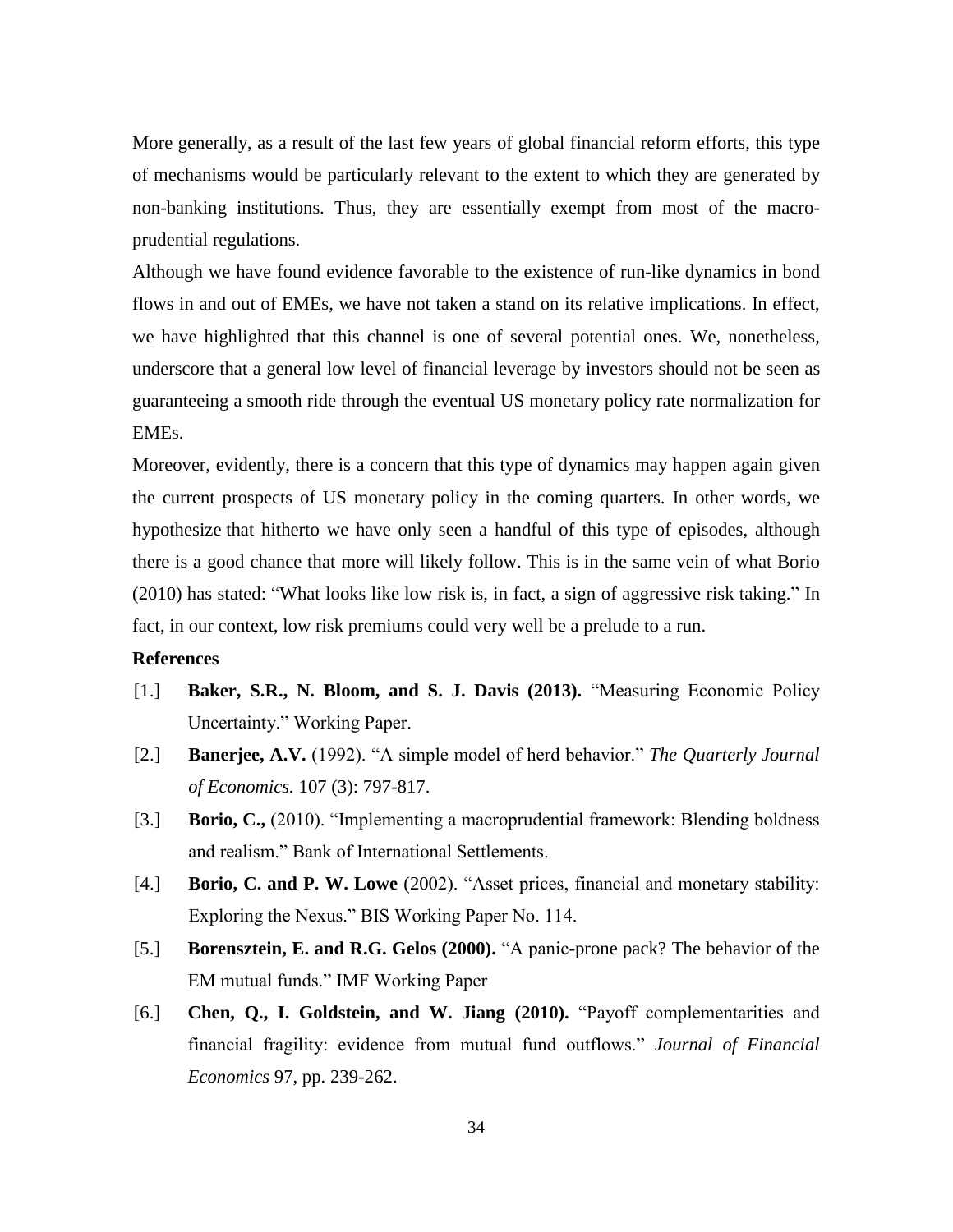More generally, as a result of the last few years of global financial reform efforts, this type of mechanisms would be particularly relevant to the extent to which they are generated by non-banking institutions. Thus, they are essentially exempt from most of the macro-prudential regulations.

Although we have found evidence favorable to the existence of run-like dynamics in bond flows in and out of EMEs, we have not taken a stand on its relative implications. In effect, we have highlighted that this channel is one of several potential ones. We, nonetheless, underscore that a general low level of financial leverage by investors should not be seen as guaranteeing a smooth ride through the eventual US monetary policy rate normalization for EMEs.

Moreover, evidently, there is a concern that this type of dynamics may happen again given the current prospects of US monetary policy in the coming quarters. In other words, we hypothesize that hitherto we have only seen a handful of this type of episodes, although there is a good chance that more will likely follow. This is in the same vein of what Borio (2010) has stated: "What looks like low risk is, in fact, a sign of aggressive risk taking." In fact, in our context, low risk premiums could very well be a prelude to a run.

**References**

[1.] **Baker, S.R., N. Bloom, and S. J. Davis (2013).** "Measuring Economic Policy Uncertainty." Working Paper.

[2.] **Banerjee, A.V.** (1992). "A simple model of herd behavior." *The Quarterly Journal of Economics.* 107 (3): 797-817.

[3.] **Borio, C.,** (2010). "Implementing a macroprudential framework: Blending boldness and realism." Bank of International Settlements.

[4.] **Borio, C. and P. W. Lowe** (2002). "Asset prices, financial and monetary stability: Exploring the Nexus." BIS Working Paper No. 114.

[5.] **Borensztein, E. and R.G. Gelos (2000).** "A panic-prone pack? The behavior of the EM mutual funds." IMF Working Paper

[6.] **Chen, Q., I. Goldstein, and W. Jiang (2010).** "Payoff complementarities and financial fragility: evidence from mutual fund outflows." *Journal of Financial Economics* 97, pp. 239-262.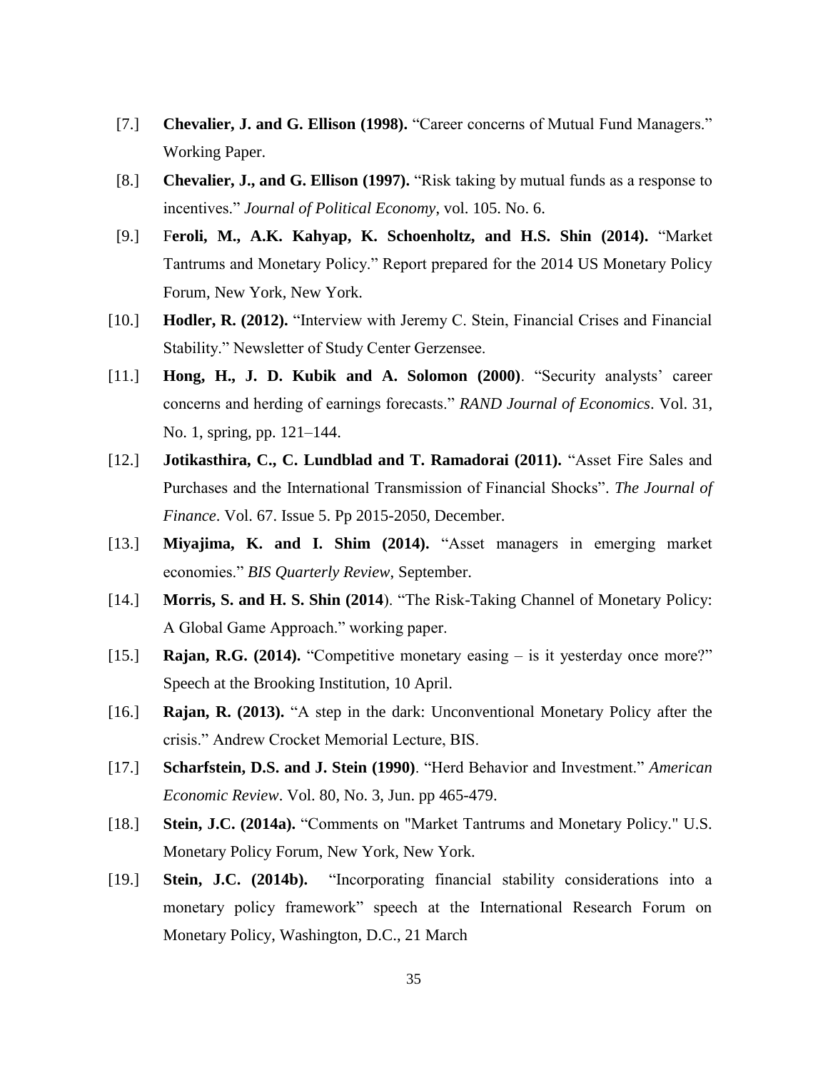[7.] **Chevalier, J. and G. Ellison (1998).** "Career concerns of Mutual Fund Managers." Working Paper.

[8.] **Chevalier, J., and G. Ellison (1997).** "Risk taking by mutual funds as a response to incentives." *Journal of Political Economy*, vol. 105. No. 6.

[9.] F**eroli, M., A.K. Kahyap, K. Schoenholtz, and H.S. Shin (2014).** "Market Tantrums and Monetary Policy." Report prepared for the 2014 US Monetary Policy Forum, New York, New York.

[10.] **Hodler, R. (2012).** "Interview with Jeremy C. Stein, Financial Crises and Financial Stability." Newsletter of Study Center Gerzensee.

[11.] **Hong, H., J. D. Kubik and A. Solomon (2000)**. "Security analysts' career concerns and herding of earnings forecasts." *RAND Journal of Economics*. Vol. 31, No. 1, spring, pp. 121–144.

[12.] **Jotikasthira, C., C. Lundblad and T. Ramadorai (2011).** "Asset Fire Sales and Purchases and the International Transmission of Financial Shocks". *The Journal of Finance*. Vol. 67. Issue 5. Pp 2015-2050, December.

[13.] **Miyajima, K. and I. Shim (2014).** "Asset managers in emerging market economies." *BIS Quarterly Review*, September.

[14.] **Morris, S. and H. S. Shin (2014**). "The Risk-Taking Channel of Monetary Policy: A Global Game Approach." working paper.

[15.] **Rajan, R.G. (2014).** "Competitive monetary easing – is it yesterday once more?" Speech at the Brooking Institution, 10 April.

[16.] **Rajan, R. (2013).** "A step in the dark: Unconventional Monetary Policy after the crisis." Andrew Crocket Memorial Lecture, BIS.

[17.] **Scharfstein, D.S. and J. Stein (1990)**. "Herd Behavior and Investment." *American Economic Review*. Vol. 80, No. 3, Jun. pp 465-479.

[18.] **Stein, J.C. (2014a).** "Comments on "Market Tantrums and Monetary Policy." U.S. Monetary Policy Forum, New York, New York.

[19.] **Stein, J.C. (2014b).** "Incorporating financial stability considerations into a monetary policy framework" speech at the International Research Forum on Monetary Policy, Washington, D.C., 21 March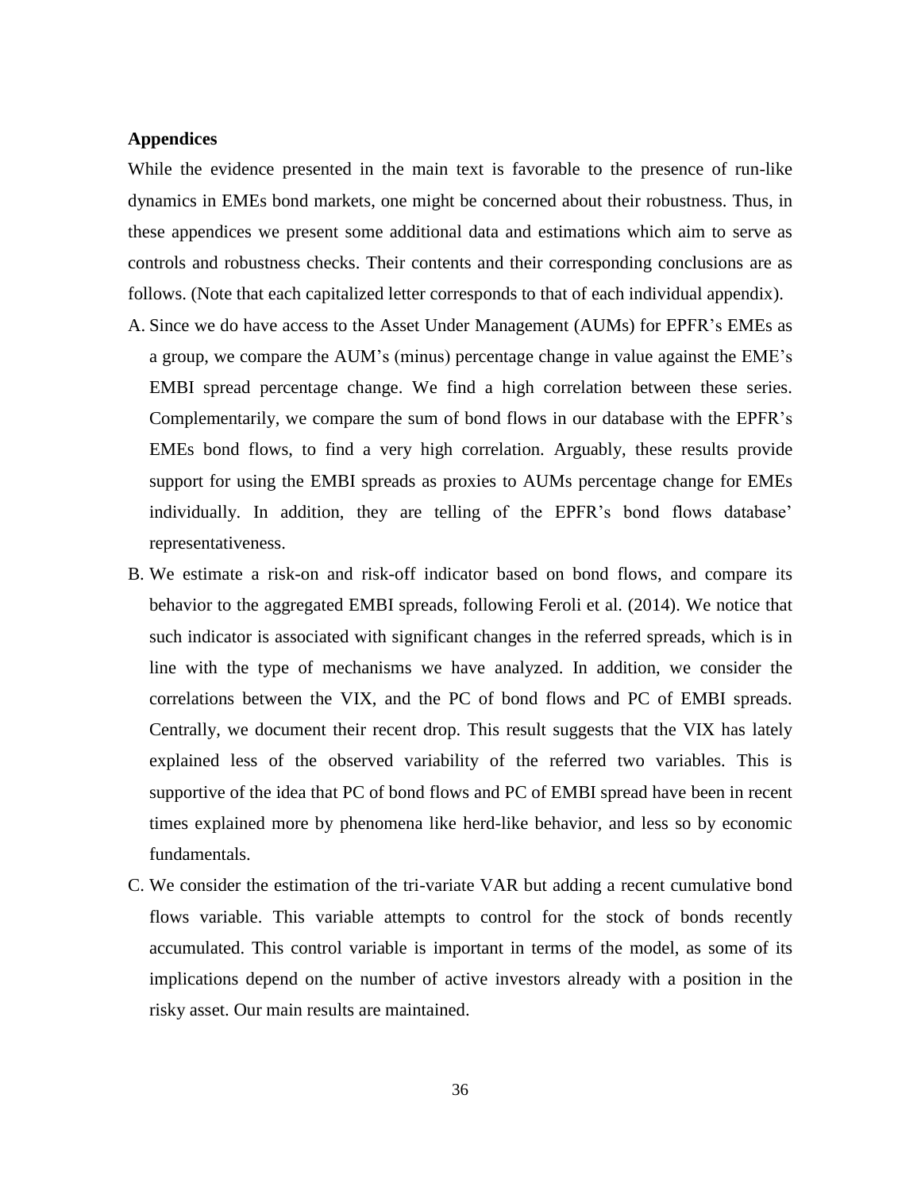## Appendices

While the evidence presented in the main text is favorable to the presence of run-like dynamics in EMEs bond markets, one might be concerned about their robustness. Thus, in these appendices we present some additional data and estimations which aim to serve as controls and robustness checks. Their contents and their corresponding conclusions are as follows. (Note that each capitalized letter corresponds to that of each individual appendix).

A. Since we do have access to the Asset Under Management (AUMs) for EPFR's EMEs as a group, we compare the AUM's (minus) percentage change in value against the EME's EMBI spread percentage change. We find a high correlation between these series. Complementarily, we compare the sum of bond flows in our database with the EPFR's EMEs bond flows, to find a very high correlation. Arguably, these results provide support for using the EMBI spreads as proxies to AUMs percentage change for EMEs individually. In addition, they are telling of the EPFR's bond flows database' representativeness.

B. We estimate a risk-on and risk-off indicator based on bond flows, and compare its behavior to the aggregated EMBI spreads, following Feroli et al. (2014). We notice that such indicator is associated with significant changes in the referred spreads, which is in line with the type of mechanisms we have analyzed. In addition, we consider the correlations between the VIX, and the PC of bond flows and PC of EMBI spreads. Centrally, we document their recent drop. This result suggests that the VIX has lately explained less of the observed variability of the referred two variables. This is supportive of the idea that PC of bond flows and PC of EMBI spread have been in recent times explained more by phenomena like herd-like behavior, and less so by economic fundamentals.

C. We consider the estimation of the tri-variate VAR but adding a recent cumulative bond flows variable. This variable attempts to control for the stock of bonds recently accumulated. This control variable is important in terms of the model, as some of its implications depend on the number of active investors already with a position in the risky asset. Our main results are maintained.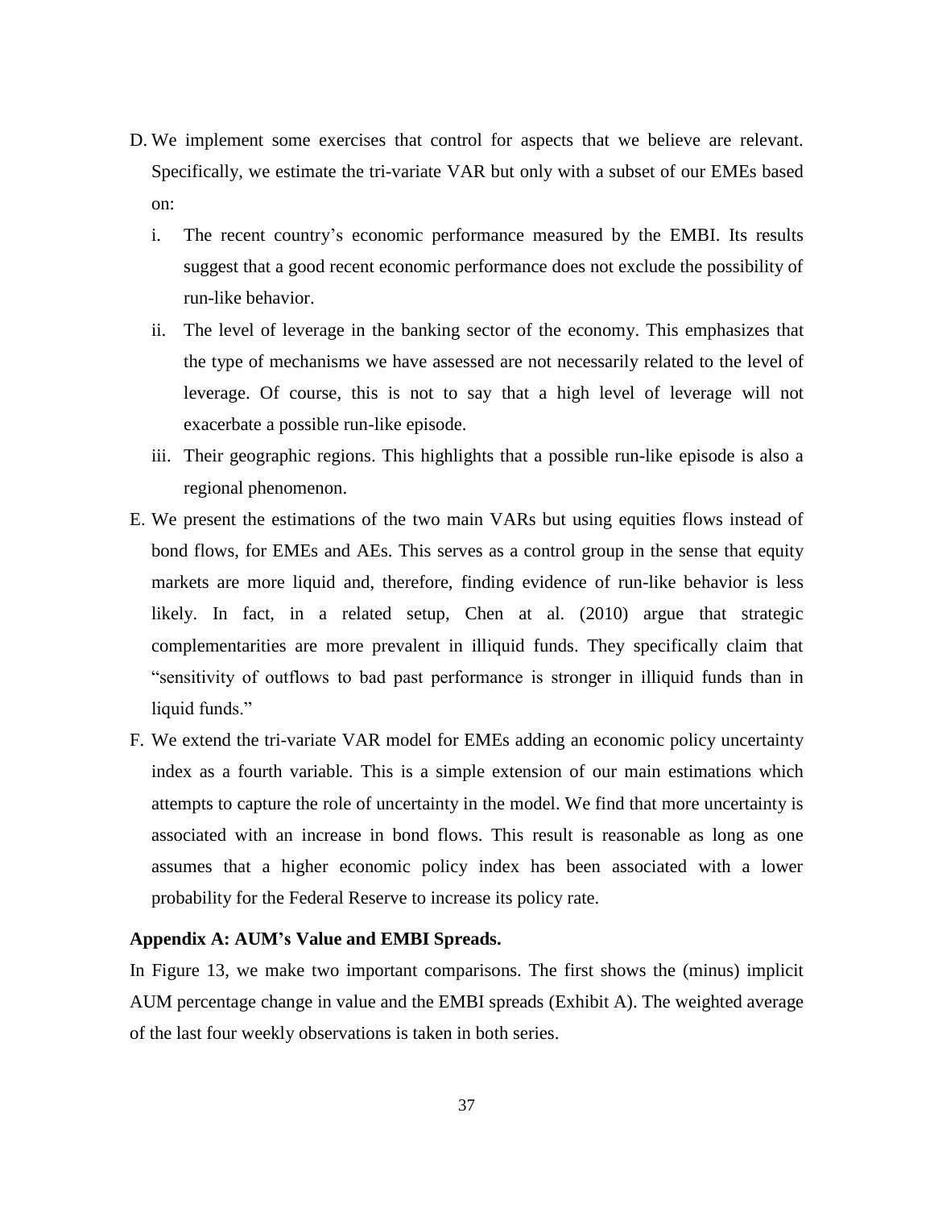D. We implement some exercises that control for aspects that we believe are relevant. Specifically, we estimate the tri-variate VAR but only with a subset of our EMEs based on:

   i. The recent country's economic performance measured by the EMBI. Its results suggest that a good recent economic performance does not exclude the possibility of run-like behavior.

   ii. The level of leverage in the banking sector of the economy. This emphasizes that the type of mechanisms we have assessed are not necessarily related to the level of leverage. Of course, this is not to say that a high level of leverage will not exacerbate a possible run-like episode.

   iii. Their geographic regions. This highlights that a possible run-like episode is also a regional phenomenon.

E. We present the estimations of the two main VARs but using equities flows instead of bond flows, for EMEs and AEs. This serves as a control group in the sense that equity markets are more liquid and, therefore, finding evidence of run-like behavior is less likely. In fact, in a related setup, Chen at al. (2010) argue that strategic complementarities are more prevalent in illiquid funds. They specifically claim that "sensitivity of outflows to bad past performance is stronger in illiquid funds than in liquid funds."

F. We extend the tri-variate VAR model for EMEs adding an economic policy uncertainty index as a fourth variable. This is a simple extension of our main estimations which attempts to capture the role of uncertainty in the model. We find that more uncertainty is associated with an increase in bond flows. This result is reasonable as long as one assumes that a higher economic policy index has been associated with a lower probability for the Federal Reserve to increase its policy rate.

**Appendix A: AUM's Value and EMBI Spreads.**

In Figure 13, we make two important comparisons. The first shows the (minus) implicit AUM percentage change in value and the EMBI spreads (Exhibit A). The weighted average of the last four weekly observations is taken in both series.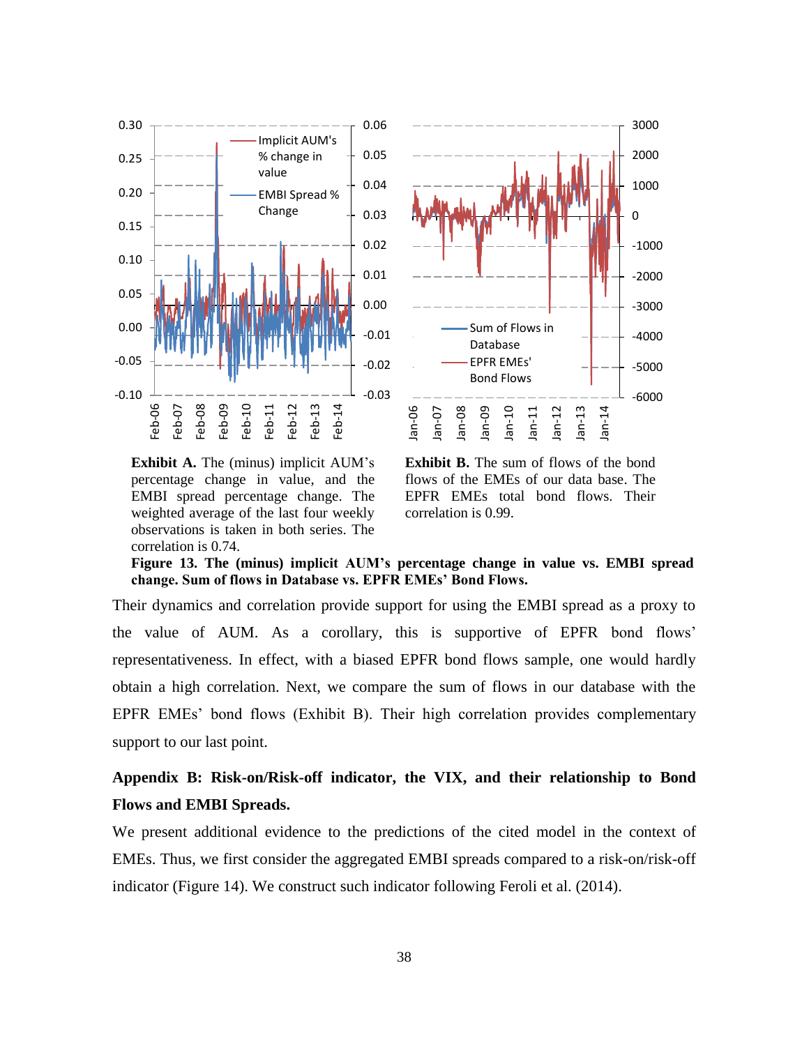0.30
0.25
0.20
0.15
0.10
0.05
0.00
-0.05
-0.10

0.06
0.05
0.04
0.03
0.02
0.01
0.00
-0.01
-0.02
-0.03

Implicit AUM's % change in value
EMBI Spread % Change

Feb-06 Feb-07 Feb-08 Feb-09 Feb-10 Feb-11 Feb-12 Feb-13 Feb-14

3000
2000
1000
0
-1000
-2000
-3000
-4000
-5000
-6000

Sum of Flows in Database
EPFR EMEs' Bond Flows

Jan-06 Jan-07 Jan-08 Jan-09 Jan-10 Jan-11 Jan-12 Jan-13 Jan-14

**Exhibit A.** The (minus) implicit AUM's percentage change in value, and the EMBI spread percentage change. The weighted average of the last four weekly observations is taken in both series. The correlation is 0.74.

**Exhibit B.** The sum of flows of the bond flows of the EMEs of our data base. The EPFR EMEs total bond flows. Their correlation is 0.99.

**Figure 13. The (minus) implicit AUM's percentage change in value vs. EMBI spread change. Sum of flows in Database vs. EPFR EMEs' Bond Flows.**

Their dynamics and correlation provide support for using the EMBI spread as a proxy to the value of AUM. As a corollary, this is supportive of EPFR bond flows' representativeness. In effect, with a biased EPFR bond flows sample, one would hardly obtain a high correlation. Next, we compare the sum of flows in our database with the EPFR EMEs' bond flows (Exhibit B). Their high correlation provides complementary support to our last point.

## Appendix B: Risk-on/Risk-off indicator, the VIX, and their relationship to Bond Flows and EMBI Spreads.

We present additional evidence to the predictions of the cited model in the context of EMEs. Thus, we first consider the aggregated EMBI spreads compared to a risk-on/risk-off indicator (Figure 14). We construct such indicator following Feroli et al. (2014).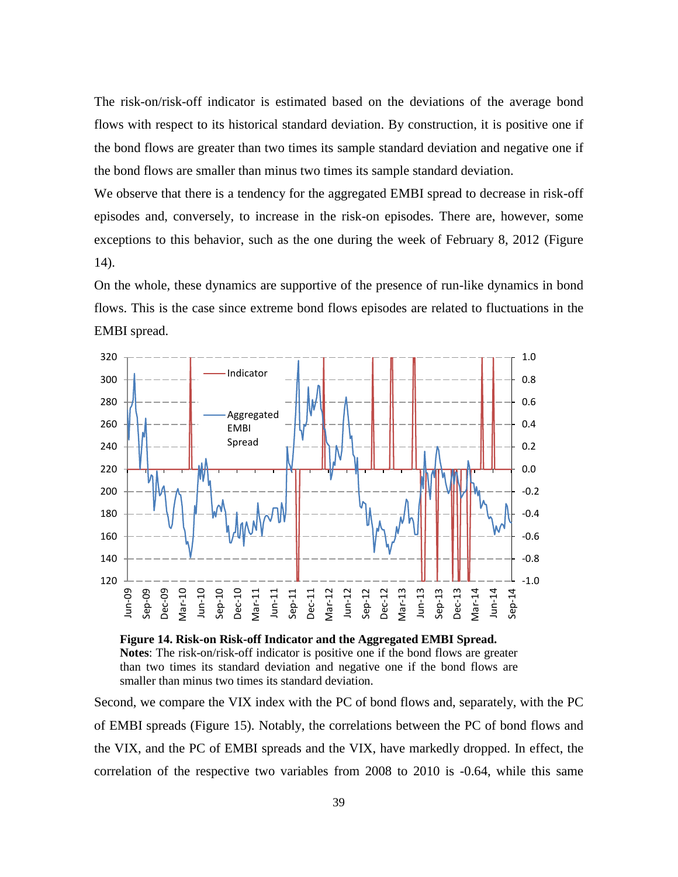The risk-on/risk-off indicator is estimated based on the deviations of the average bond flows with respect to its historical standard deviation. By construction, it is positive one if the bond flows are greater than two times its sample standard deviation and negative one if the bond flows are smaller than minus two times its sample standard deviation.

We observe that there is a tendency for the aggregated EMBI spread to decrease in risk-off episodes and, conversely, to increase in the risk-on episodes. There are, however, some exceptions to this behavior, such as the one during the week of February 8, 2012 (Figure 14).

On the whole, these dynamics are supportive of the presence of run-like dynamics in bond flows. This is the case since extreme bond flows episodes are related to fluctuations in the EMBI spread.

**Figure 14. Risk-on Risk-off Indicator and the Aggregated EMBI Spread.**
**Notes**: The risk-on/risk-off indicator is positive one if the bond flows are greater than two times its standard deviation and negative one if the bond flows are smaller than minus two times its standard deviation.

Second, we compare the VIX index with the PC of bond flows and, separately, with the PC of EMBI spreads (Figure 15). Notably, the correlations between the PC of bond flows and the VIX, and the PC of EMBI spreads and the VIX, have markedly dropped. In effect, the correlation of the respective two variables from 2008 to 2010 is -0.64, while this same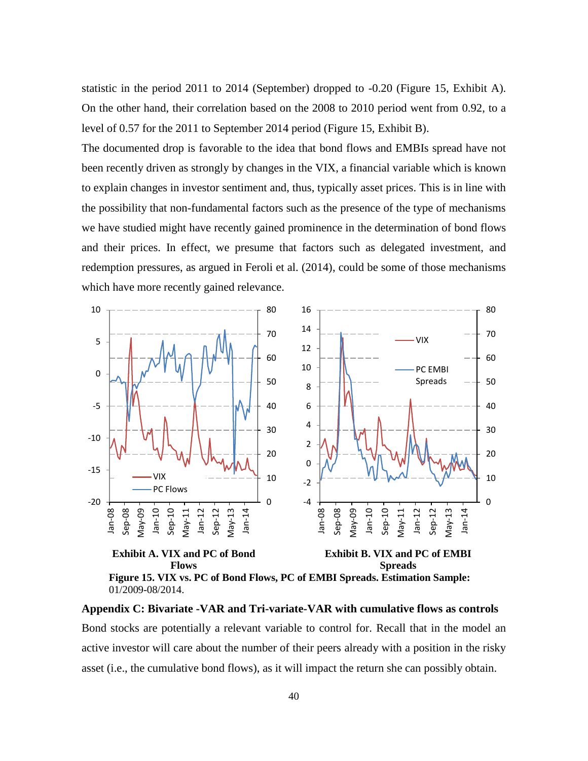statistic in the period 2011 to 2014 (September) dropped to -0.20 (Figure 15, Exhibit A). On the other hand, their correlation based on the 2008 to 2010 period went from 0.92, to a level of 0.57 for the 2011 to September 2014 period (Figure 15, Exhibit B).

The documented drop is favorable to the idea that bond flows and EMBIs spread have not been recently driven as strongly by changes in the VIX, a financial variable which is known to explain changes in investor sentiment and, thus, typically asset prices. This is in line with the possibility that non-fundamental factors such as the presence of the type of mechanisms we have studied might have recently gained prominence in the determination of bond flows and their prices. In effect, we presume that factors such as delegated investment, and redemption pressures, as argued in Feroli et al. (2014), could be some of those mechanisms which have more recently gained relevance.

10
5
0
-5
-10
-15
-20

80
70
60
50
40
30
20
10
0

VIX
PC Flows

Jan-08
Sep-08
May-09
Jan-10
Sep-10
May-11
Jan-12
Sep-12
May-13
Jan-14

**Exhibit A. VIX and PC of Bond Flows**

16
14
12
10
8
6
4
2
0
-2
-4

80
70
60
50
40
30
20
10
0

VIX
PC EMBI Spreads

Jan-08
Sep-08
May-09
Jan-10
Sep-10
May-11
Jan-12
Sep-12
May-13
Jan-14

**Exhibit B. VIX and PC of EMBI Spreads**

**Figure 15. VIX vs. PC of Bond Flows, PC of EMBI Spreads. Estimation Sample:** 01/2009-08/2014.

**Appendix C: Bivariate -VAR and Tri-variate-VAR with cumulative flows as controls**

Bond stocks are potentially a relevant variable to control for. Recall that in the model an active investor will care about the number of their peers already with a position in the risky asset (i.e., the cumulative bond flows), as it will impact the return she can possibly obtain.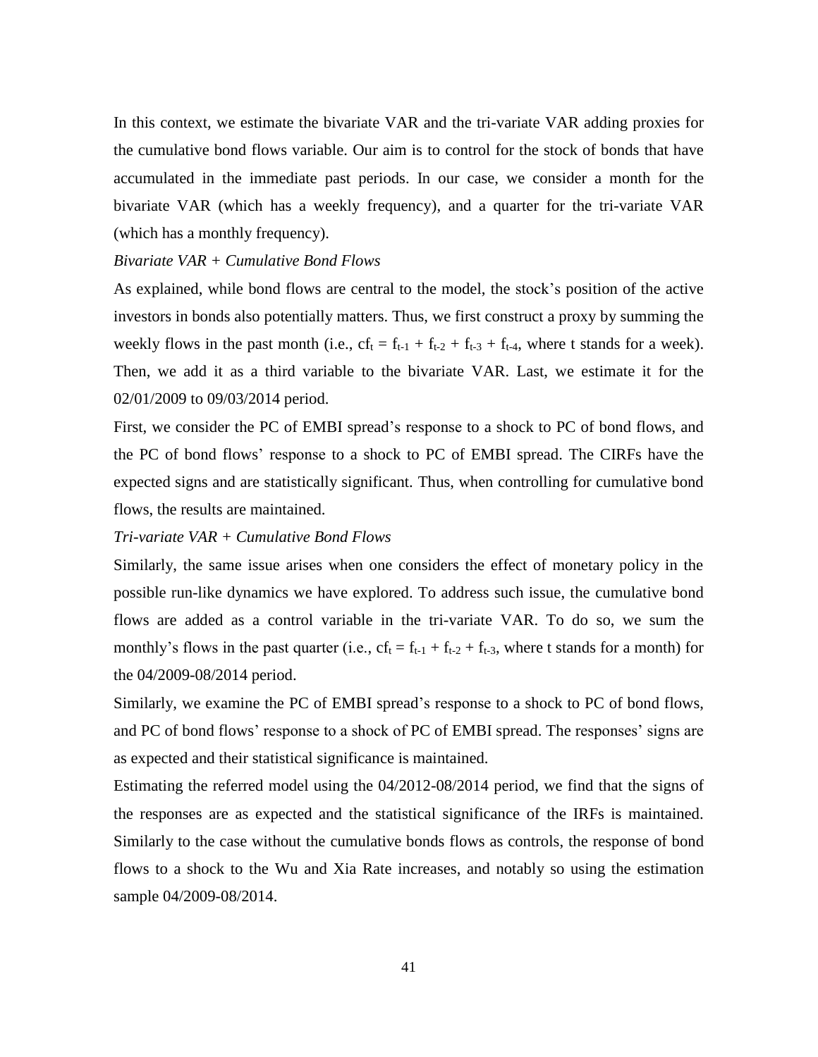In this context, we estimate the bivariate VAR and the tri-variate VAR adding proxies for the cumulative bond flows variable. Our aim is to control for the stock of bonds that have accumulated in the immediate past periods. In our case, we consider a month for the bivariate VAR (which has a weekly frequency), and a quarter for the tri-variate VAR (which has a monthly frequency).

*Bivariate VAR + Cumulative Bond Flows*

As explained, while bond flows are central to the model, the stock's position of the active investors in bonds also potentially matters. Thus, we first construct a proxy by summing the weekly flows in the past month (i.e., $cf_t = f_{t-1} + f_{t-2} + f_{t-3} + f_{t-4}$, where t stands for a week). Then, we add it as a third variable to the bivariate VAR. Last, we estimate it for the 02/01/2009 to 09/03/2014 period.

First, we consider the PC of EMBI spread's response to a shock to PC of bond flows, and the PC of bond flows' response to a shock to PC of EMBI spread. The CIRFs have the expected signs and are statistically significant. Thus, when controlling for cumulative bond flows, the results are maintained.

*Tri-variate VAR + Cumulative Bond Flows*

Similarly, the same issue arises when one considers the effect of monetary policy in the possible run-like dynamics we have explored. To address such issue, the cumulative bond flows are added as a control variable in the tri-variate VAR. To do so, we sum the monthly's flows in the past quarter (i.e., $cf_t = f_{t-1} + f_{t-2} + f_{t-3}$, where t stands for a month) for the 04/2009-08/2014 period.

Similarly, we examine the PC of EMBI spread's response to a shock to PC of bond flows, and PC of bond flows' response to a shock of PC of EMBI spread. The responses' signs are as expected and their statistical significance is maintained.

Estimating the referred model using the 04/2012-08/2014 period, we find that the signs of the responses are as expected and the statistical significance of the IRFs is maintained. Similarly to the case without the cumulative bonds flows as controls, the response of bond flows to a shock to the Wu and Xia Rate increases, and notably so using the estimation sample 04/2009-08/2014.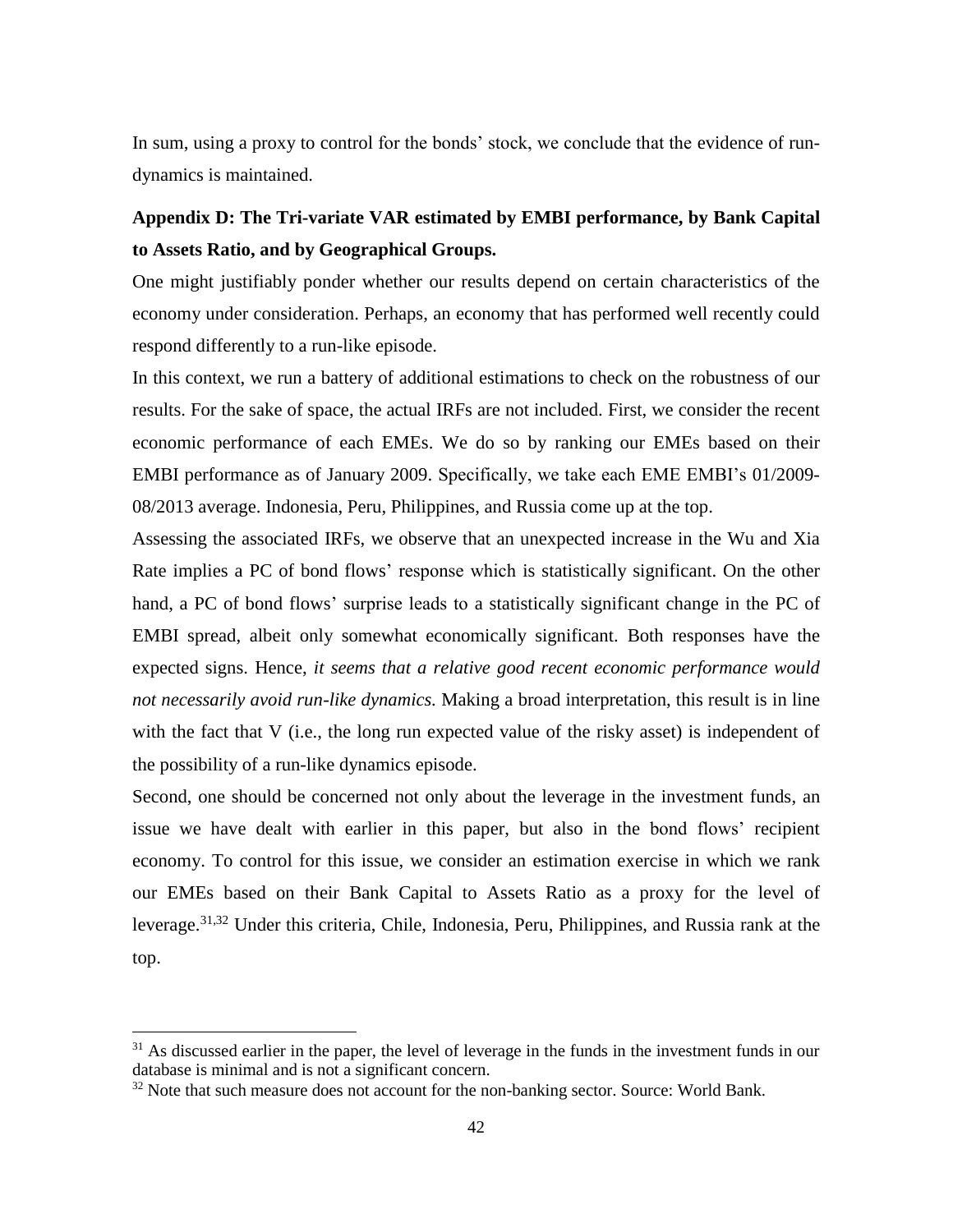In sum, using a proxy to control for the bonds' stock, we conclude that the evidence of run-dynamics is maintained.

## Appendix D: The Tri-variate VAR estimated by EMBI performance, by Bank Capital to Assets Ratio, and by Geographical Groups.

One might justifiably ponder whether our results depend on certain characteristics of the economy under consideration. Perhaps, an economy that has performed well recently could respond differently to a run-like episode.

In this context, we run a battery of additional estimations to check on the robustness of our results. For the sake of space, the actual IRFs are not included. First, we consider the recent economic performance of each EMEs. We do so by ranking our EMEs based on their EMBI performance as of January 2009. Specifically, we take each EME EMBI's 01/2009-08/2013 average. Indonesia, Peru, Philippines, and Russia come up at the top.

Assessing the associated IRFs, we observe that an unexpected increase in the Wu and Xia Rate implies a PC of bond flows' response which is statistically significant. On the other hand, a PC of bond flows' surprise leads to a statistically significant change in the PC of EMBI spread, albeit only somewhat economically significant. Both responses have the expected signs. Hence, *it seems that a relative good recent economic performance would not necessarily avoid run-like dynamics.* Making a broad interpretation, this result is in line with the fact that V (i.e., the long run expected value of the risky asset) is independent of the possibility of a run-like dynamics episode.

Second, one should be concerned not only about the leverage in the investment funds, an issue we have dealt with earlier in this paper, but also in the bond flows' recipient economy. To control for this issue, we consider an estimation exercise in which we rank our EMEs based on their Bank Capital to Assets Ratio as a proxy for the level of leverage.[31,32] Under this criteria, Chile, Indonesia, Peru, Philippines, and Russia rank at the top.

---

[31] As discussed earlier in the paper, the level of leverage in the funds in the investment funds in our database is minimal and is not a significant concern.

[32] Note that such measure does not account for the non-banking sector. Source: World Bank.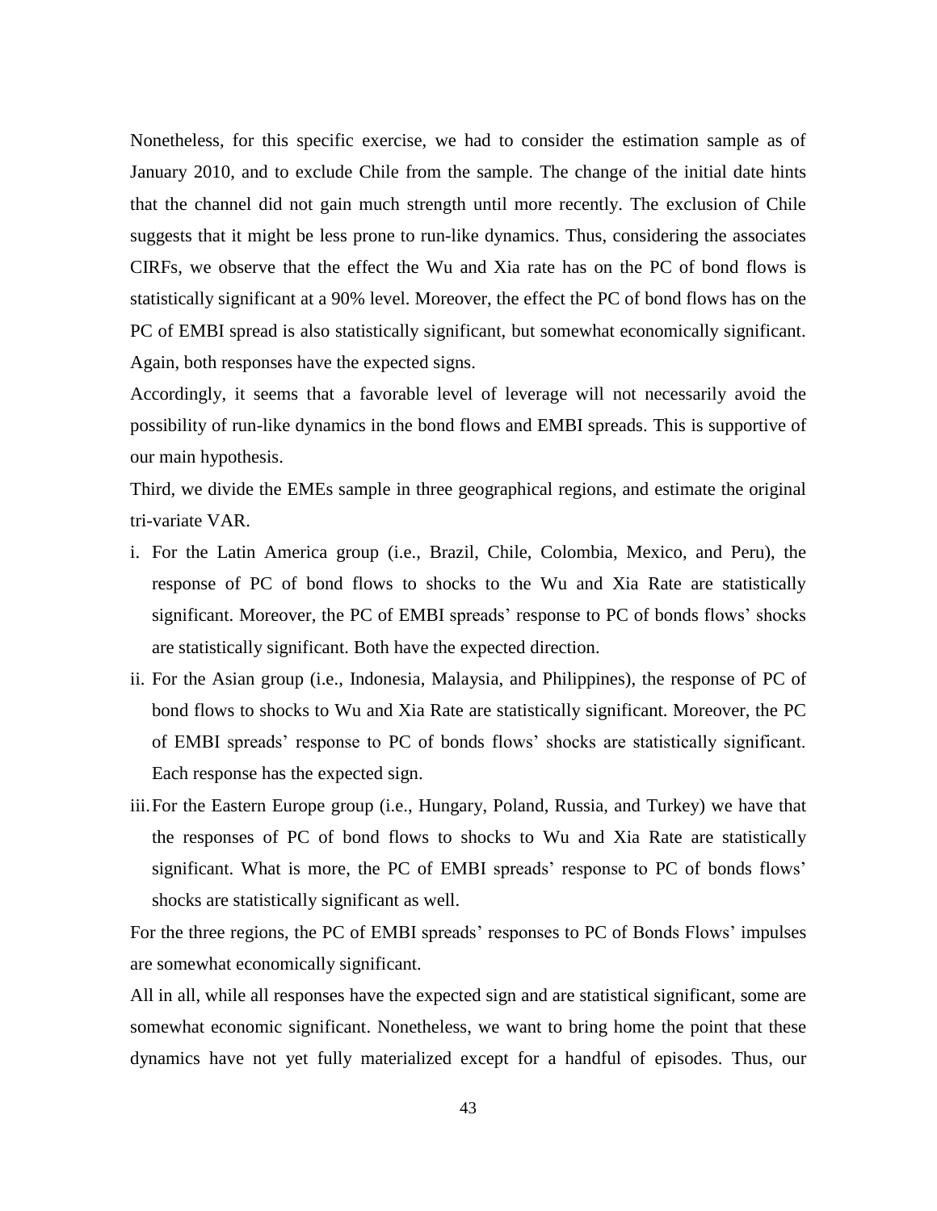Nonetheless, for this specific exercise, we had to consider the estimation sample as of January 2010, and to exclude Chile from the sample. The change of the initial date hints that the channel did not gain much strength until more recently. The exclusion of Chile suggests that it might be less prone to run-like dynamics. Thus, considering the associates CIRFs, we observe that the effect the Wu and Xia rate has on the PC of bond flows is statistically significant at a 90% level. Moreover, the effect the PC of bond flows has on the PC of EMBI spread is also statistically significant, but somewhat economically significant. Again, both responses have the expected signs.

Accordingly, it seems that a favorable level of leverage will not necessarily avoid the possibility of run-like dynamics in the bond flows and EMBI spreads. This is supportive of our main hypothesis.

Third, we divide the EMEs sample in three geographical regions, and estimate the original tri-variate VAR.

i. For the Latin America group (i.e., Brazil, Chile, Colombia, Mexico, and Peru), the response of PC of bond flows to shocks to the Wu and Xia Rate are statistically significant. Moreover, the PC of EMBI spreads' response to PC of bonds flows' shocks are statistically significant. Both have the expected direction.

ii. For the Asian group (i.e., Indonesia, Malaysia, and Philippines), the response of PC of bond flows to shocks to Wu and Xia Rate are statistically significant. Moreover, the PC of EMBI spreads' response to PC of bonds flows' shocks are statistically significant. Each response has the expected sign.

iii. For the Eastern Europe group (i.e., Hungary, Poland, Russia, and Turkey) we have that the responses of PC of bond flows to shocks to Wu and Xia Rate are statistically significant. What is more, the PC of EMBI spreads' response to PC of bonds flows' shocks are statistically significant as well.

For the three regions, the PC of EMBI spreads' responses to PC of Bonds Flows' impulses are somewhat economically significant.

All in all, while all responses have the expected sign and are statistical significant, some are somewhat economic significant. Nonetheless, we want to bring home the point that these dynamics have not yet fully materialized except for a handful of episodes. Thus, our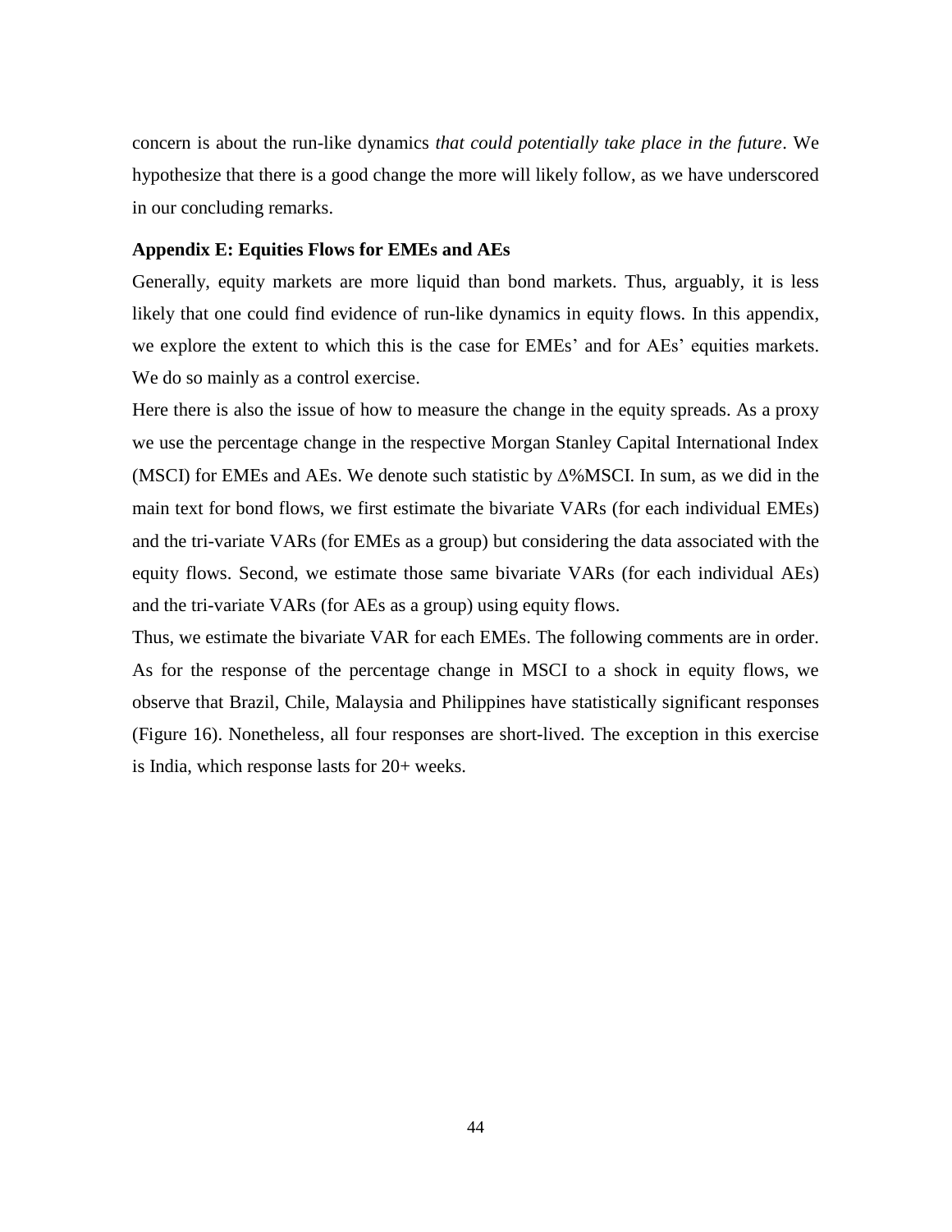concern is about the run-like dynamics *that could potentially take place in the future*. We hypothesize that there is a good change the more will likely follow, as we have underscored in our concluding remarks.

**Appendix E: Equities Flows for EMEs and AEs**

Generally, equity markets are more liquid than bond markets. Thus, arguably, it is less likely that one could find evidence of run-like dynamics in equity flows. In this appendix, we explore the extent to which this is the case for EMEs' and for AEs' equities markets. We do so mainly as a control exercise.

Here there is also the issue of how to measure the change in the equity spreads. As a proxy we use the percentage change in the respective Morgan Stanley Capital International Index (MSCI) for EMEs and AEs. We denote such statistic by $\Delta$%MSCI. In sum, as we did in the main text for bond flows, we first estimate the bivariate VARs (for each individual EMEs) and the tri-variate VARs (for EMEs as a group) but considering the data associated with the equity flows. Second, we estimate those same bivariate VARs (for each individual AEs) and the tri-variate VARs (for AEs as a group) using equity flows.

Thus, we estimate the bivariate VAR for each EMEs. The following comments are in order. As for the response of the percentage change in MSCI to a shock in equity flows, we observe that Brazil, Chile, Malaysia and Philippines have statistically significant responses (Figure 16). Nonetheless, all four responses are short-lived. The exception in this exercise is India, which response lasts for 20+ weeks.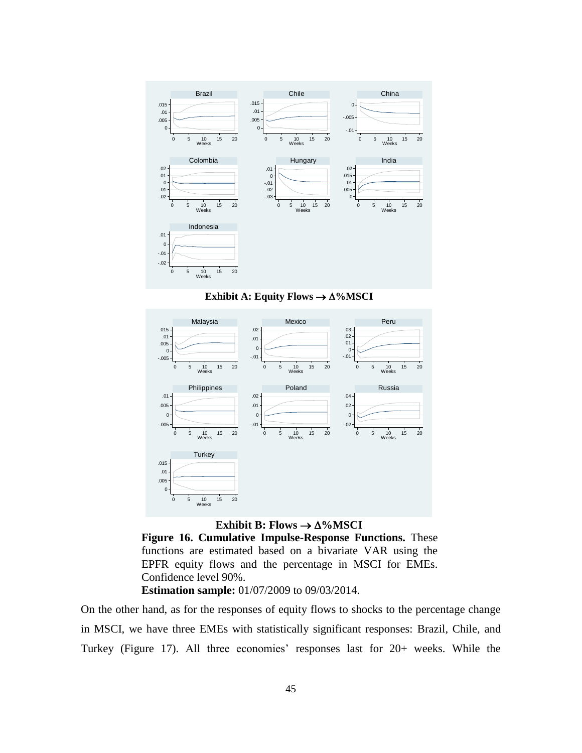Brazil

.015
.01
.005
0

0 5 10 15 20
Weeks

Chile

.015
.01
.005
0

0 5 10 15 20
Weeks

China

0
-.005
-.01

0 5 10 15 20
Weeks

Colombia

.02
.01
0
-.01
-.02

0 5 10 15 20
Weeks

Hungary

.01
0
-.01
-.02
-.03

0 5 10 15 20
Weeks

India

.02
.015
.01
.005
0

0 5 10 15 20
Weeks

Indonesia

.01
0
-.01
-.02

0 5 10 15 20
Weeks

**Exhibit A: Equity Flows → Δ%MSCI**

Malaysia

.015
.01
.005
0
-.005

0 5 10 15 20
Weeks

Mexico

.02
.01
0
-.01

0 5 10 15 20
Weeks

Peru

.03
.02
.01
0
-.01

0 5 10 15 20
Weeks

Philippines

.01
.005
0
-.005

0 5 10 15 20
Weeks

Poland

.02
.01
0
-.01

0 5 10 15 20
Weeks

Russia

.04
.02
0
-.02

0 5 10 15 20
Weeks

Turkey

.015
.01
.005
0

0 5 10 15 20
Weeks

**Exhibit B: Flows → Δ%MSCI**

**Figure 16. Cumulative Impulse-Response Functions.** These functions are estimated based on a bivariate VAR using the EPFR equity flows and the percentage in MSCI for EMEs. Confidence level 90%.

**Estimation sample:** 01/07/2009 to 09/03/2014.

On the other hand, as for the responses of equity flows to shocks to the percentage change in MSCI, we have three EMEs with statistically significant responses: Brazil, Chile, and Turkey (Figure 17). All three economies' responses last for 20+ weeks. While the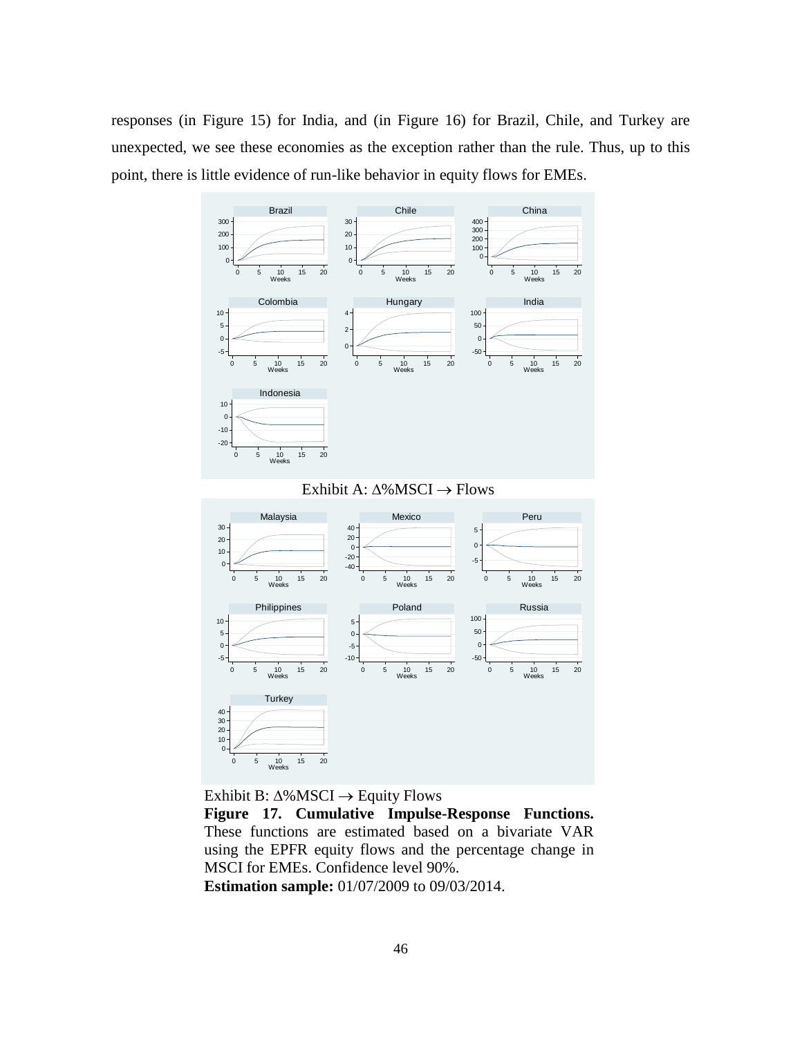responses (in Figure 15) for India, and (in Figure 16) for Brazil, Chile, and Turkey are unexpected, we see these economies as the exception rather than the rule. Thus, up to this point, there is little evidence of run-like behavior in equity flows for EMEs.

Brazil
300
200
100
0
0 5 10 15 20
Weeks

Chile
30
20
10
0
0 5 10 15 20
Weeks

China
400
300
200
100
0
0 5 10 15 20
Weeks

Colombia
10
5
0
-5
0 5 10 15 20
Weeks

Hungary
4
2
0
0 5 10 15 20
Weeks

India
100
50
0
-50
0 5 10 15 20
Weeks

Indonesia
10
0
-10
-20
0 5 10 15 20
Weeks

Exhibit A: Δ%MSCI → Flows

Malaysia
30
20
10
0
0 5 10 15 20
Weeks

Mexico
40
20
0
-20
-40
0 5 10 15 20
Weeks

Peru
5
0
-5
0 5 10 15 20
Weeks

Philippines
10
5
0
-5
0 5 10 15 20
Weeks

Poland
5
0
-5
-10
0 5 10 15 20
Weeks

Russia
100
50
0
-50
0 5 10 15 20
Weeks

Turkey
40
30
20
10
0
0 5 10 15 20
Weeks

Exhibit B: Δ%MSCI → Equity Flows

**Figure 17. Cumulative Impulse-Response Functions.** These functions are estimated based on a bivariate VAR using the EPFR equity flows and the percentage change in MSCI for EMEs. Confidence level 90%.

**Estimation sample:** 01/07/2009 to 09/03/2014.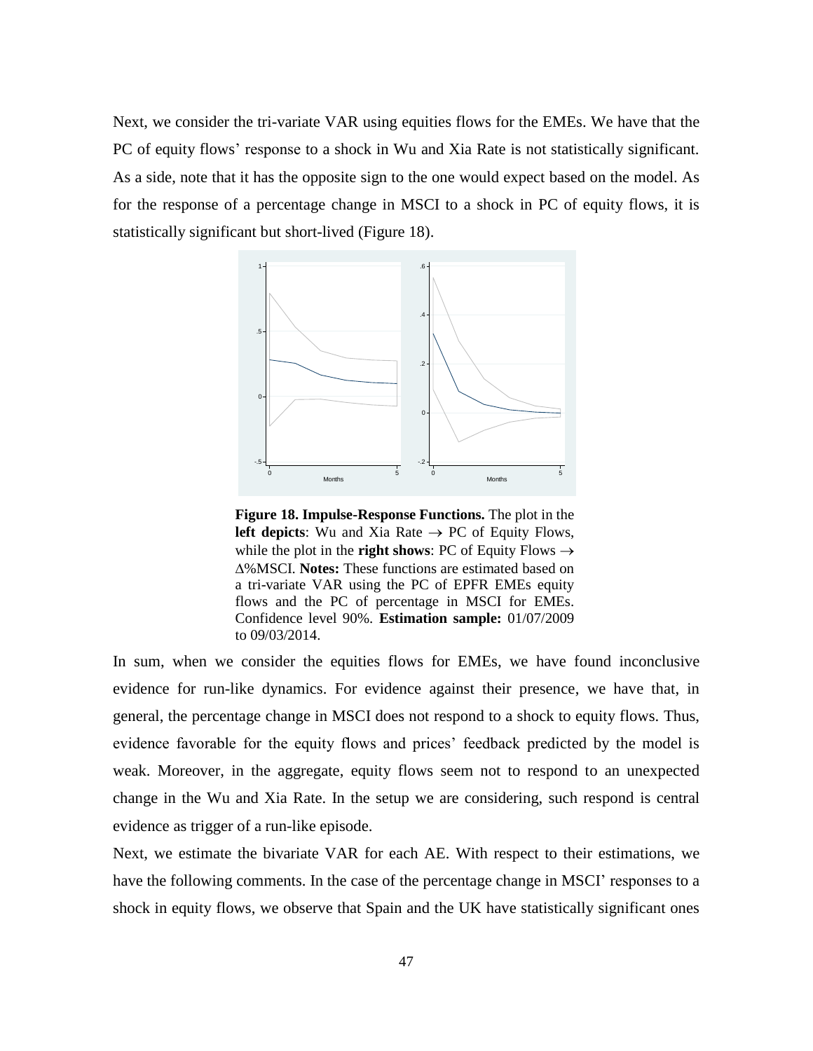Next, we consider the tri-variate VAR using equities flows for the EMEs. We have that the PC of equity flows' response to a shock in Wu and Xia Rate is not statistically significant. As a side, note that it has the opposite sign to the one would expect based on the model. As for the response of a percentage change in MSCI to a shock in PC of equity flows, it is statistically significant but short-lived (Figure 18).

1
.5
0
-.5
0
5
Months

.6
.4
.2
0
-.2
0
5
Months

**Figure 18. Impulse-Response Functions.** The plot in the **left depicts**: Wu and Xia Rate $\rightarrow$ PC of Equity Flows, while the plot in the **right shows**: PC of Equity Flows $\rightarrow$ $\Delta$%MSCI. **Notes:** These functions are estimated based on a tri-variate VAR using the PC of EPFR EMEs equity flows and the PC of percentage in MSCI for EMEs. Confidence level 90%. **Estimation sample:** 01/07/2009 to 09/03/2014.

In sum, when we consider the equities flows for EMEs, we have found inconclusive evidence for run-like dynamics. For evidence against their presence, we have that, in general, the percentage change in MSCI does not respond to a shock to equity flows. Thus, evidence favorable for the equity flows and prices' feedback predicted by the model is weak. Moreover, in the aggregate, equity flows seem not to respond to an unexpected change in the Wu and Xia Rate. In the setup we are considering, such respond is central evidence as trigger of a run-like episode.

Next, we estimate the bivariate VAR for each AE. With respect to their estimations, we have the following comments. In the case of the percentage change in MSCI' responses to a shock in equity flows, we observe that Spain and the UK have statistically significant ones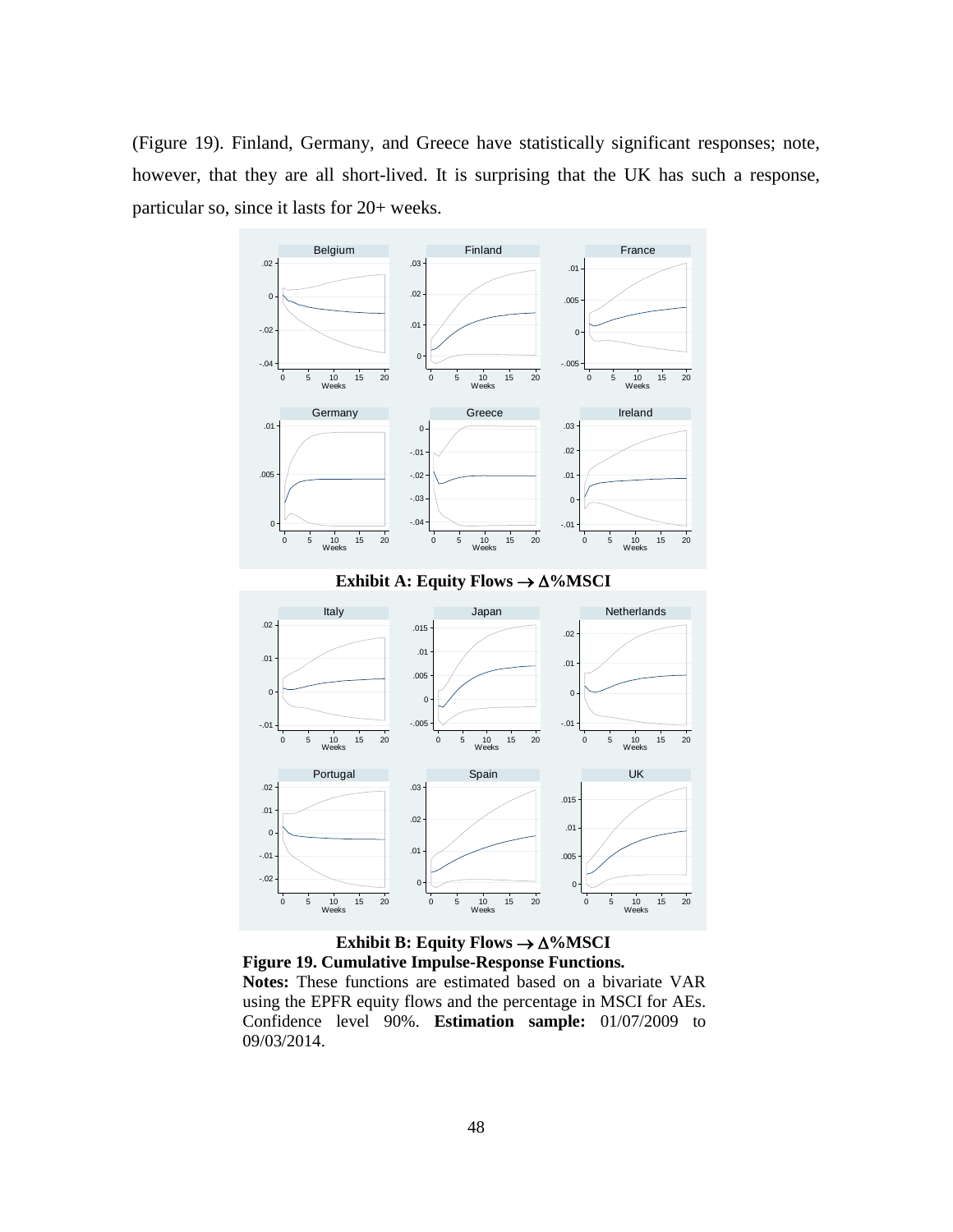(Figure 19). Finland, Germany, and Greece have statistically significant responses; note, however, that they are all short-lived. It is surprising that the UK has such a response, particular so, since it lasts for 20+ weeks.

**Exhibit A: Equity Flows → Δ%MSCI**

**Exhibit B: Equity Flows → Δ%MSCI**

**Figure 19. Cumulative Impulse-Response Functions.**

**Notes:** These functions are estimated based on a bivariate VAR using the EPFR equity flows and the percentage in MSCI for AEs. Confidence level 90%. **Estimation sample:** 01/07/2009 to 09/03/2014.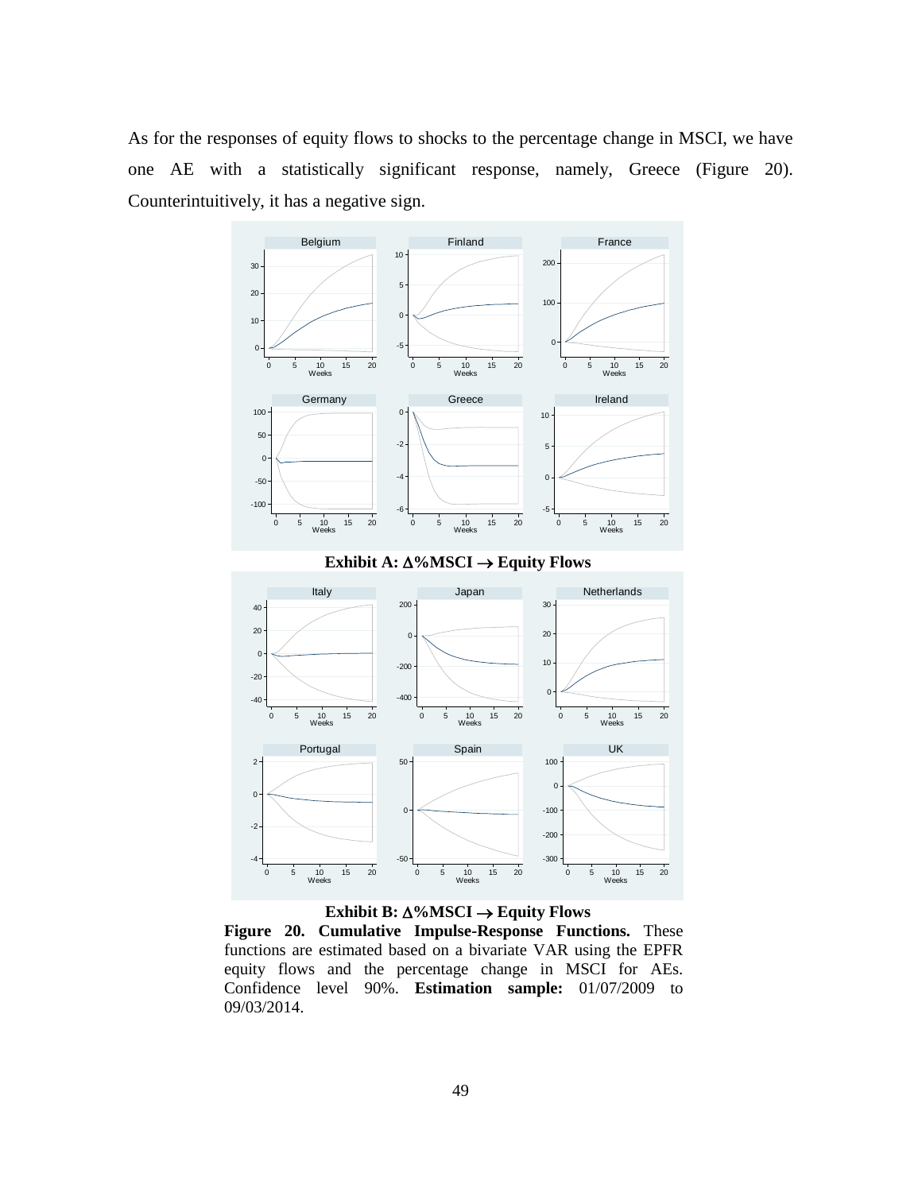As for the responses of equity flows to shocks to the percentage change in MSCI, we have one AE with a statistically significant response, namely, Greece (Figure 20). Counterintuitively, it has a negative sign.

Belgium
30
20
10
0
0 5 10 15 20
Weeks

Finland
10
5
0
-5
0 5 10 15 20
Weeks

France
200
100
0
0 5 10 15 20
Weeks

Germany
100
50
0
-50
-100
0 5 10 15 20
Weeks

Greece
0
-2
-4
-6
0 5 10 15 20
Weeks

Ireland
10
5
0
-5
0 5 10 15 20
Weeks

**Exhibit A: $\Delta$%MSCI $\rightarrow$ Equity Flows**

Italy
40
20
0
-20
-40
0 5 10 15 20
Weeks

Japan
200
0
-200
-400
0 5 10 15 20
Weeks

Netherlands
30
20
10
0
0 5 10 15 20
Weeks

Portugal
2
0
-2
-4
0 5 10 15 20
Weeks

Spain
50
0
-50
0 5 10 15 20
Weeks

UK
100
0
-100
-200
-300
0 5 10 15 20
Weeks

**Exhibit B: $\Delta$%MSCI $\rightarrow$ Equity Flows**

**Figure 20. Cumulative Impulse-Response Functions.** These functions are estimated based on a bivariate VAR using the EPFR equity flows and the percentage change in MSCI for AEs. Confidence level 90%. **Estimation sample:** 01/07/2009 to 09/03/2014.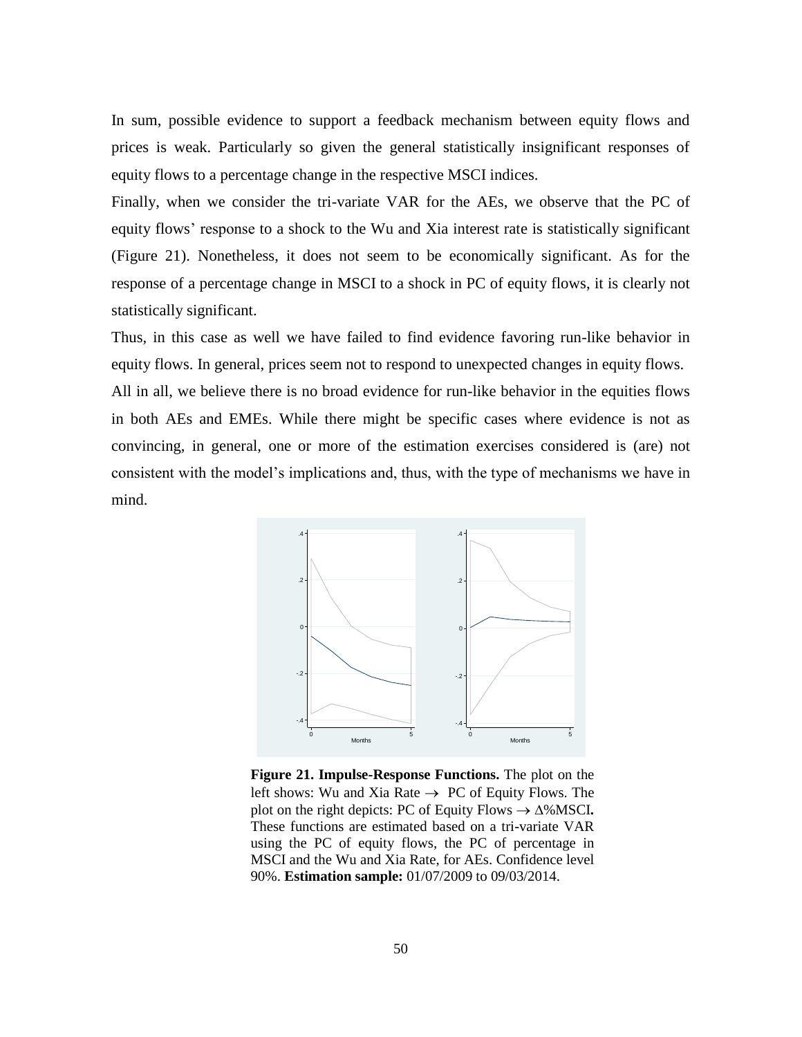In sum, possible evidence to support a feedback mechanism between equity flows and prices is weak. Particularly so given the general statistically insignificant responses of equity flows to a percentage change in the respective MSCI indices.

Finally, when we consider the tri-variate VAR for the AEs, we observe that the PC of equity flows' response to a shock to the Wu and Xia interest rate is statistically significant (Figure 21). Nonetheless, it does not seem to be economically significant. As for the response of a percentage change in MSCI to a shock in PC of equity flows, it is clearly not statistically significant.

Thus, in this case as well we have failed to find evidence favoring run-like behavior in equity flows. In general, prices seem not to respond to unexpected changes in equity flows.

All in all, we believe there is no broad evidence for run-like behavior in the equities flows in both AEs and EMEs. While there might be specific cases where evidence is not as convincing, in general, one or more of the estimation exercises considered is (are) not consistent with the model's implications and, thus, with the type of mechanisms we have in mind.

**Figure 21. Impulse-Response Functions.** The plot on the left shows: Wu and Xia Rate $\rightarrow$ PC of Equity Flows. The plot on the right depicts: PC of Equity Flows $\rightarrow$ $\Delta$%MSCI**.** These functions are estimated based on a tri-variate VAR using the PC of equity flows, the PC of percentage in MSCI and the Wu and Xia Rate, for AEs. Confidence level 90%. **Estimation sample:** 01/07/2009 to 09/03/2014.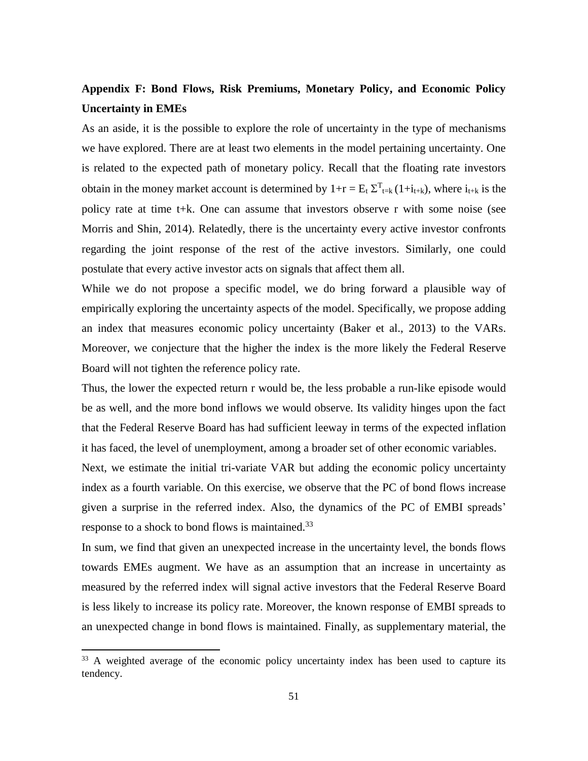## Appendix F: Bond Flows, Risk Premiums, Monetary Policy, and Economic Policy Uncertainty in EMEs

As an aside, it is the possible to explore the role of uncertainty in the type of mechanisms we have explored. There are at least two elements in the model pertaining uncertainty. One is related to the expected path of monetary policy. Recall that the floating rate investors obtain in the money market account is determined by $1+r = E_t \Sigma^{T}_{t=k} (1+i_{t+k})$, where $i_{t+k}$ is the policy rate at time t+k. One can assume that investors observe r with some noise (see Morris and Shin, 2014). Relatedly, there is the uncertainty every active investor confronts regarding the joint response of the rest of the active investors. Similarly, one could postulate that every active investor acts on signals that affect them all.

While we do not propose a specific model, we do bring forward a plausible way of empirically exploring the uncertainty aspects of the model. Specifically, we propose adding an index that measures economic policy uncertainty (Baker et al., 2013) to the VARs. Moreover, we conjecture that the higher the index is the more likely the Federal Reserve Board will not tighten the reference policy rate.

Thus, the lower the expected return r would be, the less probable a run-like episode would be as well, and the more bond inflows we would observe. Its validity hinges upon the fact that the Federal Reserve Board has had sufficient leeway in terms of the expected inflation it has faced, the level of unemployment, among a broader set of other economic variables.

Next, we estimate the initial tri-variate VAR but adding the economic policy uncertainty index as a fourth variable. On this exercise, we observe that the PC of bond flows increase given a surprise in the referred index. Also, the dynamics of the PC of EMBI spreads' response to a shock to bond flows is maintained.[33]

In sum, we find that given an unexpected increase in the uncertainty level, the bonds flows towards EMEs augment. We have as an assumption that an increase in uncertainty as measured by the referred index will signal active investors that the Federal Reserve Board is less likely to increase its policy rate. Moreover, the known response of EMBI spreads to an unexpected change in bond flows is maintained. Finally, as supplementary material, the

[33] A weighted average of the economic policy uncertainty index has been used to capture its tendency.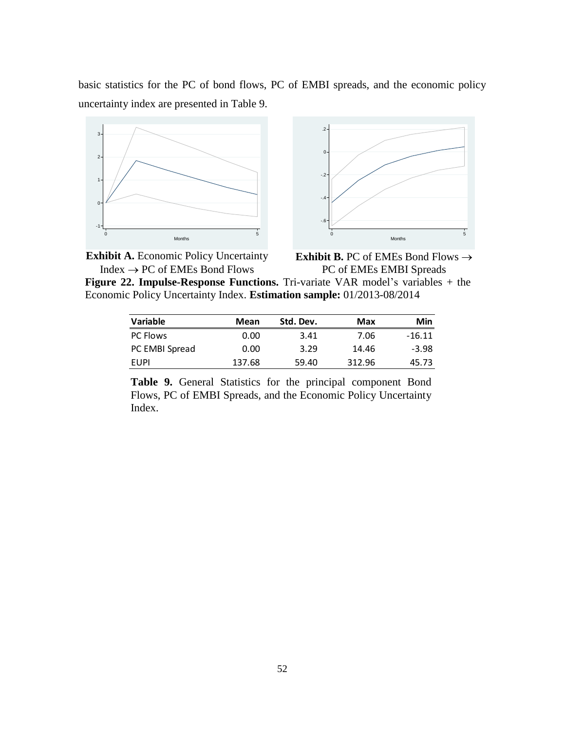basic statistics for the PC of bond flows, PC of EMBI spreads, and the economic policy uncertainty index are presented in Table 9.

3
2
1
0
-1
0
5
Months

**Exhibit A.** Economic Policy Uncertainty Index → PC of EMEs Bond Flows

.2
0
-.2
-.4
-.6
0
5
Months

**Exhibit B.** PC of EMEs Bond Flows → PC of EMEs EMBI Spreads

**Figure 22. Impulse-Response Functions.** Tri-variate VAR model's variables + the Economic Policy Uncertainty Index. **Estimation sample:** 01/2013-08/2014

| Variable | Mean | Std. Dev. | Max | Min |
|---|---|---|---|---|
| PC Flows | 0.00 | 3.41 | 7.06 | -16.11 |
| PC EMBI Spread | 0.00 | 3.29 | 14.46 | -3.98 |
| EUPI | 137.68 | 59.40 | 312.96 | 45.73 |

**Table 9.** General Statistics for the principal component Bond Flows, PC of EMBI Spreads, and the Economic Policy Uncertainty Index.